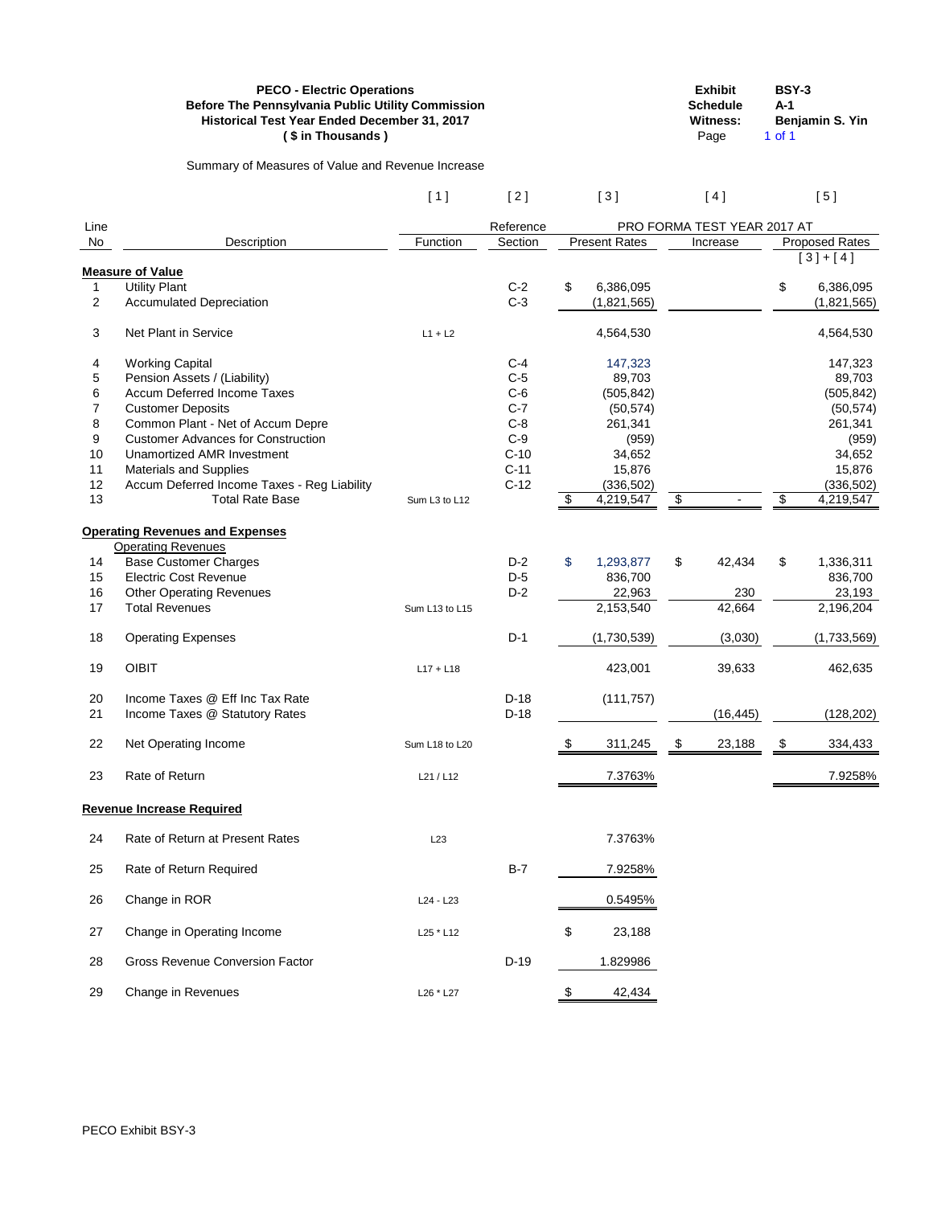**PECO - Electric Operations**
**Before The Pennsylvania Public Utility Commission**
**Historical Test Year Ended December 31, 2017**
**( $ in Thousands )**

| | |
|---|---|
| **Exhibit** | **BSY-3** |
| **Schedule** | **A-1** |
| **Witness:** | **Benjamin S. Yin** |
| Page | 1 of 1 |

Summary of Measures of Value and Revenue Increase

| | | [ 1 ] | [ 2 ] | [ 3 ] | [ 4 ] | [ 5 ] |
|---|---|---|---|---|---|---|
| | | | | PRO FORMA TEST YEAR 2017 AT | | |
| Line No | Description | Function | Reference Section | Present Rates | Increase | Proposed Rates [ 3 ] + [ 4 ] |
| | **Measure of Value** | | | | | |
| 1 | Utility Plant | | C-2 | $ 6,386,095 | | $ 6,386,095 |
| 2 | Accumulated Depreciation | | C-3 | (1,821,565) | | (1,821,565) |
| 3 | Net Plant in Service | L1 + L2 | | 4,564,530 | | 4,564,530 |
| 4 | Working Capital | | C-4 | 147,323 | | 147,323 |
| 5 | Pension Assets / (Liability) | | C-5 | 89,703 | | 89,703 |
| 6 | Accum Deferred Income Taxes | | C-6 | (505,842) | | (505,842) |
| 7 | Customer Deposits | | C-7 | (50,574) | | (50,574) |
| 8 | Common Plant - Net of Accum Depre | | C-8 | 261,341 | | 261,341 |
| 9 | Customer Advances for Construction | | C-9 | (959) | | (959) |
| 10 | Unamortized AMR Investment | | C-10 | 34,652 | | 34,652 |
| 11 | Materials and Supplies | | C-11 | 15,876 | | 15,876 |
| 12 | Accum Deferred Income Taxes - Reg Liability | | C-12 | (336,502) | | (336,502) |
| 13 | Total Rate Base | Sum L3 to L12 | | $ 4,219,547 | $ - | $ 4,219,547 |
| | **Operating Revenues and Expenses** | | | | | |
| | Operating Revenues | | | | | |
| 14 | Base Customer Charges | | D-2 | $ 1,293,877 | $ 42,434 | $ 1,336,311 |
| 15 | Electric Cost Revenue | | D-5 | 836,700 | | 836,700 |
| 16 | Other Operating Revenues | | D-2 | 22,963 | 230 | 23,193 |
| 17 | Total Revenues | Sum L13 to L15 | | 2,153,540 | 42,664 | 2,196,204 |
| 18 | Operating Expenses | | D-1 | (1,730,539) | (3,030) | (1,733,569) |
| 19 | OIBIT | L17 + L18 | | 423,001 | 39,633 | 462,635 |
| 20 | Income Taxes @ Eff Inc Tax Rate | | D-18 | (111,757) | | |
| 21 | Income Taxes @ Statutory Rates | | D-18 | | (16,445) | (128,202) |
| 22 | Net Operating Income | Sum L18 to L20 | | $ 311,245 | $ 23,188 | $ 334,433 |
| 23 | Rate of Return | L21 / L12 | | 7.3763% | | 7.9258% |
| | **Revenue Increase Required** | | | | | |
| 24 | Rate of Return at Present Rates | L23 | | 7.3763% | | |
| 25 | Rate of Return Required | | B-7 | 7.9258% | | |
| 26 | Change in ROR | L24 - L23 | | 0.5495% | | |
| 27 | Change in Operating Income | L25 * L12 | | $ 23,188 | | |
| 28 | Gross Revenue Conversion Factor | | D-19 | 1.829986 | | |
| 29 | Change in Revenues | L26 * L27 | | $ 42,434 | | |

PECO Exhibit BSY-3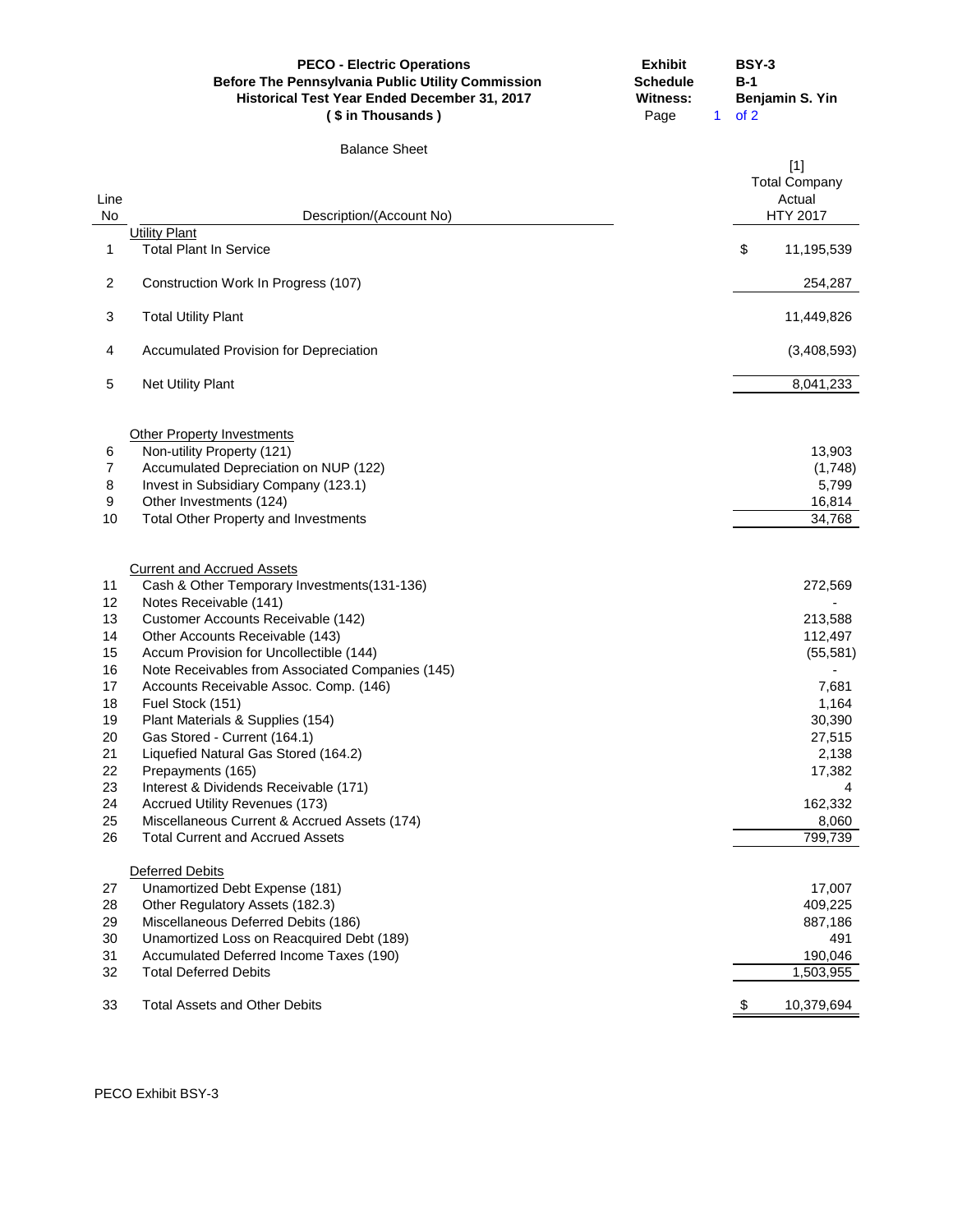**PECO - Electric Operations**
**Before The Pennsylvania Public Utility Commission**
**Historical Test Year Ended December 31, 2017**
**( $ in Thousands )**

**Exhibit** BSY-3
**Schedule** B-1
**Witness:** Benjamin S. Yin

Balance Sheet

| Line No | Description/(Account No) | [1] Total Company Actual HTY 2017 |
|---|---|---|
| | Utility Plant | |
| 1 | Total Plant In Service | $ 11,195,539 |
| 2 | Construction Work In Progress (107) | 254,287 |
| 3 | Total Utility Plant | 11,449,826 |
| 4 | Accumulated Provision for Depreciation | (3,408,593) |
| 5 | Net Utility Plant | 8,041,233 |
| | Other Property Investments | |
| 6 | Non-utility Property (121) | 13,903 |
| 7 | Accumulated Depreciation on NUP (122) | (1,748) |
| 8 | Invest in Subsidiary Company (123.1) | 5,799 |
| 9 | Other Investments (124) | 16,814 |
| 10 | Total Other Property and Investments | 34,768 |
| | Current and Accrued Assets | |
| 11 | Cash & Other Temporary Investments(131-136) | 272,569 |
| 12 | Notes Receivable (141) | - |
| 13 | Customer Accounts Receivable (142) | 213,588 |
| 14 | Other Accounts Receivable (143) | 112,497 |
| 15 | Accum Provision for Uncollectible (144) | (55,581) |
| 16 | Note Receivables from Associated Companies (145) | - |
| 17 | Accounts Receivable Assoc. Comp. (146) | 7,681 |
| 18 | Fuel Stock (151) | 1,164 |
| 19 | Plant Materials & Supplies (154) | 30,390 |
| 20 | Gas Stored - Current (164.1) | 27,515 |
| 21 | Liquefied Natural Gas Stored (164.2) | 2,138 |
| 22 | Prepayments (165) | 17,382 |
| 23 | Interest & Dividends Receivable (171) | 4 |
| 24 | Accrued Utility Revenues (173) | 162,332 |
| 25 | Miscellaneous Current & Accrued Assets (174) | 8,060 |
| 26 | Total Current and Accrued Assets | 799,739 |
| | Deferred Debits | |
| 27 | Unamortized Debt Expense (181) | 17,007 |
| 28 | Other Regulatory Assets (182.3) | 409,225 |
| 29 | Miscellaneous Deferred Debits (186) | 887,186 |
| 30 | Unamortized Loss on Reacquired Debt (189) | 491 |
| 31 | Accumulated Deferred Income Taxes (190) | 190,046 |
| 32 | Total Deferred Debits | 1,503,955 |
| 33 | Total Assets and Other Debits | $ 10,379,694 |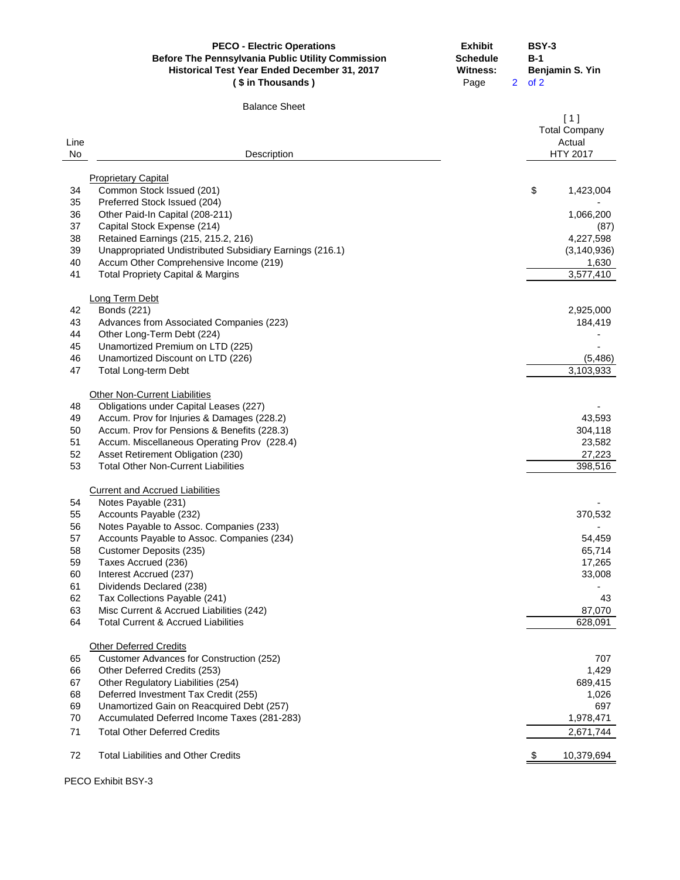**PECO - Electric Operations**
**Before The Pennsylvania Public Utility Commission**
**Historical Test Year Ended December 31, 2017**
**( $ in Thousands )**

**Exhibit** BSY-3
**Schedule** B-1
**Witness:** Benjamin S. Yin

Balance Sheet

| Line No | Description | [ 1 ] Total Company Actual HTY 2017 |
|---|---|---|
| | Proprietary Capital | |
| 34 | Common Stock Issued (201) | $ 1,423,004 |
| 35 | Preferred Stock Issued (204) | - |
| 36 | Other Paid-In Capital (208-211) | 1,066,200 |
| 37 | Capital Stock Expense (214) | (87) |
| 38 | Retained Earnings (215, 215.2, 216) | 4,227,598 |
| 39 | Unappropriated Undistributed Subsidiary Earnings (216.1) | (3,140,936) |
| 40 | Accum Other Comprehensive Income (219) | 1,630 |
| 41 | Total Propriety Capital & Margins | 3,577,410 |
| | Long Term Debt | |
| 42 | Bonds (221) | 2,925,000 |
| 43 | Advances from Associated Companies (223) | 184,419 |
| 44 | Other Long-Term Debt (224) | - |
| 45 | Unamortized Premium on LTD (225) | - |
| 46 | Unamortized Discount on LTD (226) | (5,486) |
| 47 | Total Long-term Debt | 3,103,933 |
| | Other Non-Current Liabilities | |
| 48 | Obligations under Capital Leases (227) | - |
| 49 | Accum. Prov for Injuries & Damages (228.2) | 43,593 |
| 50 | Accum. Prov for Pensions & Benefits (228.3) | 304,118 |
| 51 | Accum. Miscellaneous Operating Prov (228.4) | 23,582 |
| 52 | Asset Retirement Obligation (230) | 27,223 |
| 53 | Total Other Non-Current Liabilities | 398,516 |
| | Current and Accrued Liabilities | |
| 54 | Notes Payable (231) | - |
| 55 | Accounts Payable (232) | 370,532 |
| 56 | Notes Payable to Assoc. Companies (233) | - |
| 57 | Accounts Payable to Assoc. Companies (234) | 54,459 |
| 58 | Customer Deposits (235) | 65,714 |
| 59 | Taxes Accrued (236) | 17,265 |
| 60 | Interest Accrued (237) | 33,008 |
| 61 | Dividends Declared (238) | - |
| 62 | Tax Collections Payable (241) | 43 |
| 63 | Misc Current & Accrued Liabilities (242) | 87,070 |
| 64 | Total Current & Accrued Liabilities | 628,091 |
| | Other Deferred Credits | |
| 65 | Customer Advances for Construction (252) | 707 |
| 66 | Other Deferred Credits (253) | 1,429 |
| 67 | Other Regulatory Liabilities (254) | 689,415 |
| 68 | Deferred Investment Tax Credit (255) | 1,026 |
| 69 | Unamortized Gain on Reacquired Debt (257) | 697 |
| 70 | Accumulated Deferred Income Taxes (281-283) | 1,978,471 |
| 71 | Total Other Deferred Credits | 2,671,744 |
| 72 | Total Liabilities and Other Credits | $ 10,379,694 |

PECO Exhibit BSY-3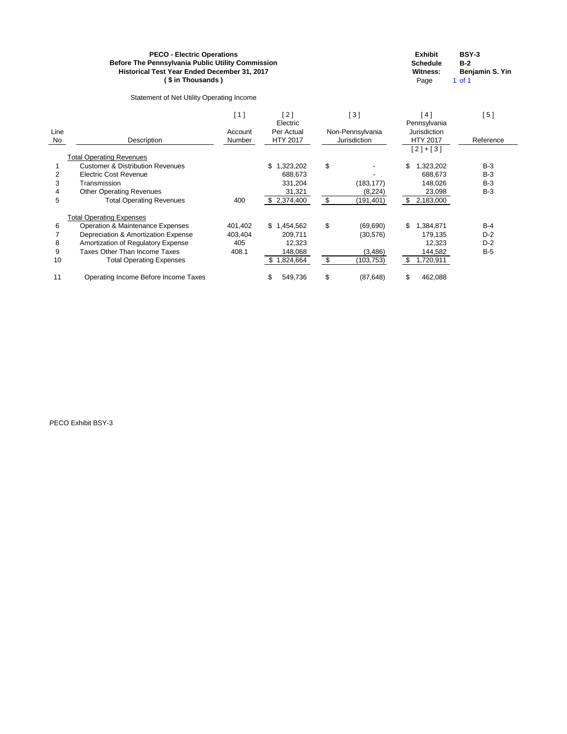**PECO - Electric Operations**
**Before The Pennsylvania Public Utility Commission**
**Historical Test Year Ended December 31, 2017**
**( $ in Thousands )**

| | |
|---|---|
| **Exhibit** | **BSY-3** |
| **Schedule** | **B-2** |
| **Witness:** | **Benjamin S. Yin** |
| Page | 1 of 1 |

Statement of Net Utility Operating Income

| Line No | Description | [ 1 ] Account Number | [ 2 ] Electric Per Actual HTY 2017 | [ 3 ] Non-Pennsylvania Jurisdiction | [ 4 ] Pennsylvania Jurisdiction HTY 2017 [ 2 ] + [ 3 ] | [ 5 ] Reference |
|---|---|---|---|---|---|---|
| | Total Operating Revenues | | | | | |
| 1 | Customer & Distribution Revenues | | $ 1,323,202 | $ - | $ 1,323,202 | B-3 |
| 2 | Electric Cost Revenue | | 688,673 | - | 688,673 | B-3 |
| 3 | Transmission | | 331,204 | (183,177) | 148,026 | B-3 |
| 4 | Other Operating Revenues | | 31,321 | (8,224) | 23,098 | B-3 |
| 5 | Total Operating Revenues | 400 | $ 2,374,400 | $ (191,401) | $ 2,183,000 | |
| | Total Operating Expenses | | | | | |
| 6 | Operation & Maintenance Expenses | 401,402 | $ 1,454,562 | $ (69,690) | $ 1,384,871 | B-4 |
| 7 | Depreciation & Amortization Expense | 403,404 | 209,711 | (30,576) | 179,135 | D-2 |
| 8 | Amortization of Regulatory Expense | 405 | 12,323 | | 12,323 | D-2 |
| 9 | Taxes Other Than Income Taxes | 408.1 | 148,068 | (3,486) | 144,582 | B-5 |
| 10 | Total Operating Expenses | | $ 1,824,664 | $ (103,753) | $ 1,720,911 | |
| 11 | Operating Income Before Income Taxes | | $ 549,736 | $ (87,648) | $ 462,088 | |

PECO Exhibit BSY-3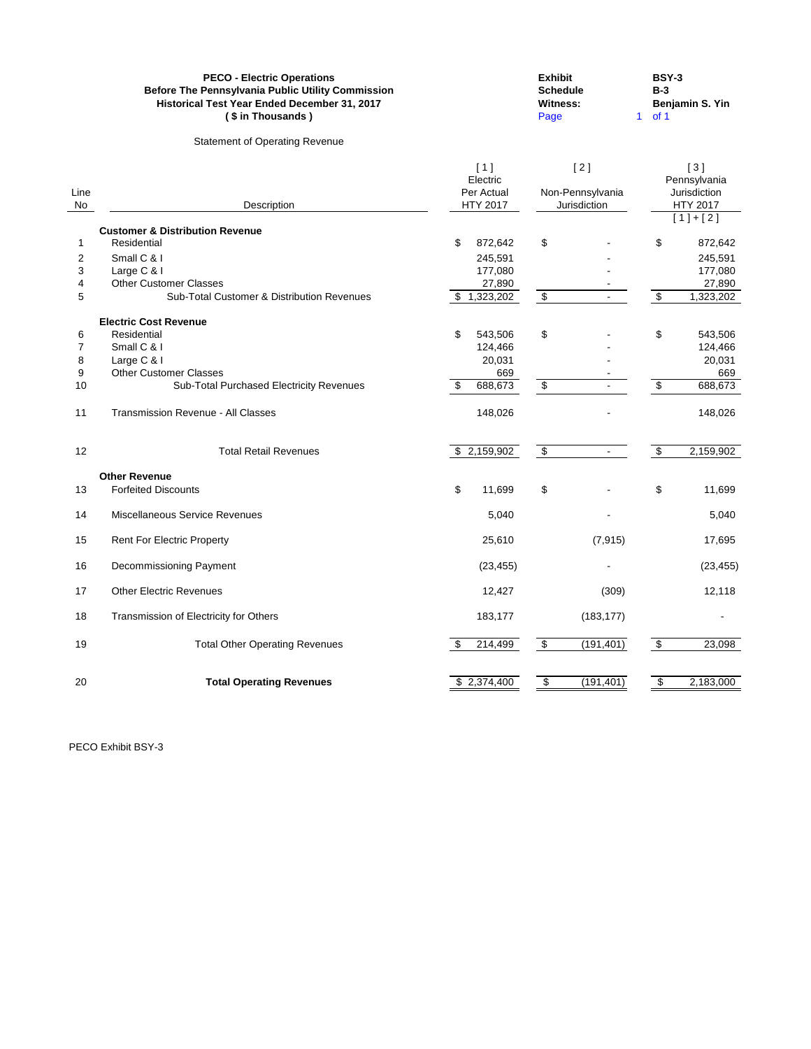**PECO - Electric Operations**
**Before The Pennsylvania Public Utility Commission**
**Historical Test Year Ended December 31, 2017**
**( $ in Thousands )**

**Exhibit** BSY-3
**Schedule** B-3
**Witness:** Benjamin S. Yin
Page 1 of 1

Statement of Operating Revenue

| Line No | Description | [ 1 ] Electric Per Actual HTY 2017 | [ 2 ] Non-Pennsylvania Jurisdiction | [ 3 ] Pennsylvania Jurisdiction HTY 2017 [ 1 ] + [ 2 ] |
|---|---|---|---|---|
| | **Customer & Distribution Revenue** | | | |
| 1 | Residential | $ 872,642 | $ - | $ 872,642 |
| 2 | Small C & I | 245,591 | - | 245,591 |
| 3 | Large C & I | 177,080 | - | 177,080 |
| 4 | Other Customer Classes | 27,890 | - | 27,890 |
| 5 | Sub-Total Customer & Distribution Revenues | $ 1,323,202 | $ - | $ 1,323,202 |
| | **Electric Cost Revenue** | | | |
| 6 | Residential | $ 543,506 | $ - | $ 543,506 |
| 7 | Small C & I | 124,466 | - | 124,466 |
| 8 | Large C & I | 20,031 | - | 20,031 |
| 9 | Other Customer Classes | 669 | - | 669 |
| 10 | Sub-Total Purchased Electricity Revenues | $ 688,673 | $ - | $ 688,673 |
| 11 | Transmission Revenue - All Classes | 148,026 | - | 148,026 |
| 12 | Total Retail Revenues | $ 2,159,902 | $ - | $ 2,159,902 |
| | **Other Revenue** | | | |
| 13 | Forfeited Discounts | $ 11,699 | $ - | $ 11,699 |
| 14 | Miscellaneous Service Revenues | 5,040 | - | 5,040 |
| 15 | Rent For Electric Property | 25,610 | (7,915) | 17,695 |
| 16 | Decommissioning Payment | (23,455) | - | (23,455) |
| 17 | Other Electric Revenues | 12,427 | (309) | 12,118 |
| 18 | Transmission of Electricity for Others | 183,177 | (183,177) | - |
| 19 | Total Other Operating Revenues | $ 214,499 | $ (191,401) | $ 23,098 |
| 20 | **Total Operating Revenues** | $ 2,374,400 | $ (191,401) | $ 2,183,000 |

PECO Exhibit BSY-3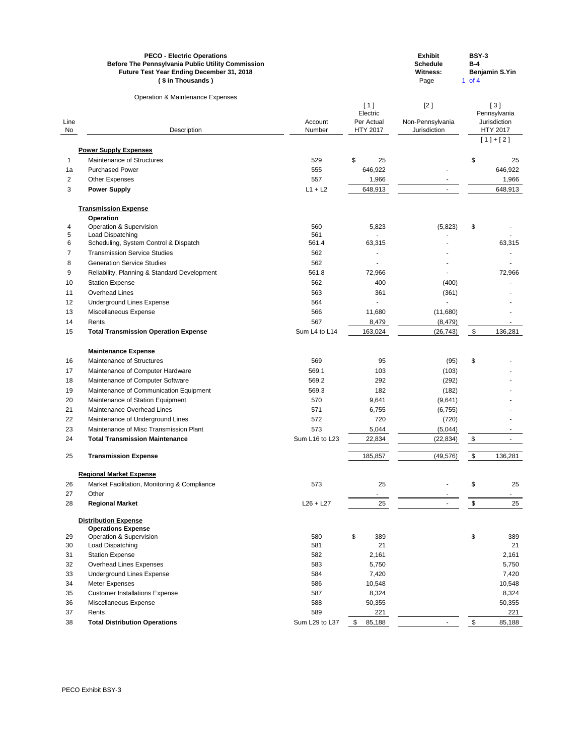**PECO - Electric Operations**
**Before The Pennsylvania Public Utility Commission**
**Future Test Year Ending December 31, 2018**
**( $ in Thousands )**

**Exhibit** BSY-3
**Schedule** B-4
**Witness:** Benjamin S.Yin

Operation & Maintenance Expenses

| Line No | Description | Account Number | [ 1 ] Electric Per Actual HTY 2017 | [2] Non-Pennsylvania Jurisdiction | [ 3 ] Pennsylvania Jurisdiction HTY 2017 [ 1 ] + [ 2 ] |
|---|---|---|---|---|---|
| | **Power Supply Expenses** | | | | |
| 1 | Maintenance of Structures | 529 | $ 25 | | $ 25 |
| 1a | Purchased Power | 555 | 646,922 | - | 646,922 |
| 2 | Other Expenses | 557 | 1,966 | - | 1,966 |
| 3 | **Power Supply** | L1 + L2 | 648,913 | - | 648,913 |
| | **Transmission Expense** | | | | |
| | **Operation** | | | | |
| 4 | Operation & Supervision | 560 | 5,823 | (5,823) | $ - |
| 5 | Load Dispatching | 561 | - | - | - |
| 6 | Scheduling, System Control & Dispatch | 561.4 | 63,315 | - | 63,315 |
| 7 | Transmission Service Studies | 562 | - | - | - |
| 8 | Generation Service Studies | 562 | - | - | - |
| 9 | Reliability, Planning & Standard Development | 561.8 | 72,966 | - | 72,966 |
| 10 | Station Expense | 562 | 400 | (400) | - |
| 11 | Overhead Lines | 563 | 361 | (361) | - |
| 12 | Underground Lines Expense | 564 | - | - | - |
| 13 | Miscellaneous Expense | 566 | 11,680 | (11,680) | - |
| 14 | Rents | 567 | 8,479 | (8,479) | - |
| 15 | **Total Transmission Operation Expense** | Sum L4 to L14 | 163,024 | (26,743) | $ 136,281 |
| | **Maintenance Expense** | | | | |
| 16 | Maintenance of Structures | 569 | 95 | (95) | $ - |
| 17 | Maintenance of Computer Hardware | 569.1 | 103 | (103) | - |
| 18 | Maintenance of Computer Software | 569.2 | 292 | (292) | - |
| 19 | Maintenance of Communication Equipment | 569.3 | 182 | (182) | - |
| 20 | Maintenance of Station Equipment | 570 | 9,641 | (9,641) | - |
| 21 | Maintenance Overhead Lines | 571 | 6,755 | (6,755) | - |
| 22 | Maintenance of Underground Lines | 572 | 720 | (720) | - |
| 23 | Maintenance of Misc Transmission Plant | 573 | 5,044 | (5,044) | - |
| 24 | **Total Transmission Maintenance** | Sum L16 to L23 | 22,834 | (22,834) | $ - |
| 25 | **Transmission Expense** | | 185,857 | (49,576) | $ 136,281 |
| | **Regional Market Expense** | | | | |
| 26 | Market Facilitation, Monitoring & Compliance | 573 | 25 | - | $ 25 |
| 27 | Other | | - | - | - |
| 28 | **Regional Market** | L26 + L27 | 25 | - | $ 25 |
| | **Distribution Expense** | | | | |
| | **Operations Expense** | | | | |
| 29 | Operation & Supervision | 580 | $ 389 | | $ 389 |
| 30 | Load Dispatching | 581 | 21 | | 21 |
| 31 | Station Expense | 582 | 2,161 | | 2,161 |
| 32 | Overhead Lines Expenses | 583 | 5,750 | | 5,750 |
| 33 | Underground Lines Expense | 584 | 7,420 | | 7,420 |
| 34 | Meter Expenses | 586 | 10,548 | | 10,548 |
| 35 | Customer Installations Expense | 587 | 8,324 | | 8,324 |
| 36 | Miscellaneous Expense | 588 | 50,355 | | 50,355 |
| 37 | Rents | 589 | 221 | | 221 |
| 38 | **Total Distribution Operations** | Sum L29 to L37 | $ 85,188 | - | $ 85,188 |

PECO Exhibit BSY-3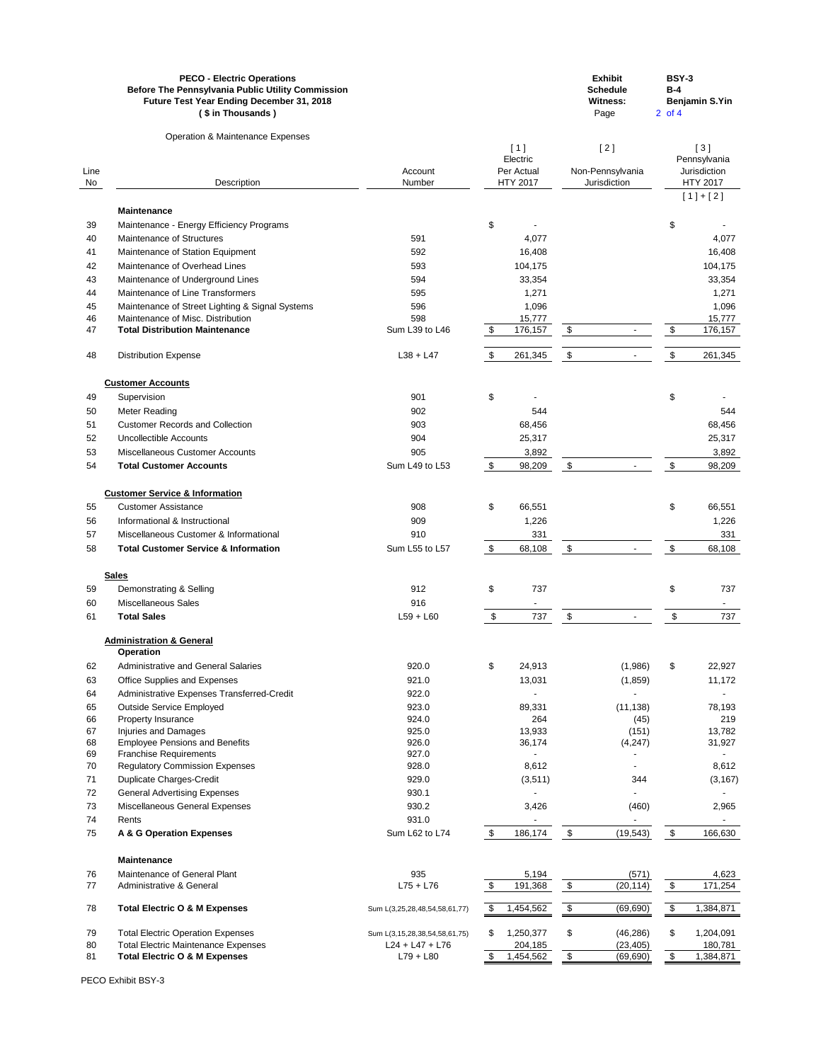**PECO - Electric Operations**
**Before The Pennsylvania Public Utility Commission**
**Future Test Year Ending December 31, 2018**
**( $ in Thousands )**

| | |
|---|---|
| **Exhibit** | **BSY-3** |
| **Schedule** | **B-4** |
| **Witness:** | **Benjamin S.Yin** |
| Page | 2 of 4 |

Operation & Maintenance Expenses

| Line No | Description | Account Number | [ 1 ] Electric Per Actual HTY 2017 | [ 2 ] Non-Pennsylvania Jurisdiction | [ 3 ] Pennsylvania Jurisdiction HTY 2017 [ 1 ] + [ 2 ] |
|---|---|---|---|---|---|
| | **Maintenance** | | | | |
| 39 | Maintenance - Energy Efficiency Programs | | $ - | | $ - |
| 40 | Maintenance of Structures | 591 | 4,077 | | 4,077 |
| 41 | Maintenance of Station Equipment | 592 | 16,408 | | 16,408 |
| 42 | Maintenance of Overhead Lines | 593 | 104,175 | | 104,175 |
| 43 | Maintenance of Underground Lines | 594 | 33,354 | | 33,354 |
| 44 | Maintenance of Line Transformers | 595 | 1,271 | | 1,271 |
| 45 | Maintenance of Street Lighting & Signal Systems | 596 | 1,096 | | 1,096 |
| 46 | Maintenance of Misc. Distribution | 598 | 15,777 | | 15,777 |
| 47 | **Total Distribution Maintenance** | Sum L39 to L46 | $ 176,157 | $ - | $ 176,157 |
| 48 | Distribution Expense | L38 + L47 | $ 261,345 | $ - | $ 261,345 |
| | **Customer Accounts** | | | | |
| 49 | Supervision | 901 | $ - | | $ - |
| 50 | Meter Reading | 902 | 544 | | 544 |
| 51 | Customer Records and Collection | 903 | 68,456 | | 68,456 |
| 52 | Uncollectible Accounts | 904 | 25,317 | | 25,317 |
| 53 | Miscellaneous Customer Accounts | 905 | 3,892 | | 3,892 |
| 54 | **Total Customer Accounts** | Sum L49 to L53 | $ 98,209 | $ - | $ 98,209 |
| | **Customer Service & Information** | | | | |
| 55 | Customer Assistance | 908 | $ 66,551 | | $ 66,551 |
| 56 | Informational & Instructional | 909 | 1,226 | | 1,226 |
| 57 | Miscellaneous Customer & Informational | 910 | 331 | | 331 |
| 58 | **Total Customer Service & Information** | Sum L55 to L57 | $ 68,108 | $ - | $ 68,108 |
| | **Sales** | | | | |
| 59 | Demonstrating & Selling | 912 | $ 737 | | $ 737 |
| 60 | Miscellaneous Sales | 916 | - | | - |
| 61 | **Total Sales** | L59 + L60 | $ 737 | $ - | $ 737 |
| | **Administration & General** | | | | |
| | **Operation** | | | | |
| 62 | Administrative and General Salaries | 920.0 | $ 24,913 | (1,986) | $ 22,927 |
| 63 | Office Supplies and Expenses | 921.0 | 13,031 | (1,859) | 11,172 |
| 64 | Administrative Expenses Transferred-Credit | 922.0 | - | - | - |
| 65 | Outside Service Employed | 923.0 | 89,331 | (11,138) | 78,193 |
| 66 | Property Insurance | 924.0 | 264 | (45) | 219 |
| 67 | Injuries and Damages | 925.0 | 13,933 | (151) | 13,782 |
| 68 | Employee Pensions and Benefits | 926.0 | 36,174 | (4,247) | 31,927 |
| 69 | Franchise Requirements | 927.0 | - | - | - |
| 70 | Regulatory Commission Expenses | 928.0 | 8,612 | - | 8,612 |
| 71 | Duplicate Charges-Credit | 929.0 | (3,511) | 344 | (3,167) |
| 72 | General Advertising Expenses | 930.1 | - | - | - |
| 73 | Miscellaneous General Expenses | 930.2 | 3,426 | (460) | 2,965 |
| 74 | Rents | 931.0 | - | - | - |
| 75 | **A & G Operation Expenses** | Sum L62 to L74 | $ 186,174 | $ (19,543) | $ 166,630 |
| | **Maintenance** | | | | |
| 76 | Maintenance of General Plant | 935 | 5,194 | (571) | 4,623 |
| 77 | Administrative & General | L75 + L76 | $ 191,368 | $ (20,114) | $ 171,254 |
| 78 | **Total Electric O & M Expenses** | Sum L(3,25,28,48,54,58,61,77) | $ 1,454,562 | $ (69,690) | $ 1,384,871 |
| 79 | Total Electric Operation Expenses | Sum L(3,15,28,38,54,58,61,75) | $ 1,250,377 | $ (46,286) | $ 1,204,091 |
| 80 | Total Electric Maintenance Expenses | L24 + L47 + L76 | 204,185 | (23,405) | 180,781 |
| 81 | **Total Electric O & M Expenses** | L79 + L80 | $ 1,454,562 | $ (69,690) | $ 1,384,871 |

PECO Exhibit BSY-3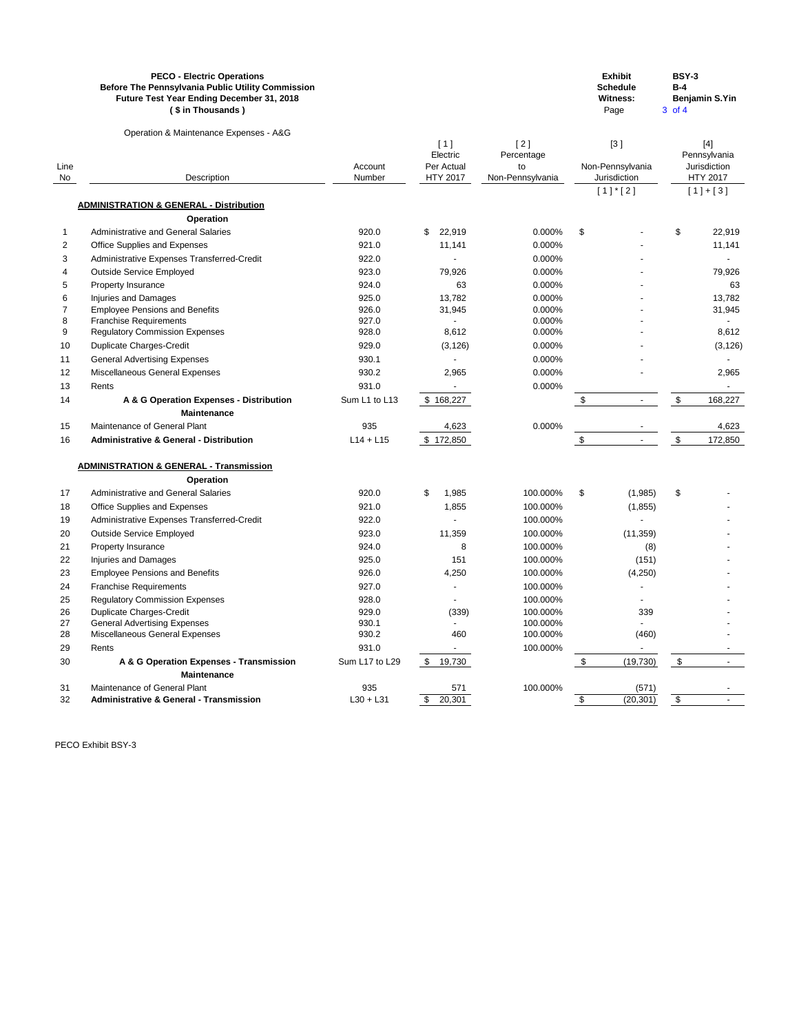**PECO - Electric Operations**
**Before The Pennsylvania Public Utility Commission**
**Future Test Year Ending December 31, 2018**
**( $ in Thousands )**

**Exhibit** BSY-3
**Schedule** B-4
**Witness:** Benjamin S.Yin

Operation & Maintenance Expenses - A&G

| Line No | Description | Account Number | [ 1 ] Electric Per Actual HTY 2017 | [ 2 ] Percentage to Non-Pennsylvania | [3] Non-Pennsylvania Jurisdiction [ 1 ] * [ 2 ] | [4] Pennsylvania Jurisdiction HTY 2017 [ 1 ] + [ 3 ] |
|---|---|---|---|---|---|---|
| | **ADMINISTRATION & GENERAL - Distribution** | | | | | |
| | **Operation** | | | | | |
| 1 | Administrative and General Salaries | 920.0 | $ 22,919 | 0.000% | $ - | $ 22,919 |
| 2 | Office Supplies and Expenses | 921.0 | 11,141 | 0.000% | - | 11,141 |
| 3 | Administrative Expenses Transferred-Credit | 922.0 | - | 0.000% | - | - |
| 4 | Outside Service Employed | 923.0 | 79,926 | 0.000% | - | 79,926 |
| 5 | Property Insurance | 924.0 | 63 | 0.000% | - | 63 |
| 6 | Injuries and Damages | 925.0 | 13,782 | 0.000% | - | 13,782 |
| 7 | Employee Pensions and Benefits | 926.0 | 31,945 | 0.000% | - | 31,945 |
| 8 | Franchise Requirements | 927.0 | - | 0.000% | - | - |
| 9 | Regulatory Commission Expenses | 928.0 | 8,612 | 0.000% | - | 8,612 |
| 10 | Duplicate Charges-Credit | 929.0 | (3,126) | 0.000% | - | (3,126) |
| 11 | General Advertising Expenses | 930.1 | - | 0.000% | - | - |
| 12 | Miscellaneous General Expenses | 930.2 | 2,965 | 0.000% | - | 2,965 |
| 13 | Rents | 931.0 | - | 0.000% | | - |
| 14 | **A & G Operation Expenses - Distribution** | Sum L1 to L13 | $ 168,227 | | $ - | $ 168,227 |
| | **Maintenance** | | | | | |
| 15 | Maintenance of General Plant | 935 | 4,623 | 0.000% | - | 4,623 |
| 16 | **Administrative & General - Distribution** | L14 + L15 | $ 172,850 | | $ - | $ 172,850 |
| | **ADMINISTRATION & GENERAL - Transmission** | | | | | |
| | **Operation** | | | | | |
| 17 | Administrative and General Salaries | 920.0 | $ 1,985 | 100.000% | $ (1,985) | $ - |
| 18 | Office Supplies and Expenses | 921.0 | 1,855 | 100.000% | (1,855) | - |
| 19 | Administrative Expenses Transferred-Credit | 922.0 | - | 100.000% | - | - |
| 20 | Outside Service Employed | 923.0 | 11,359 | 100.000% | (11,359) | - |
| 21 | Property Insurance | 924.0 | 8 | 100.000% | (8) | - |
| 22 | Injuries and Damages | 925.0 | 151 | 100.000% | (151) | - |
| 23 | Employee Pensions and Benefits | 926.0 | 4,250 | 100.000% | (4,250) | - |
| 24 | Franchise Requirements | 927.0 | - | 100.000% | - | - |
| 25 | Regulatory Commission Expenses | 928.0 | - | 100.000% | - | - |
| 26 | Duplicate Charges-Credit | 929.0 | (339) | 100.000% | 339 | - |
| 27 | General Advertising Expenses | 930.1 | - | 100.000% | - | - |
| 28 | Miscellaneous General Expenses | 930.2 | 460 | 100.000% | (460) | - |
| 29 | Rents | 931.0 | - | 100.000% | - | - |
| 30 | **A & G Operation Expenses - Transmission** | Sum L17 to L29 | $ 19,730 | | $ (19,730) | $ - |
| | **Maintenance** | | | | | |
| 31 | Maintenance of General Plant | 935 | 571 | 100.000% | (571) | - |
| 32 | **Administrative & General - Transmission** | L30 + L31 | $ 20,301 | | $ (20,301) | $ - |

PECO Exhibit BSY-3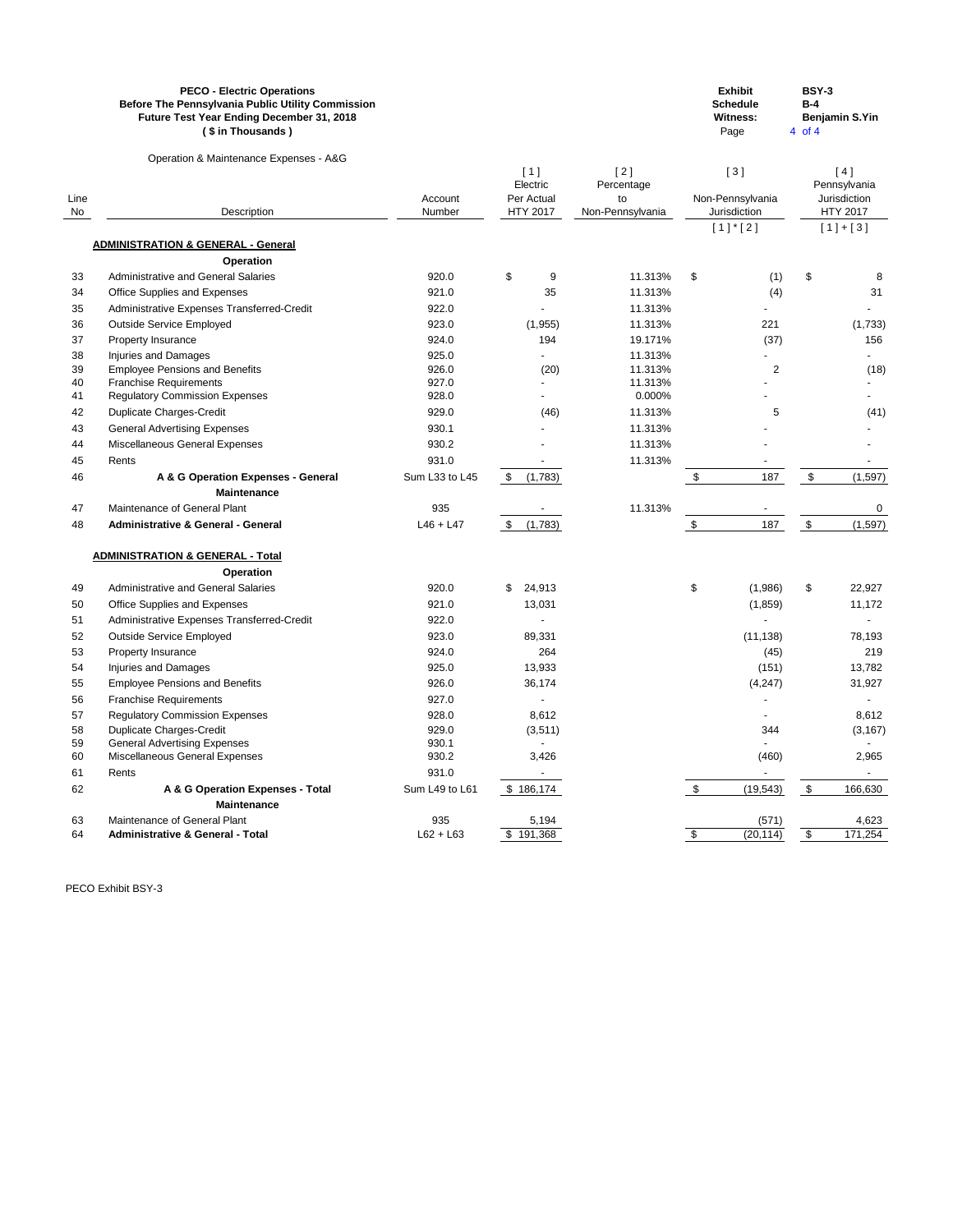**PECO - Electric Operations**
**Before The Pennsylvania Public Utility Commission**
**Future Test Year Ending December 31, 2018**
**( $ in Thousands )**

| | |
|---|---|
| **Exhibit** | **BSY-3** |
| **Schedule** | **B-4** |
| **Witness:** | **Benjamin S.Yin** |

Operation & Maintenance Expenses - A&G

| Line No | Description | Account Number | [ 1 ] Electric Per Actual HTY 2017 | [ 2 ] Percentage to Non-Pennsylvania | [ 3 ] Non-Pennsylvania Jurisdiction [ 1 ] * [ 2 ] | [ 4 ] Pennsylvania Jurisdiction HTY 2017 [ 1 ] + [ 3 ] |
|---|---|---|---|---|---|---|
| | **ADMINISTRATION & GENERAL - General** | | | | | |
| | **Operation** | | | | | |
| 33 | Administrative and General Salaries | 920.0 | $ 9 | 11.313% | $ (1) | $ 8 |
| 34 | Office Supplies and Expenses | 921.0 | 35 | 11.313% | (4) | 31 |
| 35 | Administrative Expenses Transferred-Credit | 922.0 | - | 11.313% | - | - |
| 36 | Outside Service Employed | 923.0 | (1,955) | 11.313% | 221 | (1,733) |
| 37 | Property Insurance | 924.0 | 194 | 19.171% | (37) | 156 |
| 38 | Injuries and Damages | 925.0 | - | 11.313% | - | - |
| 39 | Employee Pensions and Benefits | 926.0 | (20) | 11.313% | 2 | (18) |
| 40 | Franchise Requirements | 927.0 | - | 11.313% | - | - |
| 41 | Regulatory Commission Expenses | 928.0 | - | 0.000% | - | - |
| 42 | Duplicate Charges-Credit | 929.0 | (46) | 11.313% | 5 | (41) |
| 43 | General Advertising Expenses | 930.1 | - | 11.313% | - | - |
| 44 | Miscellaneous General Expenses | 930.2 | - | 11.313% | - | - |
| 45 | Rents | 931.0 | - | 11.313% | - | - |
| 46 | **A & G Operation Expenses - General** | Sum L33 to L45 | $ (1,783) | | $ 187 | $ (1,597) |
| | **Maintenance** | | | | | |
| 47 | Maintenance of General Plant | 935 | - | 11.313% | - | 0 |
| 48 | **Administrative & General - General** | L46 + L47 | $ (1,783) | | $ 187 | $ (1,597) |
| | **ADMINISTRATION & GENERAL - Total** | | | | | |
| | **Operation** | | | | | |
| 49 | Administrative and General Salaries | 920.0 | $ 24,913 | | $ (1,986) | $ 22,927 |
| 50 | Office Supplies and Expenses | 921.0 | 13,031 | | (1,859) | 11,172 |
| 51 | Administrative Expenses Transferred-Credit | 922.0 | - | | - | - |
| 52 | Outside Service Employed | 923.0 | 89,331 | | (11,138) | 78,193 |
| 53 | Property Insurance | 924.0 | 264 | | (45) | 219 |
| 54 | Injuries and Damages | 925.0 | 13,933 | | (151) | 13,782 |
| 55 | Employee Pensions and Benefits | 926.0 | 36,174 | | (4,247) | 31,927 |
| 56 | Franchise Requirements | 927.0 | - | | - | - |
| 57 | Regulatory Commission Expenses | 928.0 | 8,612 | | - | 8,612 |
| 58 | Duplicate Charges-Credit | 929.0 | (3,511) | | 344 | (3,167) |
| 59 | General Advertising Expenses | 930.1 | - | | - | - |
| 60 | Miscellaneous General Expenses | 930.2 | 3,426 | | (460) | 2,965 |
| 61 | Rents | 931.0 | - | | - | - |
| 62 | **A & G Operation Expenses - Total** | Sum L49 to L61 | $ 186,174 | | $ (19,543) | $ 166,630 |
| | **Maintenance** | | | | | |
| 63 | Maintenance of General Plant | 935 | 5,194 | | (571) | 4,623 |
| 64 | **Administrative & General - Total** | L62 + L63 | $ 191,368 | | $ (20,114) | $ 171,254 |

PECO Exhibit BSY-3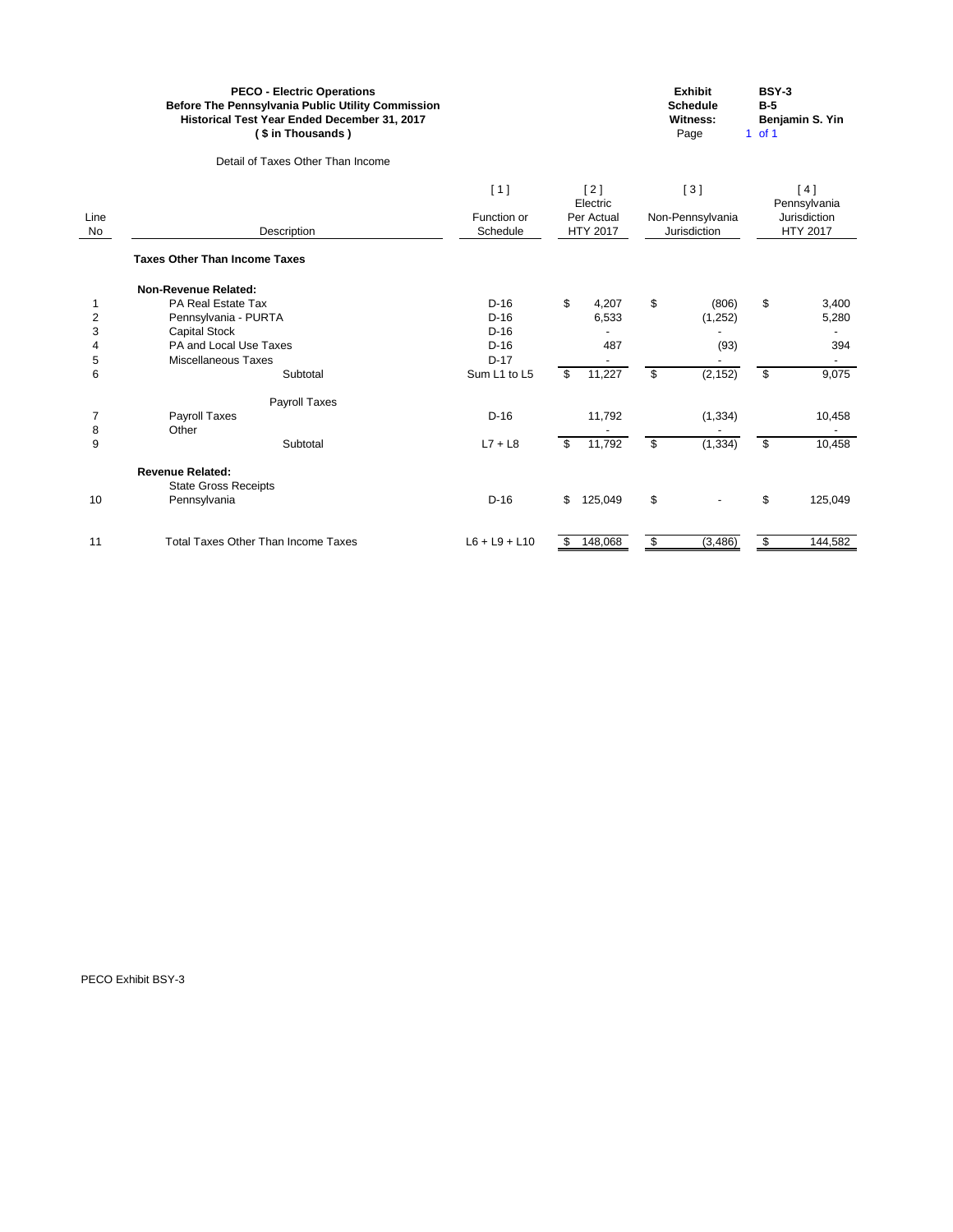**PECO - Electric Operations**
**Before The Pennsylvania Public Utility Commission**
**Historical Test Year Ended December 31, 2017**
**( $ in Thousands )**

| | |
|---|---|
| **Exhibit** | **BSY-3** |
| **Schedule** | **B-5** |
| **Witness:** | **Benjamin S. Yin** |
| Page | 1 of 1 |

Detail of Taxes Other Than Income

| Line No | Description | [ 1 ] Function or Schedule | [ 2 ] Electric Per Actual HTY 2017 | [ 3 ] Non-Pennsylvania Jurisdiction | [ 4 ] Pennsylvania Jurisdiction HTY 2017 |
|---|---|---|---|---|---|
| | **Taxes Other Than Income Taxes** | | | | |
| | **Non-Revenue Related:** | | | | |
| 1 | PA Real Estate Tax | D-16 | $ 4,207 | $ (806) | $ 3,400 |
| 2 | Pennsylvania - PURTA | D-16 | 6,533 | (1,252) | 5,280 |
| 3 | Capital Stock | D-16 | - | - | - |
| 4 | PA and Local Use Taxes | D-16 | 487 | (93) | 394 |
| 5 | Miscellaneous Taxes | D-17 | - | - | - |
| 6 | Subtotal | Sum L1 to L5 | $ 11,227 | $ (2,152) | $ 9,075 |
| | Payroll Taxes | | | | |
| 7 | Payroll Taxes | D-16 | 11,792 | (1,334) | 10,458 |
| 8 | Other | | - | - | - |
| 9 | Subtotal | L7 + L8 | $ 11,792 | $ (1,334) | $ 10,458 |
| | **Revenue Related:** | | | | |
| | State Gross Receipts | | | | |
| 10 | Pennsylvania | D-16 | $ 125,049 | $ - | $ 125,049 |
| 11 | Total Taxes Other Than Income Taxes | L6 + L9 + L10 | $ 148,068 | $ (3,486) | $ 144,582 |

PECO Exhibit BSY-3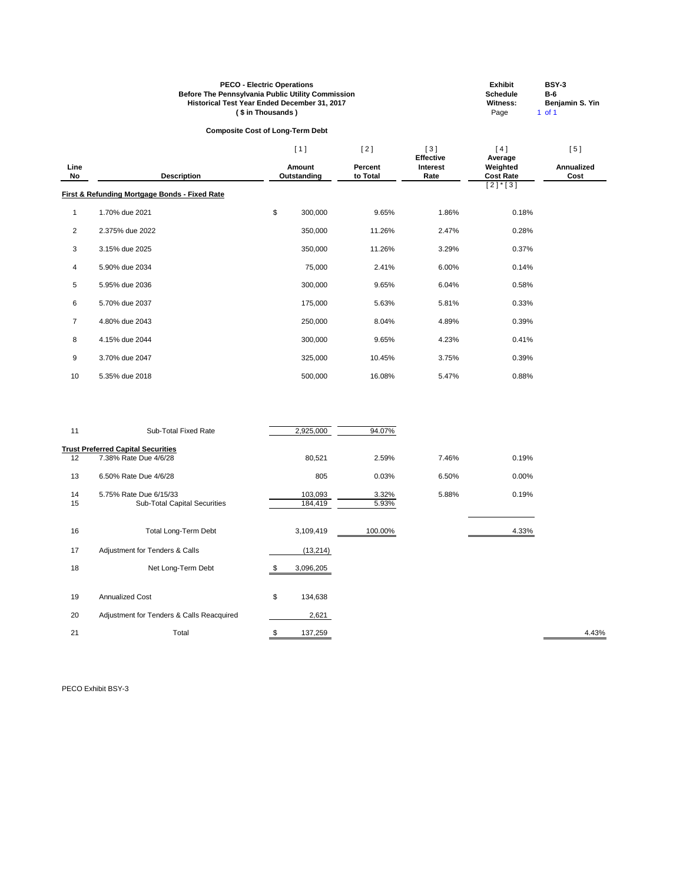**PECO - Electric Operations**
**Before The Pennsylvania Public Utility Commission**
**Historical Test Year Ended December 31, 2017**
**( $ in Thousands )**

**Exhibit** BSY-3
**Schedule** B-6
**Witness:** Benjamin S. Yin

## Composite Cost of Long-Term Debt

| Line No | Description | [ 1 ] Amount Outstanding | [ 2 ] Percent to Total | [ 3 ] Effective Interest Rate | [ 4 ] Average Weighted Cost Rate [ 2 ] * [ 3 ] | [ 5 ] Annualized Cost |
|---|---|---|---|---|---|---|
| | **First & Refunding Mortgage Bonds - Fixed Rate** | | | | | |
| 1 | 1.70% due 2021 | $ 300,000 | 9.65% | 1.86% | 0.18% | |
| 2 | 2.375% due 2022 | 350,000 | 11.26% | 2.47% | 0.28% | |
| 3 | 3.15% due 2025 | 350,000 | 11.26% | 3.29% | 0.37% | |
| 4 | 5.90% due 2034 | 75,000 | 2.41% | 6.00% | 0.14% | |
| 5 | 5.95% due 2036 | 300,000 | 9.65% | 6.04% | 0.58% | |
| 6 | 5.70% due 2037 | 175,000 | 5.63% | 5.81% | 0.33% | |
| 7 | 4.80% due 2043 | 250,000 | 8.04% | 4.89% | 0.39% | |
| 8 | 4.15% due 2044 | 300,000 | 9.65% | 4.23% | 0.41% | |
| 9 | 3.70% due 2047 | 325,000 | 10.45% | 3.75% | 0.39% | |
| 10 | 5.35% due 2018 | 500,000 | 16.08% | 5.47% | 0.88% | |
| 11 | Sub-Total Fixed Rate | 2,925,000 | 94.07% | | | |
| | **Trust Preferred Capital Securities** | | | | | |
| 12 | 7.38% Rate Due 4/6/28 | 80,521 | 2.59% | 7.46% | 0.19% | |
| 13 | 6.50% Rate Due 4/6/28 | 805 | 0.03% | 6.50% | 0.00% | |
| 14 | 5.75% Rate Due 6/15/33 | 103,093 | 3.32% | 5.88% | 0.19% | |
| 15 | Sub-Total Capital Securities | 184,419 | 5.93% | | | |
| 16 | Total Long-Term Debt | 3,109,419 | 100.00% | | 4.33% | |
| 17 | Adjustment for Tenders & Calls | (13,214) | | | | |
| 18 | Net Long-Term Debt | $ 3,096,205 | | | | |
| 19 | Annualized Cost | $ 134,638 | | | | |
| 20 | Adjustment for Tenders & Calls Reacquired | 2,621 | | | | |
| 21 | Total | $ 137,259 | | | | 4.43% |

PECO Exhibit BSY-3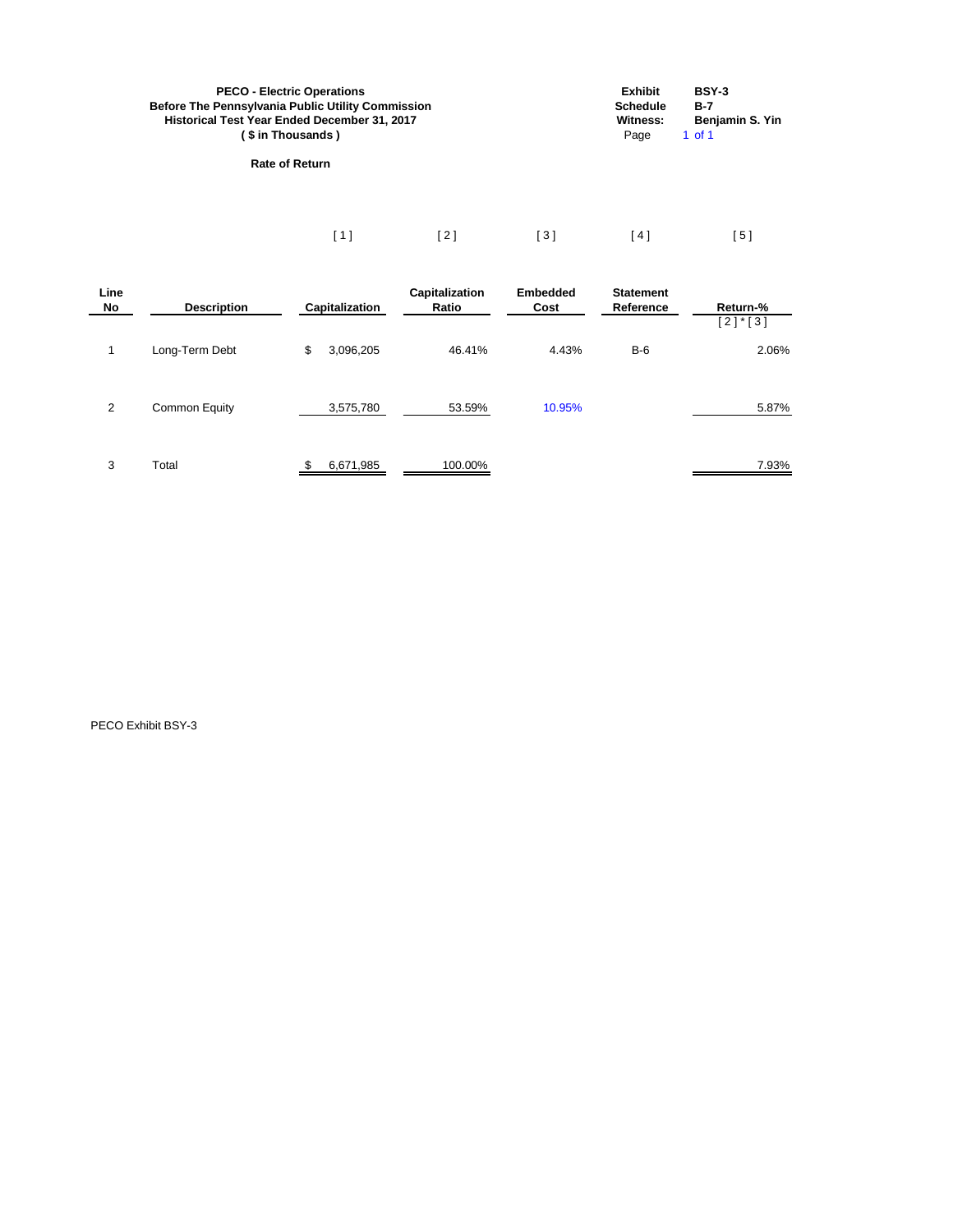**PECO - Electric Operations**
**Before The Pennsylvania Public Utility Commission**
**Historical Test Year Ended December 31, 2017**
**( $ in Thousands )**

**Exhibit** BSY-3
**Schedule** B-7
**Witness:** Benjamin S. Yin
Page 1 of 1

**Rate of Return**

| | | [ 1 ] | [ 2 ] | [ 3 ] | [ 4 ] | [ 5 ] |
|---|---|---|---|---|---|---|
| **Line No** | **Description** | **Capitalization** | **Capitalization Ratio** | **Embedded Cost** | **Statement Reference** | **Return-%** [ 2 ] * [ 3 ] |
| 1 | Long-Term Debt | $ 3,096,205 | 46.41% | 4.43% | B-6 | 2.06% |
| 2 | Common Equity | 3,575,780 | 53.59% | 10.95% | | 5.87% |
| 3 | Total | $ 6,671,985 | 100.00% | | | 7.93% |

PECO Exhibit BSY-3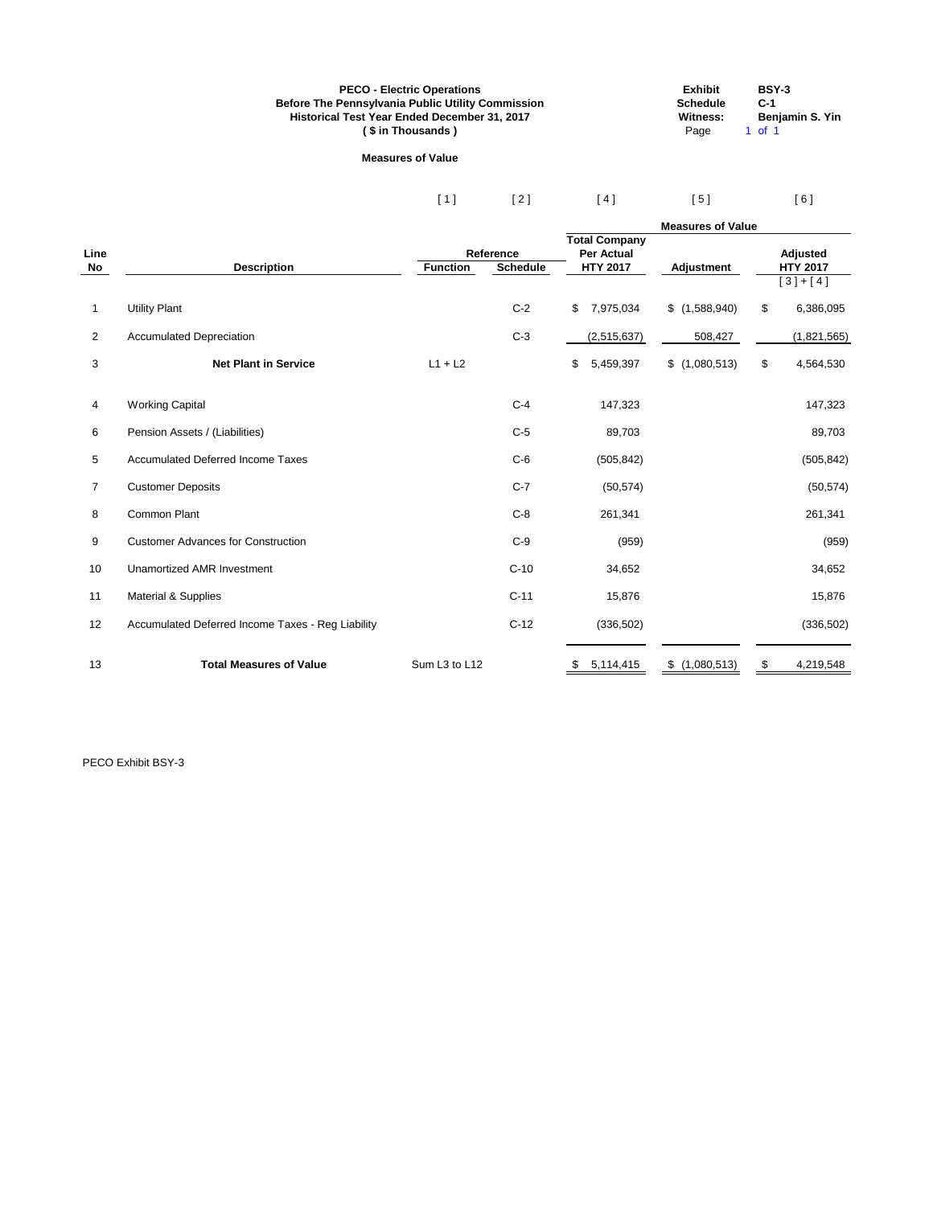**PECO - Electric Operations**
**Before The Pennsylvania Public Utility Commission**
**Historical Test Year Ended December 31, 2017**
**( $ in Thousands )**

| | |
|---|---|
| **Exhibit** | **BSY-3** |
| **Schedule** | **C-1** |
| **Witness:** | **Benjamin S. Yin** |
| Page | 1 of 1 |

## Measures of Value

| | | [ 1 ] | [ 2 ] | [ 4 ] | [ 5 ] | [ 6 ] |
|---|---|---|---|---|---|---|
| | | | | **Measures of Value** | | |
| | | **Reference** | | **Total Company Per Actual** | | **Adjusted** |
| **Line No** | **Description** | **Function** | **Schedule** | **HTY 2017** | **Adjustment** | **HTY 2017** |
| | | | | | | [ 3 ] + [ 4 ] |
| 1 | Utility Plant | | C-2 | $ 7,975,034 | $ (1,588,940) | $ 6,386,095 |
| 2 | Accumulated Depreciation | | C-3 | (2,515,637) | 508,427 | (1,821,565) |
| 3 | **Net Plant in Service** | L1 + L2 | | $ 5,459,397 | $ (1,080,513) | $ 4,564,530 |
| 4 | Working Capital | | C-4 | 147,323 | | 147,323 |
| 6 | Pension Assets / (Liabilities) | | C-5 | 89,703 | | 89,703 |
| 5 | Accumulated Deferred Income Taxes | | C-6 | (505,842) | | (505,842) |
| 7 | Customer Deposits | | C-7 | (50,574) | | (50,574) |
| 8 | Common Plant | | C-8 | 261,341 | | 261,341 |
| 9 | Customer Advances for Construction | | C-9 | (959) | | (959) |
| 10 | Unamortized AMR Investment | | C-10 | 34,652 | | 34,652 |
| 11 | Material & Supplies | | C-11 | 15,876 | | 15,876 |
| 12 | Accumulated Deferred Income Taxes - Reg Liability | | C-12 | (336,502) | | (336,502) |
| 13 | **Total Measures of Value** | Sum L3 to L12 | | $ 5,114,415 | $ (1,080,513) | $ 4,219,548 |

PECO Exhibit BSY-3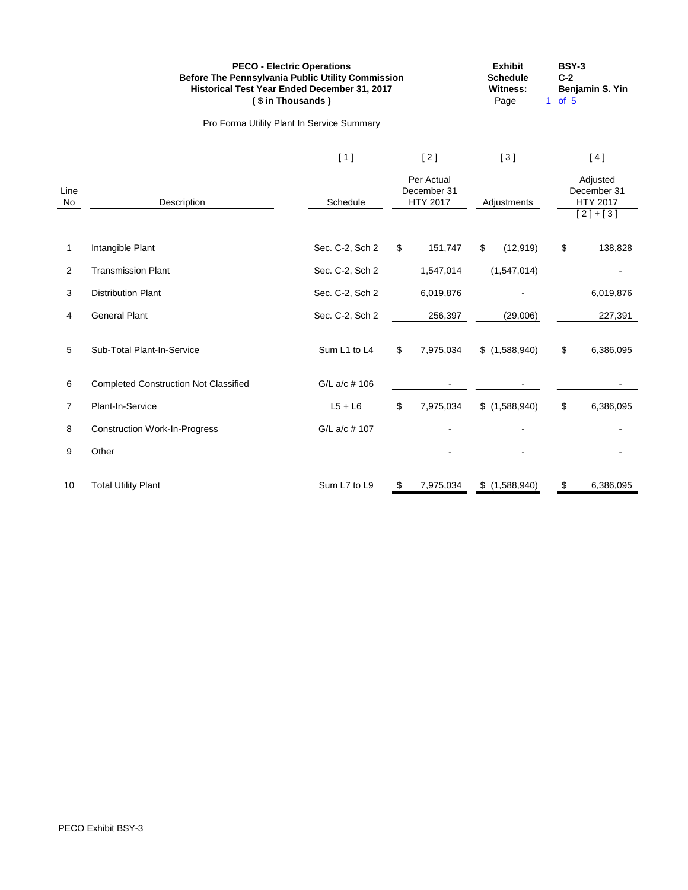**PECO - Electric Operations**
**Before The Pennsylvania Public Utility Commission**
**Historical Test Year Ended December 31, 2017**
**( $ in Thousands )**

| | |
|---|---|
| **Exhibit** | **BSY-3** |
| **Schedule** | **C-2** |
| **Witness:** | **Benjamin S. Yin** |

Pro Forma Utility Plant In Service Summary

| Line No | Description | [ 1 ] Schedule | [ 2 ] Per Actual December 31 HTY 2017 | [ 3 ] Adjustments | [ 4 ] Adjusted December 31 HTY 2017 [ 2 ] + [ 3 ] |
|---|---|---|---|---|---|
| 1 | Intangible Plant | Sec. C-2, Sch 2 | $ 151,747 | $ (12,919) | $ 138,828 |
| 2 | Transmission Plant | Sec. C-2, Sch 2 | 1,547,014 | (1,547,014) | - |
| 3 | Distribution Plant | Sec. C-2, Sch 2 | 6,019,876 | - | 6,019,876 |
| 4 | General Plant | Sec. C-2, Sch 2 | 256,397 | (29,006) | 227,391 |
| 5 | Sub-Total Plant-In-Service | Sum L1 to L4 | $ 7,975,034 | $ (1,588,940) | $ 6,386,095 |
| 6 | Completed Construction Not Classified | G/L a/c # 106 | - | - | - |
| 7 | Plant-In-Service | L5 + L6 | $ 7,975,034 | $ (1,588,940) | $ 6,386,095 |
| 8 | Construction Work-In-Progress | G/L a/c # 107 | - | - | - |
| 9 | Other | | - | - | - |
| 10 | Total Utility Plant | Sum L7 to L9 | $ 7,975,034 | $ (1,588,940) | $ 6,386,095 |

PECO Exhibit BSY-3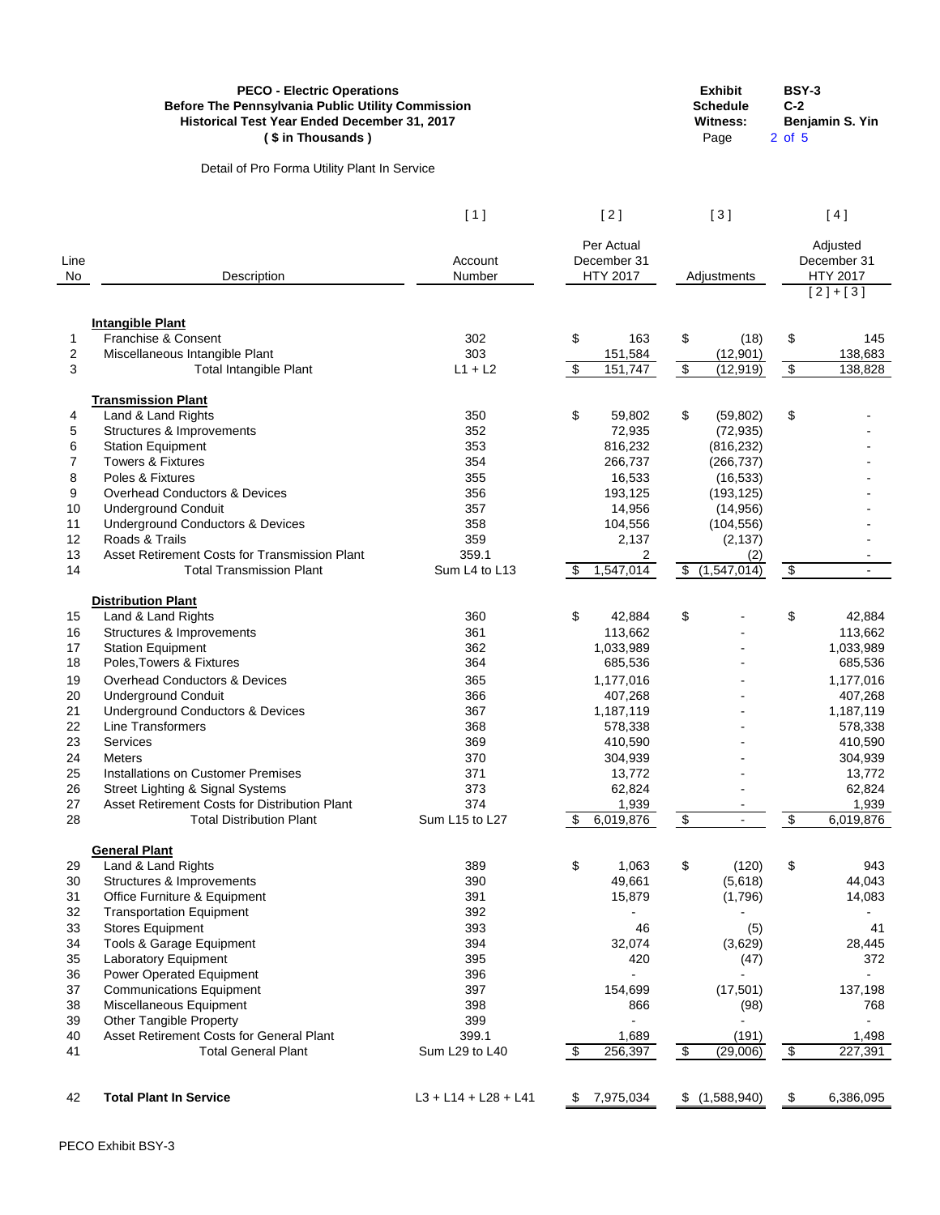**PECO - Electric Operations**
**Before The Pennsylvania Public Utility Commission**
**Historical Test Year Ended December 31, 2017**
**( $ in Thousands )**

**Exhibit** BSY-3
**Schedule** C-2
**Witness:** Benjamin S. Yin

Detail of Pro Forma Utility Plant In Service

| Line No | Description | [1] Account Number | [2] Per Actual December 31 HTY 2017 | [3] Adjustments | [4] Adjusted December 31 HTY 2017 [2]+[3] |
|---|---|---|---|---|---|
| | **Intangible Plant** | | | | |
| 1 | Franchise & Consent | 302 | $ 163 | $ (18) | $ 145 |
| 2 | Miscellaneous Intangible Plant | 303 | 151,584 | (12,901) | 138,683 |
| 3 | Total Intangible Plant | L1 + L2 | $ 151,747 | $ (12,919) | $ 138,828 |
| | **Transmission Plant** | | | | |
| 4 | Land & Land Rights | 350 | $ 59,802 | $ (59,802) | $ - |
| 5 | Structures & Improvements | 352 | 72,935 | (72,935) | - |
| 6 | Station Equipment | 353 | 816,232 | (816,232) | - |
| 7 | Towers & Fixtures | 354 | 266,737 | (266,737) | - |
| 8 | Poles & Fixtures | 355 | 16,533 | (16,533) | - |
| 9 | Overhead Conductors & Devices | 356 | 193,125 | (193,125) | - |
| 10 | Underground Conduit | 357 | 14,956 | (14,956) | - |
| 11 | Underground Conductors & Devices | 358 | 104,556 | (104,556) | - |
| 12 | Roads & Trails | 359 | 2,137 | (2,137) | - |
| 13 | Asset Retirement Costs for Transmission Plant | 359.1 | 2 | (2) | - |
| 14 | Total Transmission Plant | Sum L4 to L13 | $ 1,547,014 | $ (1,547,014) | $ - |
| | **Distribution Plant** | | | | |
| 15 | Land & Land Rights | 360 | $ 42,884 | $ - | $ 42,884 |
| 16 | Structures & Improvements | 361 | 113,662 | - | 113,662 |
| 17 | Station Equipment | 362 | 1,033,989 | - | 1,033,989 |
| 18 | Poles,Towers & Fixtures | 364 | 685,536 | - | 685,536 |
| 19 | Overhead Conductors & Devices | 365 | 1,177,016 | - | 1,177,016 |
| 20 | Underground Conduit | 366 | 407,268 | - | 407,268 |
| 21 | Underground Conductors & Devices | 367 | 1,187,119 | - | 1,187,119 |
| 22 | Line Transformers | 368 | 578,338 | - | 578,338 |
| 23 | Services | 369 | 410,590 | - | 410,590 |
| 24 | Meters | 370 | 304,939 | - | 304,939 |
| 25 | Installations on Customer Premises | 371 | 13,772 | - | 13,772 |
| 26 | Street Lighting & Signal Systems | 373 | 62,824 | - | 62,824 |
| 27 | Asset Retirement Costs for Distribution Plant | 374 | 1,939 | - | 1,939 |
| 28 | Total Distribution Plant | Sum L15 to L27 | $ 6,019,876 | $ - | $ 6,019,876 |
| | **General Plant** | | | | |
| 29 | Land & Land Rights | 389 | $ 1,063 | $ (120) | $ 943 |
| 30 | Structures & Improvements | 390 | 49,661 | (5,618) | 44,043 |
| 31 | Office Furniture & Equipment | 391 | 15,879 | (1,796) | 14,083 |
| 32 | Transportation Equipment | 392 | - | - | - |
| 33 | Stores Equipment | 393 | 46 | (5) | 41 |
| 34 | Tools & Garage Equipment | 394 | 32,074 | (3,629) | 28,445 |
| 35 | Laboratory Equipment | 395 | 420 | (47) | 372 |
| 36 | Power Operated Equipment | 396 | - | - | - |
| 37 | Communications Equipment | 397 | 154,699 | (17,501) | 137,198 |
| 38 | Miscellaneous Equipment | 398 | 866 | (98) | 768 |
| 39 | Other Tangible Property | 399 | - | - | - |
| 40 | Asset Retirement Costs for General Plant | 399.1 | 1,689 | (191) | 1,498 |
| 41 | Total General Plant | Sum L29 to L40 | $ 256,397 | $ (29,006) | $ 227,391 |
| 42 | **Total Plant In Service** | L3 + L14 + L28 + L41 | $ 7,975,034 | $ (1,588,940) | $ 6,386,095 |

PECO Exhibit BSY-3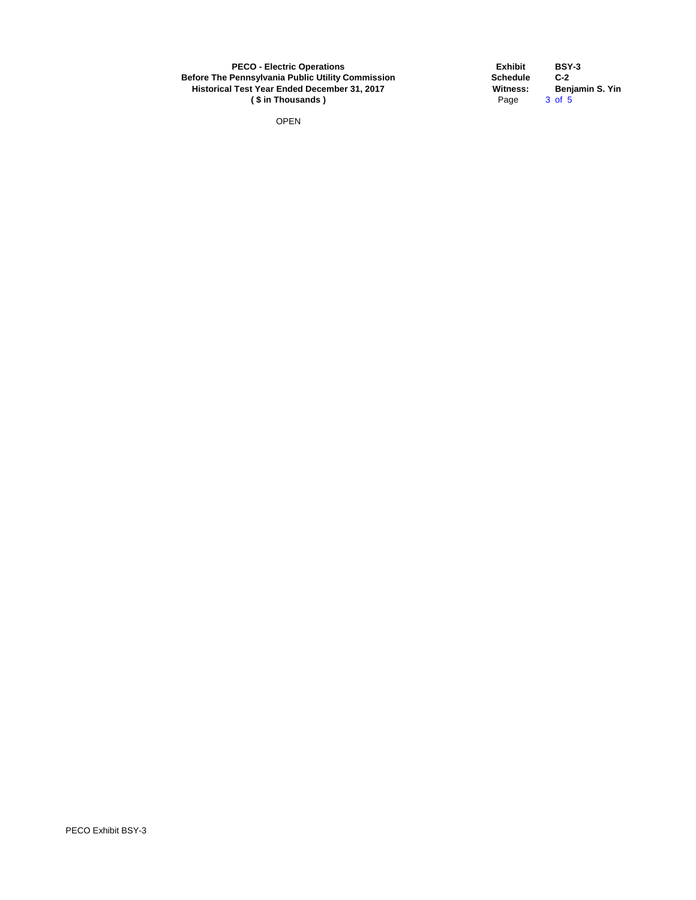**PECO - Electric Operations**
**Before The Pennsylvania Public Utility Commission**
**Historical Test Year Ended December 31, 2017**
**( $ in Thousands )**

| | |
|---|---|
| **Exhibit** | **BSY-3** |
| **Schedule** | **C-2** |
| **Witness:** | **Benjamin S. Yin** |

OPEN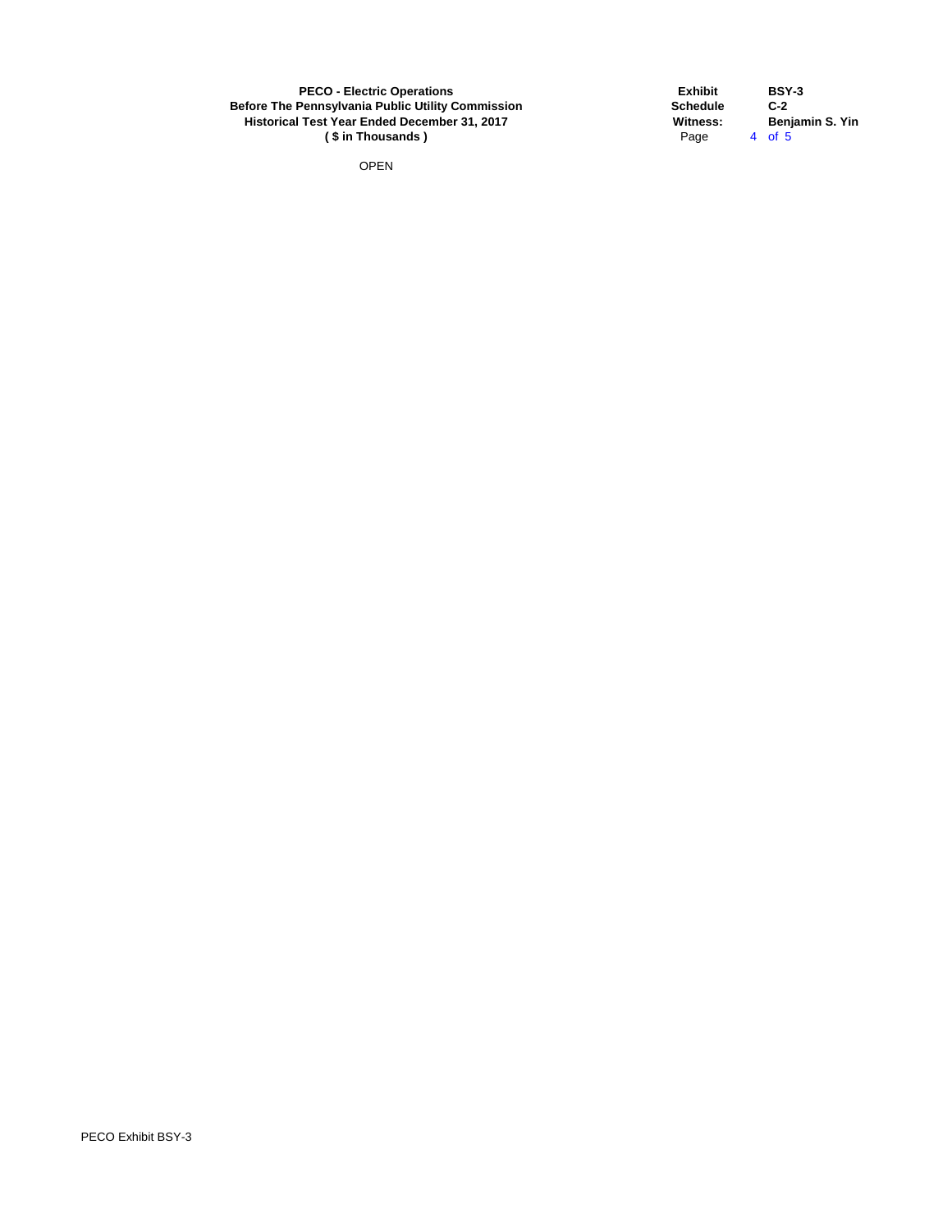**PECO - Electric Operations**
**Before The Pennsylvania Public Utility Commission**
**Historical Test Year Ended December 31, 2017**
**( $ in Thousands )**

| | |
|---|---|
| **Exhibit** | **BSY-3** |
| **Schedule** | **C-2** |
| **Witness:** | **Benjamin S. Yin** |
| Page | 4 of 5 |

OPEN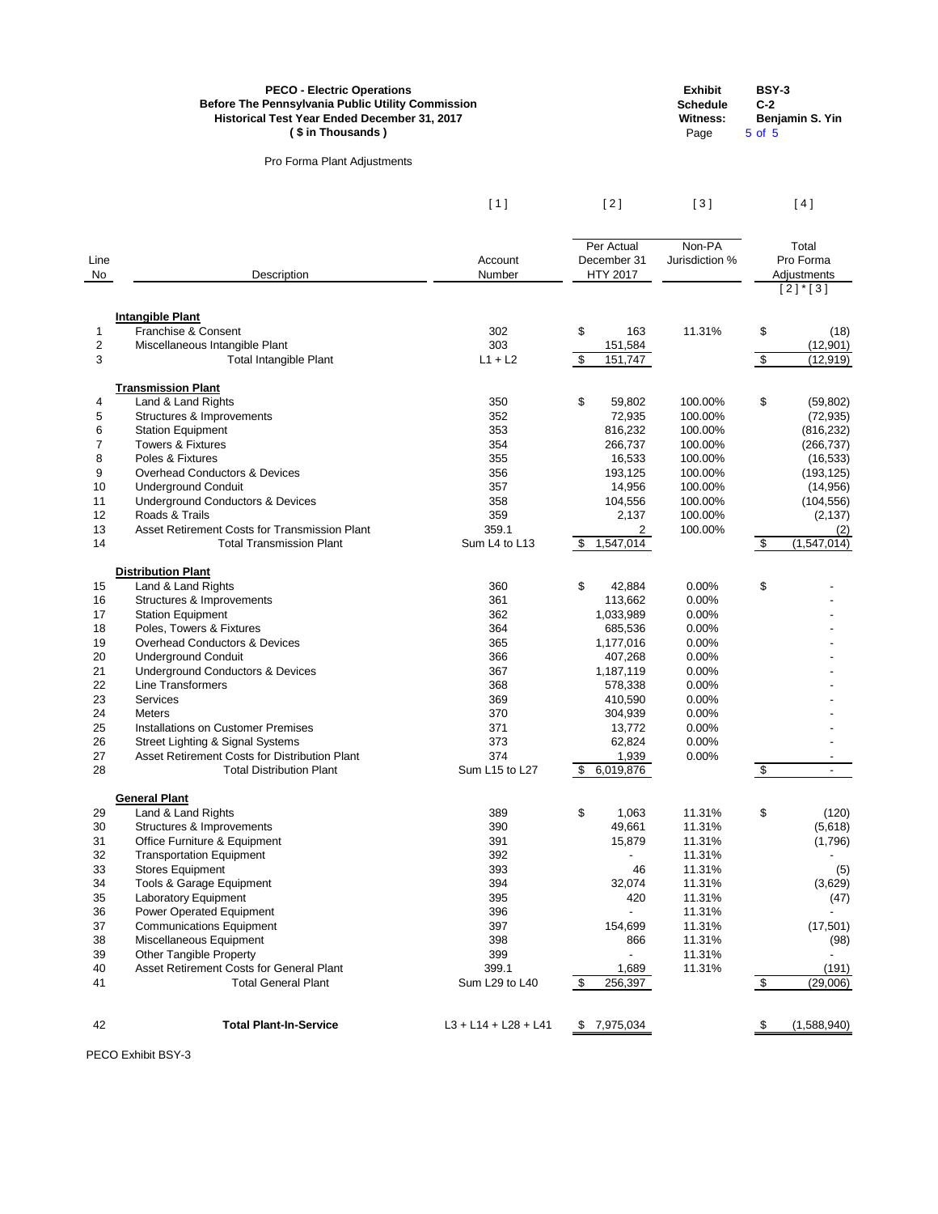**PECO - Electric Operations**
**Before The Pennsylvania Public Utility Commission**
**Historical Test Year Ended December 31, 2017**
**( $ in Thousands )**

| | |
|---|---|
| **Exhibit** | **BSY-3** |
| **Schedule** | **C-2** |
| **Witness:** | **Benjamin S. Yin** |

Pro Forma Plant Adjustments

| Line No | Description | [ 1 ] Account Number | [ 2 ] Per Actual December 31 HTY 2017 | [ 3 ] Non-PA Jurisdiction % | [ 4 ] Total Pro Forma Adjustments [ 2 ] * [ 3 ] |
|---|---|---|---|---|---|
| | **Intangible Plant** | | | | |
| 1 | Franchise & Consent | 302 | $ 163 | 11.31% | $ (18) |
| 2 | Miscellaneous Intangible Plant | 303 | 151,584 | | (12,901) |
| 3 | Total Intangible Plant | L1 + L2 | $ 151,747 | | $ (12,919) |
| | **Transmission Plant** | | | | |
| 4 | Land & Land Rights | 350 | $ 59,802 | 100.00% | $ (59,802) |
| 5 | Structures & Improvements | 352 | 72,935 | 100.00% | (72,935) |
| 6 | Station Equipment | 353 | 816,232 | 100.00% | (816,232) |
| 7 | Towers & Fixtures | 354 | 266,737 | 100.00% | (266,737) |
| 8 | Poles & Fixtures | 355 | 16,533 | 100.00% | (16,533) |
| 9 | Overhead Conductors & Devices | 356 | 193,125 | 100.00% | (193,125) |
| 10 | Underground Conduit | 357 | 14,956 | 100.00% | (14,956) |
| 11 | Underground Conductors & Devices | 358 | 104,556 | 100.00% | (104,556) |
| 12 | Roads & Trails | 359 | 2,137 | 100.00% | (2,137) |
| 13 | Asset Retirement Costs for Transmission Plant | 359.1 | 2 | 100.00% | (2) |
| 14 | Total Transmission Plant | Sum L4 to L13 | $ 1,547,014 | | $ (1,547,014) |
| | **Distribution Plant** | | | | |
| 15 | Land & Land Rights | 360 | $ 42,884 | 0.00% | $ - |
| 16 | Structures & Improvements | 361 | 113,662 | 0.00% | - |
| 17 | Station Equipment | 362 | 1,033,989 | 0.00% | - |
| 18 | Poles, Towers & Fixtures | 364 | 685,536 | 0.00% | - |
| 19 | Overhead Conductors & Devices | 365 | 1,177,016 | 0.00% | - |
| 20 | Underground Conduit | 366 | 407,268 | 0.00% | - |
| 21 | Underground Conductors & Devices | 367 | 1,187,119 | 0.00% | - |
| 22 | Line Transformers | 368 | 578,338 | 0.00% | - |
| 23 | Services | 369 | 410,590 | 0.00% | - |
| 24 | Meters | 370 | 304,939 | 0.00% | - |
| 25 | Installations on Customer Premises | 371 | 13,772 | 0.00% | - |
| 26 | Street Lighting & Signal Systems | 373 | 62,824 | 0.00% | - |
| 27 | Asset Retirement Costs for Distribution Plant | 374 | 1,939 | 0.00% | - |
| 28 | Total Distribution Plant | Sum L15 to L27 | $ 6,019,876 | | $ - |
| | **General Plant** | | | | |
| 29 | Land & Land Rights | 389 | $ 1,063 | 11.31% | $ (120) |
| 30 | Structures & Improvements | 390 | 49,661 | 11.31% | (5,618) |
| 31 | Office Furniture & Equipment | 391 | 15,879 | 11.31% | (1,796) |
| 32 | Transportation Equipment | 392 | - | 11.31% | - |
| 33 | Stores Equipment | 393 | 46 | 11.31% | (5) |
| 34 | Tools & Garage Equipment | 394 | 32,074 | 11.31% | (3,629) |
| 35 | Laboratory Equipment | 395 | 420 | 11.31% | (47) |
| 36 | Power Operated Equipment | 396 | - | 11.31% | - |
| 37 | Communications Equipment | 397 | 154,699 | 11.31% | (17,501) |
| 38 | Miscellaneous Equipment | 398 | 866 | 11.31% | (98) |
| 39 | Other Tangible Property | 399 | - | 11.31% | - |
| 40 | Asset Retirement Costs for General Plant | 399.1 | 1,689 | 11.31% | (191) |
| 41 | Total General Plant | Sum L29 to L40 | $ 256,397 | | $ (29,006) |
| 42 | **Total Plant-In-Service** | L3 + L14 + L28 + L41 | $ 7,975,034 | | $ (1,588,940) |

PECO Exhibit BSY-3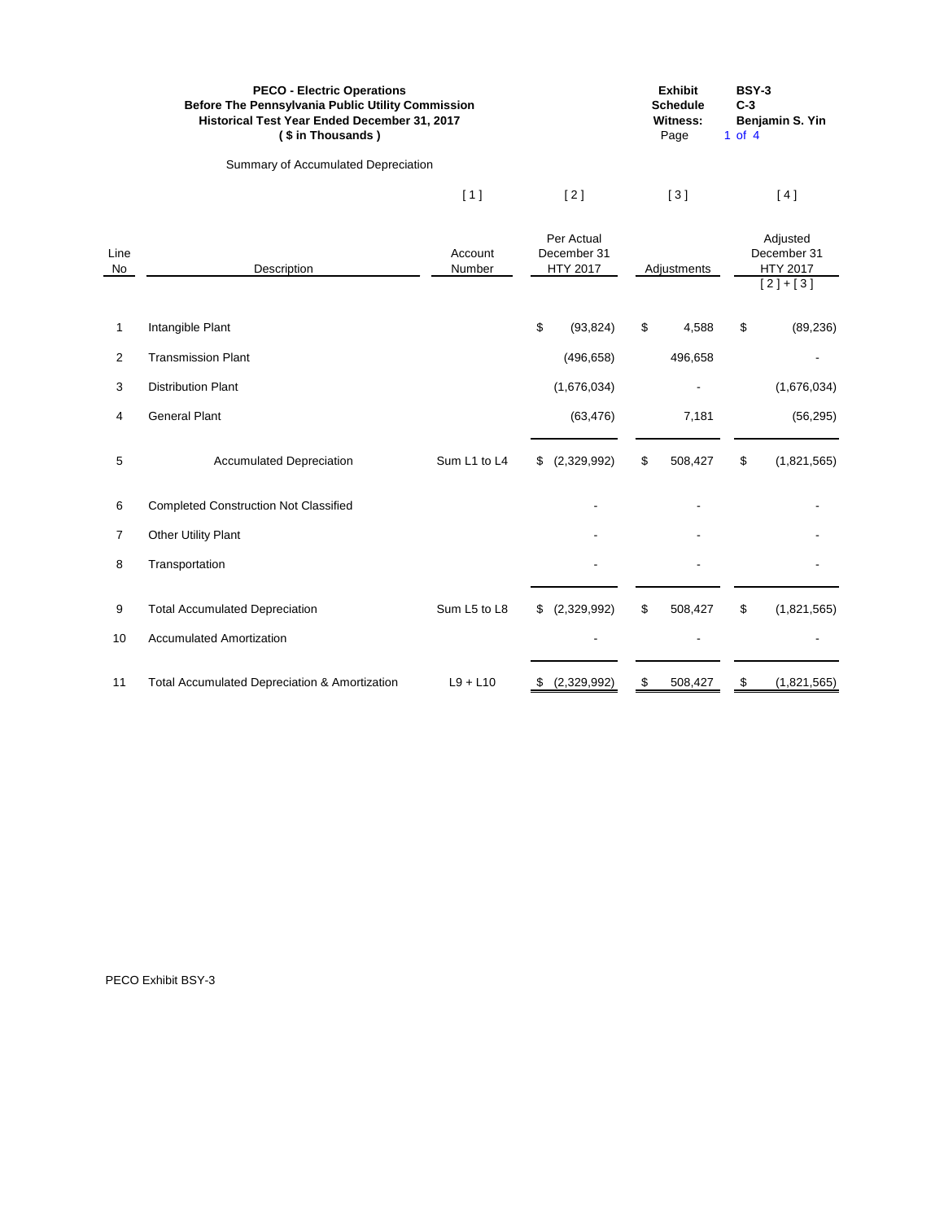**PECO - Electric Operations**
**Before The Pennsylvania Public Utility Commission**
**Historical Test Year Ended December 31, 2017**
**( $ in Thousands )**

**Exhibit** BSY-3
**Schedule** C-3
**Witness:** Benjamin S. Yin

Summary of Accumulated Depreciation

| | | [ 1 ] | [ 2 ] | [ 3 ] | [ 4 ] |
|---|---|---|---|---|---|
| Line No | Description | Account Number | Per Actual December 31 HTY 2017 | Adjustments | Adjusted December 31 HTY 2017 [ 2 ] + [ 3 ] |
| 1 | Intangible Plant | | $ (93,824) | $ 4,588 | $ (89,236) |
| 2 | Transmission Plant | | (496,658) | 496,658 | - |
| 3 | Distribution Plant | | (1,676,034) | - | (1,676,034) |
| 4 | General Plant | | (63,476) | 7,181 | (56,295) |
| 5 | Accumulated Depreciation | Sum L1 to L4 | $ (2,329,992) | $ 508,427 | $ (1,821,565) |
| 6 | Completed Construction Not Classified | | - | - | - |
| 7 | Other Utility Plant | | - | - | - |
| 8 | Transportation | | - | - | - |
| 9 | Total Accumulated Depreciation | Sum L5 to L8 | $ (2,329,992) | $ 508,427 | $ (1,821,565) |
| 10 | Accumulated Amortization | | - | - | - |
| 11 | Total Accumulated Depreciation & Amortization | L9 + L10 | $ (2,329,992) | $ 508,427 | $ (1,821,565) |

PECO Exhibit BSY-3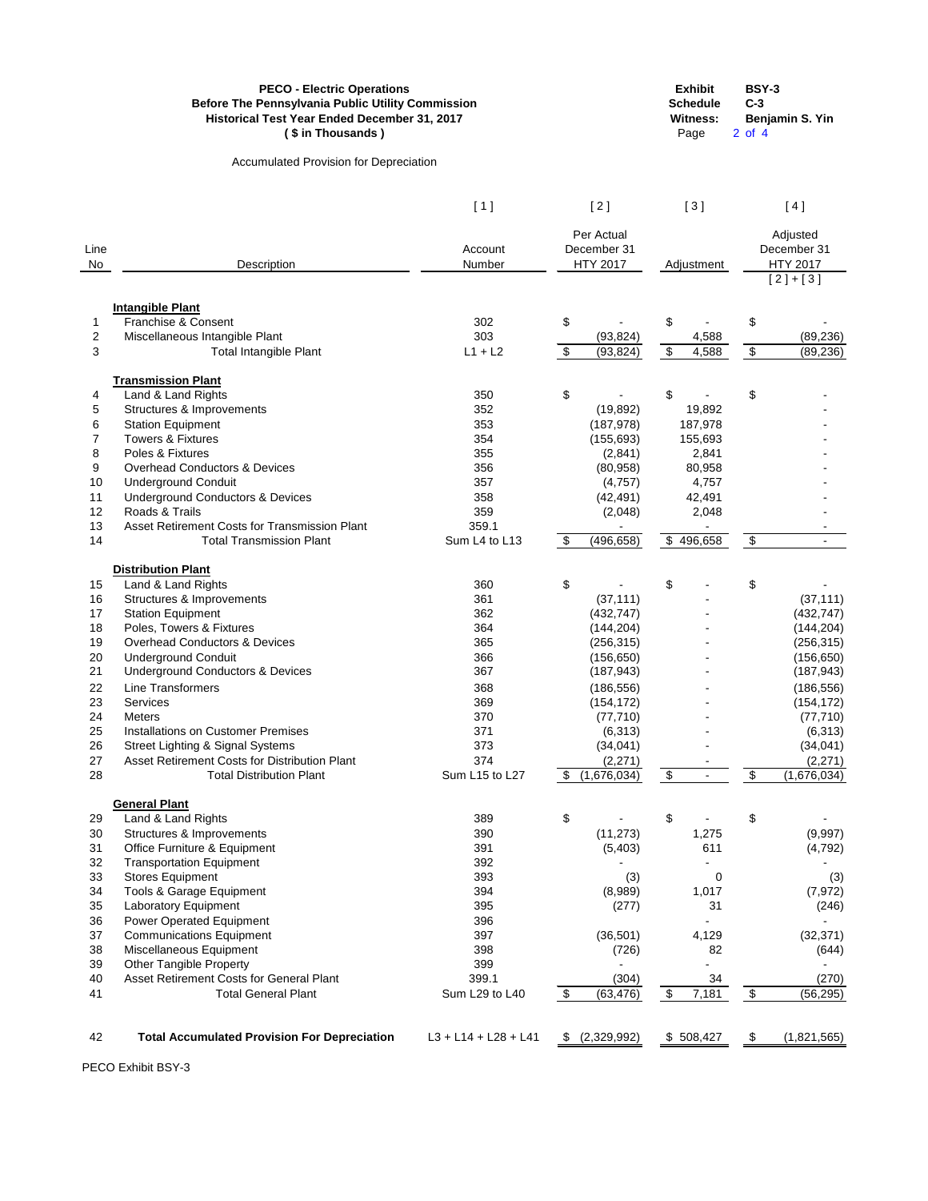**PECO - Electric Operations**
**Before The Pennsylvania Public Utility Commission**
**Historical Test Year Ended December 31, 2017**
**( $ in Thousands )**

| | |
|---|---|
| **Exhibit** | **BSY-3** |
| **Schedule** | **C-3** |
| **Witness:** | **Benjamin S. Yin** |

Accumulated Provision for Depreciation

| Line No | Description | [1] Account Number | [2] Per Actual December 31 HTY 2017 | [3] Adjustment | [4] Adjusted December 31 HTY 2017 [2] + [3] |
|---|---|---|---|---|---|
| | **Intangible Plant** | | | | |
| 1 | Franchise & Consent | 302 | $ - | $ - | $ - |
| 2 | Miscellaneous Intangible Plant | 303 | (93,824) | 4,588 | (89,236) |
| 3 | Total Intangible Plant | L1 + L2 | $ (93,824) | $ 4,588 | $ (89,236) |
| | **Transmission Plant** | | | | |
| 4 | Land & Land Rights | 350 | $ - | $ - | $ - |
| 5 | Structures & Improvements | 352 | (19,892) | 19,892 | - |
| 6 | Station Equipment | 353 | (187,978) | 187,978 | - |
| 7 | Towers & Fixtures | 354 | (155,693) | 155,693 | - |
| 8 | Poles & Fixtures | 355 | (2,841) | 2,841 | - |
| 9 | Overhead Conductors & Devices | 356 | (80,958) | 80,958 | - |
| 10 | Underground Conduit | 357 | (4,757) | 4,757 | - |
| 11 | Underground Conductors & Devices | 358 | (42,491) | 42,491 | - |
| 12 | Roads & Trails | 359 | (2,048) | 2,048 | - |
| 13 | Asset Retirement Costs for Transmission Plant | 359.1 | - | - | - |
| 14 | Total Transmission Plant | Sum L4 to L13 | $ (496,658) | $ 496,658 | $ - |
| | **Distribution Plant** | | | | |
| 15 | Land & Land Rights | 360 | $ - | $ - | $ - |
| 16 | Structures & Improvements | 361 | (37,111) | - | (37,111) |
| 17 | Station Equipment | 362 | (432,747) | - | (432,747) |
| 18 | Poles, Towers & Fixtures | 364 | (144,204) | - | (144,204) |
| 19 | Overhead Conductors & Devices | 365 | (256,315) | - | (256,315) |
| 20 | Underground Conduit | 366 | (156,650) | - | (156,650) |
| 21 | Underground Conductors & Devices | 367 | (187,943) | - | (187,943) |
| 22 | Line Transformers | 368 | (186,556) | - | (186,556) |
| 23 | Services | 369 | (154,172) | - | (154,172) |
| 24 | Meters | 370 | (77,710) | - | (77,710) |
| 25 | Installations on Customer Premises | 371 | (6,313) | - | (6,313) |
| 26 | Street Lighting & Signal Systems | 373 | (34,041) | - | (34,041) |
| 27 | Asset Retirement Costs for Distribution Plant | 374 | (2,271) | - | (2,271) |
| 28 | Total Distribution Plant | Sum L15 to L27 | $ (1,676,034) | $ - | $ (1,676,034) |
| | **General Plant** | | | | |
| 29 | Land & Land Rights | 389 | $ - | $ - | $ - |
| 30 | Structures & Improvements | 390 | (11,273) | 1,275 | (9,997) |
| 31 | Office Furniture & Equipment | 391 | (5,403) | 611 | (4,792) |
| 32 | Transportation Equipment | 392 | - | - | - |
| 33 | Stores Equipment | 393 | (3) | 0 | (3) |
| 34 | Tools & Garage Equipment | 394 | (8,989) | 1,017 | (7,972) |
| 35 | Laboratory Equipment | 395 | (277) | 31 | (246) |
| 36 | Power Operated Equipment | 396 | | - | - |
| 37 | Communications Equipment | 397 | (36,501) | 4,129 | (32,371) |
| 38 | Miscellaneous Equipment | 398 | (726) | 82 | (644) |
| 39 | Other Tangible Property | 399 | - | - | - |
| 40 | Asset Retirement Costs for General Plant | 399.1 | (304) | 34 | (270) |
| 41 | Total General Plant | Sum L29 to L40 | $ (63,476) | $ 7,181 | $ (56,295) |
| 42 | **Total Accumulated Provision For Depreciation** | L3 + L14 + L28 + L41 | $ (2,329,992) | $ 508,427 | $ (1,821,565) |

PECO Exhibit BSY-3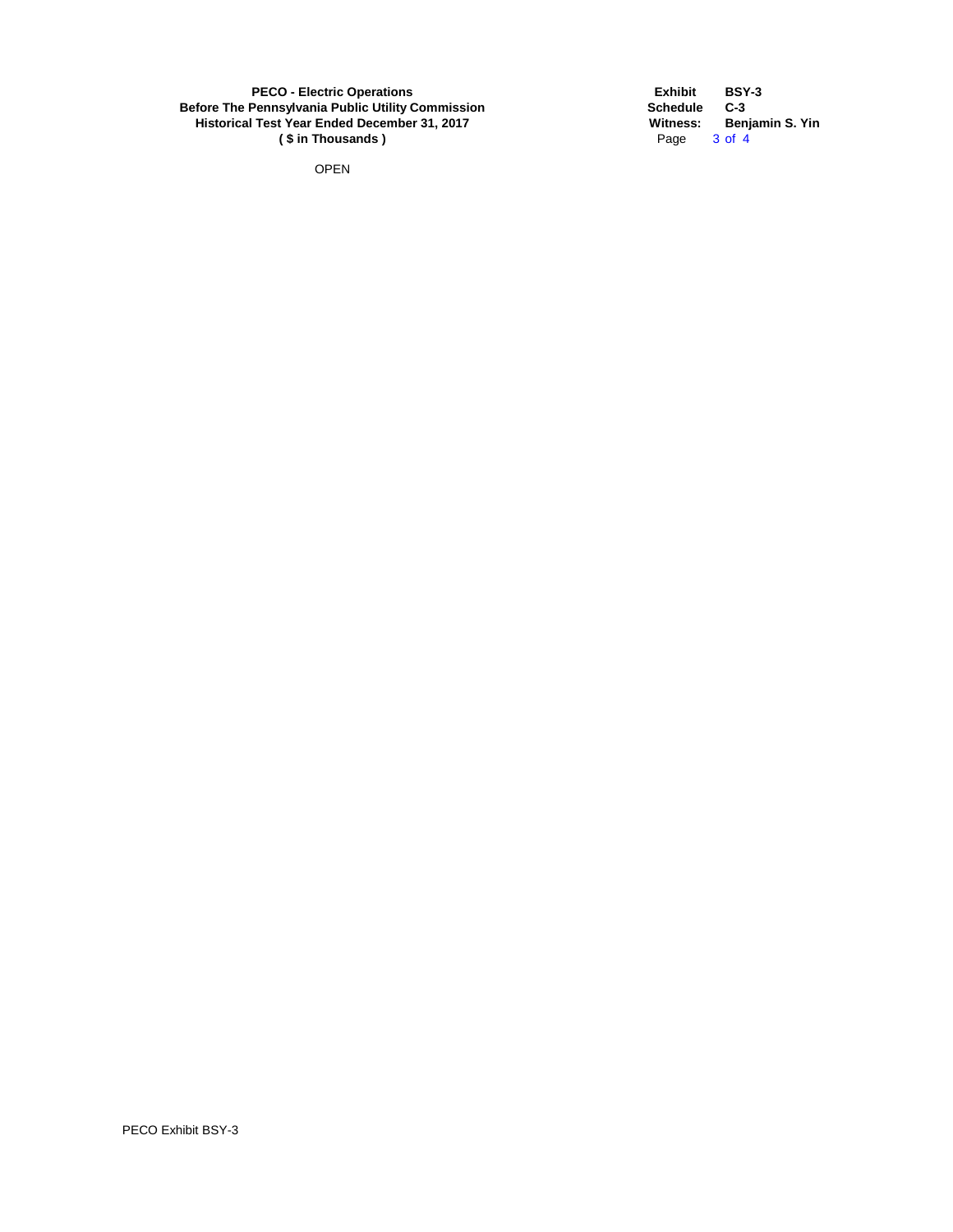**PECO - Electric Operations**
**Before The Pennsylvania Public Utility Commission**
**Historical Test Year Ended December 31, 2017**
**( $ in Thousands )**

| | |
|---|---|
| **Exhibit** | **BSY-3** |
| **Schedule** | **C-3** |
| **Witness:** | **Benjamin S. Yin** |

OPEN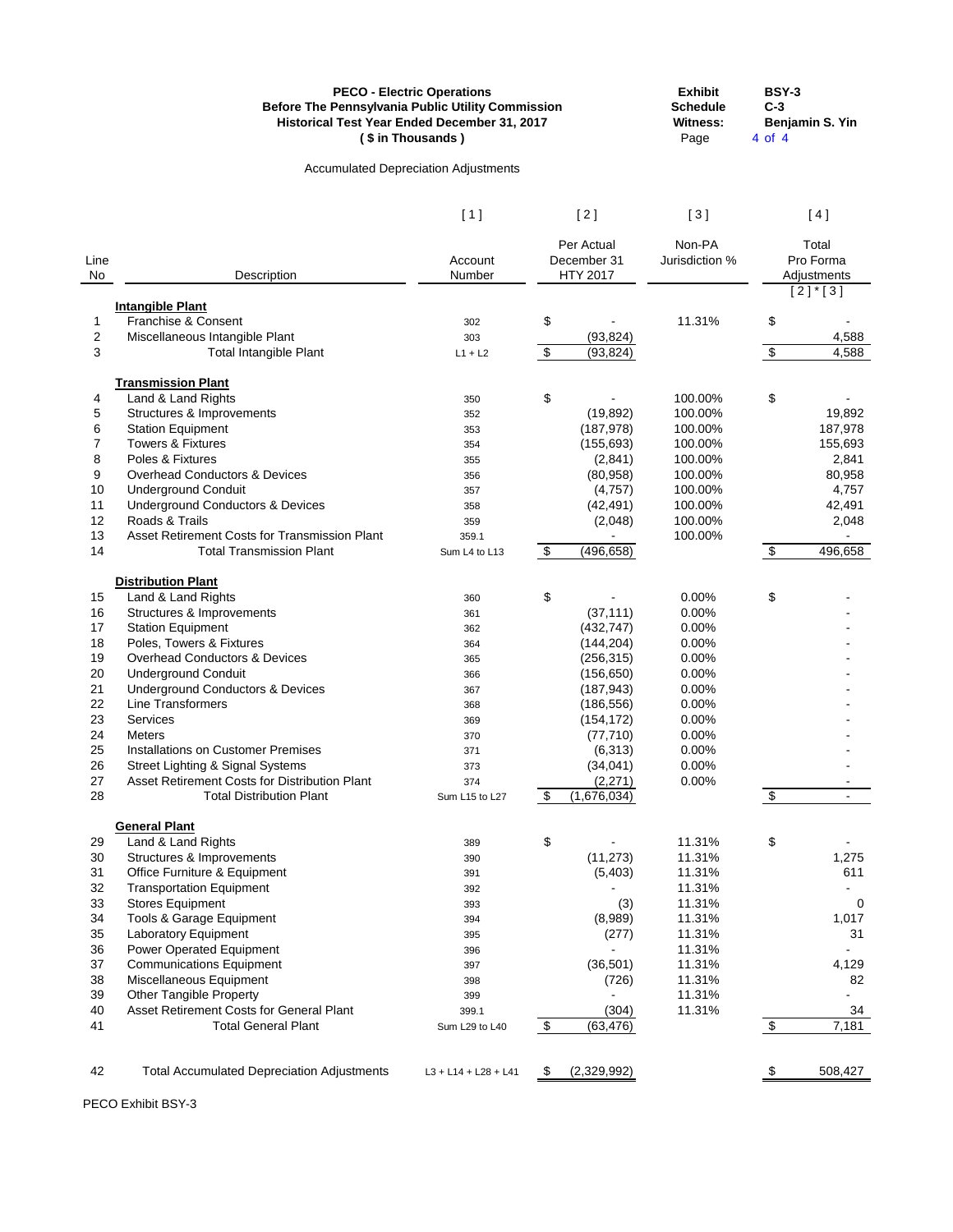**PECO - Electric Operations**
**Before The Pennsylvania Public Utility Commission**
**Historical Test Year Ended December 31, 2017**
**( $ in Thousands )**

| | |
|---|---|
| **Exhibit** | **BSY-3** |
| **Schedule** | **C-3** |
| **Witness:** | **Benjamin S. Yin** |
| Page | 4 of 4 |

Accumulated Depreciation Adjustments

| Line No | Description | [ 1 ] Account Number | [ 2 ] Per Actual December 31 HTY 2017 | [ 3 ] Non-PA Jurisdiction % | [ 4 ] Total Pro Forma Adjustments [ 2 ] * [ 3 ] |
|---|---|---|---|---|---|
| | **Intangible Plant** | | | | |
| 1 | Franchise & Consent | 302 | $ - | 11.31% | $ - |
| 2 | Miscellaneous Intangible Plant | 303 | (93,824) | | 4,588 |
| 3 | Total Intangible Plant | L1 + L2 | $ (93,824) | | $ 4,588 |
| | **Transmission Plant** | | | | |
| 4 | Land & Land Rights | 350 | $ - | 100.00% | $ - |
| 5 | Structures & Improvements | 352 | (19,892) | 100.00% | 19,892 |
| 6 | Station Equipment | 353 | (187,978) | 100.00% | 187,978 |
| 7 | Towers & Fixtures | 354 | (155,693) | 100.00% | 155,693 |
| 8 | Poles & Fixtures | 355 | (2,841) | 100.00% | 2,841 |
| 9 | Overhead Conductors & Devices | 356 | (80,958) | 100.00% | 80,958 |
| 10 | Underground Conduit | 357 | (4,757) | 100.00% | 4,757 |
| 11 | Underground Conductors & Devices | 358 | (42,491) | 100.00% | 42,491 |
| 12 | Roads & Trails | 359 | (2,048) | 100.00% | 2,048 |
| 13 | Asset Retirement Costs for Transmission Plant | 359.1 | - | 100.00% | - |
| 14 | Total Transmission Plant | Sum L4 to L13 | $ (496,658) | | $ 496,658 |
| | **Distribution Plant** | | | | |
| 15 | Land & Land Rights | 360 | $ - | 0.00% | $ - |
| 16 | Structures & Improvements | 361 | (37,111) | 0.00% | - |
| 17 | Station Equipment | 362 | (432,747) | 0.00% | - |
| 18 | Poles, Towers & Fixtures | 364 | (144,204) | 0.00% | - |
| 19 | Overhead Conductors & Devices | 365 | (256,315) | 0.00% | - |
| 20 | Underground Conduit | 366 | (156,650) | 0.00% | - |
| 21 | Underground Conductors & Devices | 367 | (187,943) | 0.00% | - |
| 22 | Line Transformers | 368 | (186,556) | 0.00% | - |
| 23 | Services | 369 | (154,172) | 0.00% | - |
| 24 | Meters | 370 | (77,710) | 0.00% | - |
| 25 | Installations on Customer Premises | 371 | (6,313) | 0.00% | - |
| 26 | Street Lighting & Signal Systems | 373 | (34,041) | 0.00% | - |
| 27 | Asset Retirement Costs for Distribution Plant | 374 | (2,271) | 0.00% | - |
| 28 | Total Distribution Plant | Sum L15 to L27 | $ (1,676,034) | | $ - |
| | **General Plant** | | | | |
| 29 | Land & Land Rights | 389 | $ - | 11.31% | $ - |
| 30 | Structures & Improvements | 390 | (11,273) | 11.31% | 1,275 |
| 31 | Office Furniture & Equipment | 391 | (5,403) | 11.31% | 611 |
| 32 | Transportation Equipment | 392 | - | 11.31% | - |
| 33 | Stores Equipment | 393 | (3) | 11.31% | 0 |
| 34 | Tools & Garage Equipment | 394 | (8,989) | 11.31% | 1,017 |
| 35 | Laboratory Equipment | 395 | (277) | 11.31% | 31 |
| 36 | Power Operated Equipment | 396 | - | 11.31% | - |
| 37 | Communications Equipment | 397 | (36,501) | 11.31% | 4,129 |
| 38 | Miscellaneous Equipment | 398 | (726) | 11.31% | 82 |
| 39 | Other Tangible Property | 399 | - | 11.31% | - |
| 40 | Asset Retirement Costs for General Plant | 399.1 | (304) | 11.31% | 34 |
| 41 | Total General Plant | Sum L29 to L40 | $ (63,476) | | $ 7,181 |
| 42 | Total Accumulated Depreciation Adjustments | L3 + L14 + L28 + L41 | $ (2,329,992) | | $ 508,427 |

PECO Exhibit BSY-3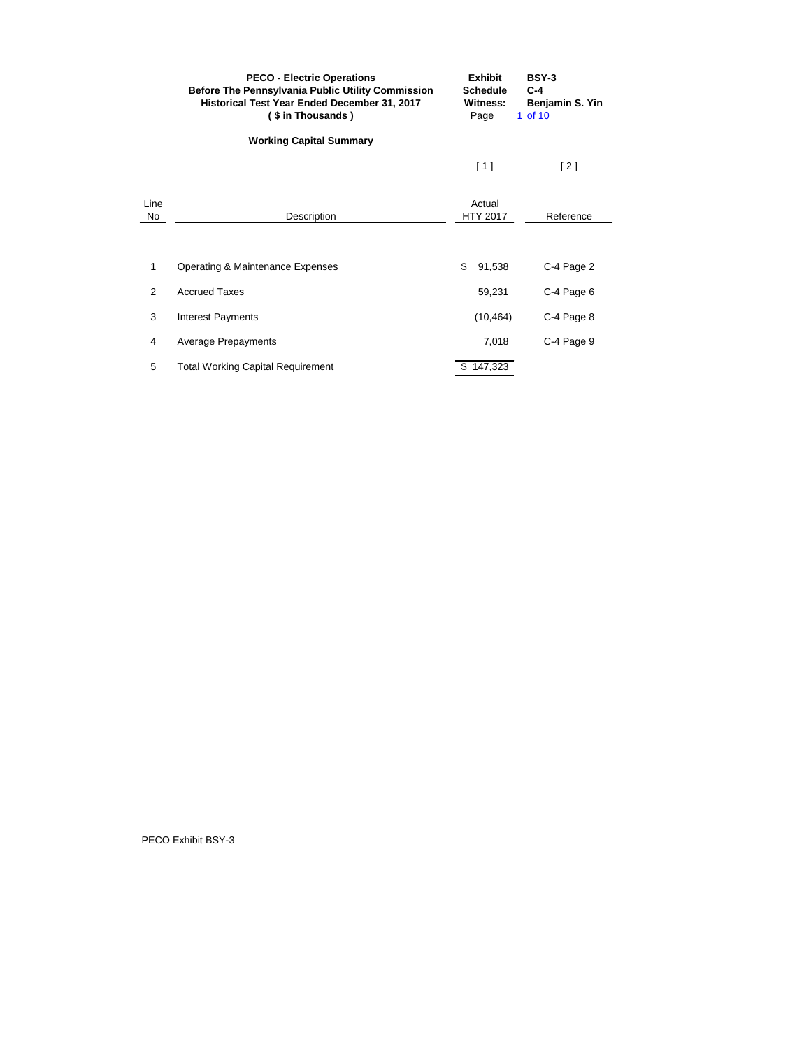**PECO - Electric Operations**
**Before The Pennsylvania Public Utility Commission**
**Historical Test Year Ended December 31, 2017**
**( $ in Thousands )**

**Exhibit** BSY-3
**Schedule** C-4
**Witness:** Benjamin S. Yin

## Working Capital Summary

| | | [ 1 ] | [ 2 ] |
|---|---|---|---|
| Line No | Description | Actual HTY 2017 | Reference |
| 1 | Operating & Maintenance Expenses | $ 91,538 | C-4 Page 2 |
| 2 | Accrued Taxes | 59,231 | C-4 Page 6 |
| 3 | Interest Payments | (10,464) | C-4 Page 8 |
| 4 | Average Prepayments | 7,018 | C-4 Page 9 |
| 5 | Total Working Capital Requirement | $ 147,323 | |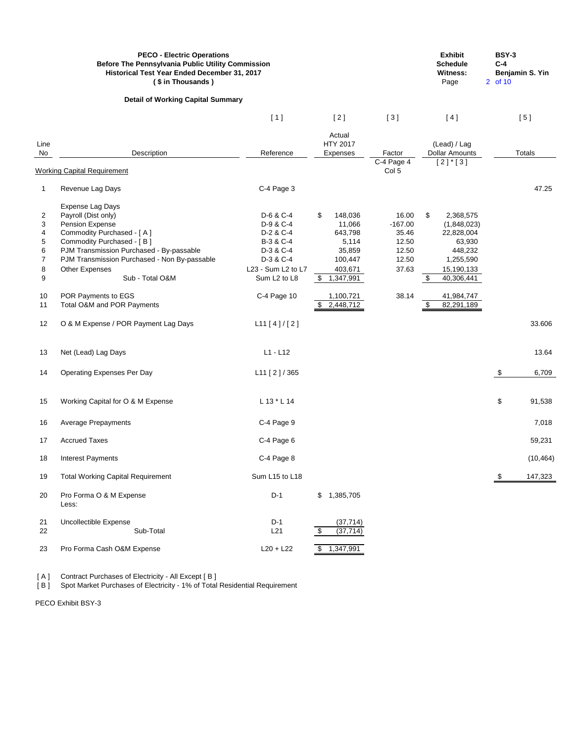**PECO - Electric Operations**
**Before The Pennsylvania Public Utility Commission**
**Historical Test Year Ended December 31, 2017**
**( $ in Thousands )**

| | |
|---|---|
| **Exhibit** | **BSY-3** |
| **Schedule** | **C-4** |
| **Witness:** | **Benjamin S. Yin** |
| Page | 2 of 10 |

**Detail of Working Capital Summary**

| Line No | Description | [ 1 ] Reference | [ 2 ] Actual HTY 2017 Expenses | [ 3 ] Factor | [ 4 ] (Lead) / Lag Dollar Amounts | [ 5 ] Totals |
|---|---|---|---|---|---|---|
| | | | | C-4 Page 4 Col 5 | [ 2 ] * [ 3 ] | |
| | Working Capital Requirement | | | | | |
| 1 | Revenue Lag Days | C-4 Page 3 | | | | 47.25 |
| | Expense Lag Days | | | | | |
| 2 | Payroll (Dist only) | D-6 & C-4 | $ 148,036 | 16.00 | $ 2,368,575 | |
| 3 | Pension Expense | D-9 & C-4 | 11,066 | -167.00 | (1,848,023) | |
| 4 | Commodity Purchased - [ A ] | D-2 & C-4 | 643,798 | 35.46 | 22,828,004 | |
| 5 | Commodity Purchased - [ B ] | B-3 & C-4 | 5,114 | 12.50 | 63,930 | |
| 6 | PJM Transmission Purchased - By-passable | D-3 & C-4 | 35,859 | 12.50 | 448,232 | |
| 7 | PJM Transmission Purchased - Non By-passable | D-3 & C-4 | 100,447 | 12.50 | 1,255,590 | |
| 8 | Other Expenses | L23 - Sum L2 to L7 | 403,671 | 37.63 | 15,190,133 | |
| 9 | Sub - Total O&M | Sum L2 to L8 | $ 1,347,991 | | $ 40,306,441 | |
| 10 | POR Payments to EGS | C-4 Page 10 | 1,100,721 | 38.14 | 41,984,747 | |
| 11 | Total O&M and POR Payments | | $ 2,448,712 | | $ 82,291,189 | |
| 12 | O & M Expense / POR Payment Lag Days | L11 [ 4 ] / [ 2 ] | | | | 33.606 |
| 13 | Net (Lead) Lag Days | L1 - L12 | | | | 13.64 |
| 14 | Operating Expenses Per Day | L11 [ 2 ] / 365 | | | | $ 6,709 |
| 15 | Working Capital for O & M Expense | L 13 * L 14 | | | | $ 91,538 |
| 16 | Average Prepayments | C-4 Page 9 | | | | 7,018 |
| 17 | Accrued Taxes | C-4 Page 6 | | | | 59,231 |
| 18 | Interest Payments | C-4 Page 8 | | | | (10,464) |
| 19 | Total Working Capital Requirement | Sum L15 to L18 | | | | $ 147,323 |
| 20 | Pro Forma O & M Expense | D-1 | $ 1,385,705 | | | |
| | Less: | | | | | |
| 21 | Uncollectible Expense | D-1 | (37,714) | | | |
| 22 | Sub-Total | L21 | $ (37,714) | | | |
| 23 | Pro Forma Cash O&M Expense | L20 + L22 | $ 1,347,991 | | | |

[ A ] Contract Purchases of Electricity - All Except [ B ]
[ B ] Spot Market Purchases of Electricity - 1% of Total Residential Requirement

PECO Exhibit BSY-3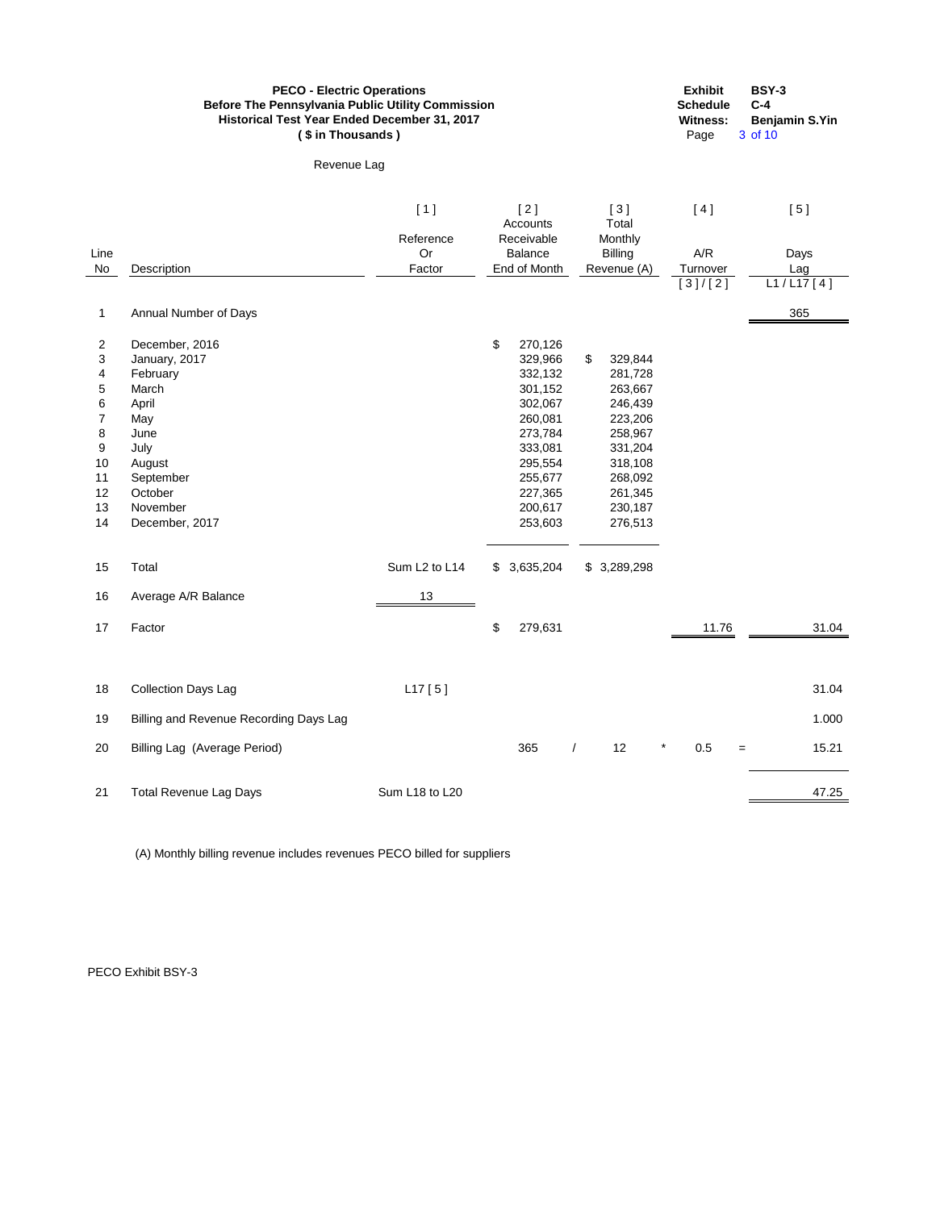**PECO - Electric Operations**
**Before The Pennsylvania Public Utility Commission**
**Historical Test Year Ended December 31, 2017**
**( $ in Thousands )**

**Exhibit** BSY-3
**Schedule** C-4
**Witness:** Benjamin S.Yin

Revenue Lag

| Line No | Description | [ 1 ] Reference Or Factor | [ 2 ] Accounts Receivable Balance End of Month | [ 3 ] Total Monthly Billing Revenue (A) | [ 4 ] A/R Turnover [ 3 ] / [ 2 ] | [ 5 ] Days Lag L1 / L17 [ 4 ] |
|---|---|---|---|---|---|---|
| 1 | Annual Number of Days | | | | | 365 |
| 2 | December, 2016 | | $ 270,126 | | | |
| 3 | January, 2017 | | 329,966 | $ 329,844 | | |
| 4 | February | | 332,132 | 281,728 | | |
| 5 | March | | 301,152 | 263,667 | | |
| 6 | April | | 302,067 | 246,439 | | |
| 7 | May | | 260,081 | 223,206 | | |
| 8 | June | | 273,784 | 258,967 | | |
| 9 | July | | 333,081 | 331,204 | | |
| 10 | August | | 295,554 | 318,108 | | |
| 11 | September | | 255,677 | 268,092 | | |
| 12 | October | | 227,365 | 261,345 | | |
| 13 | November | | 200,617 | 230,187 | | |
| 14 | December, 2017 | | 253,603 | 276,513 | | |
| 15 | Total | Sum L2 to L14 | $ 3,635,204 | $ 3,289,298 | | |
| 16 | Average A/R Balance | 13 | | | | |
| 17 | Factor | | $ 279,631 | | 11.76 | 31.04 |
| 18 | Collection Days Lag | L17 [ 5 ] | | | | 31.04 |
| 19 | Billing and Revenue Recording Days Lag | | | | | 1.000 |
| 20 | Billing Lag (Average Period) | | 365 / | 12 * | 0.5 = | 15.21 |
| 21 | Total Revenue Lag Days | Sum L18 to L20 | | | | 47.25 |

(A) Monthly billing revenue includes revenues PECO billed for suppliers

PECO Exhibit BSY-3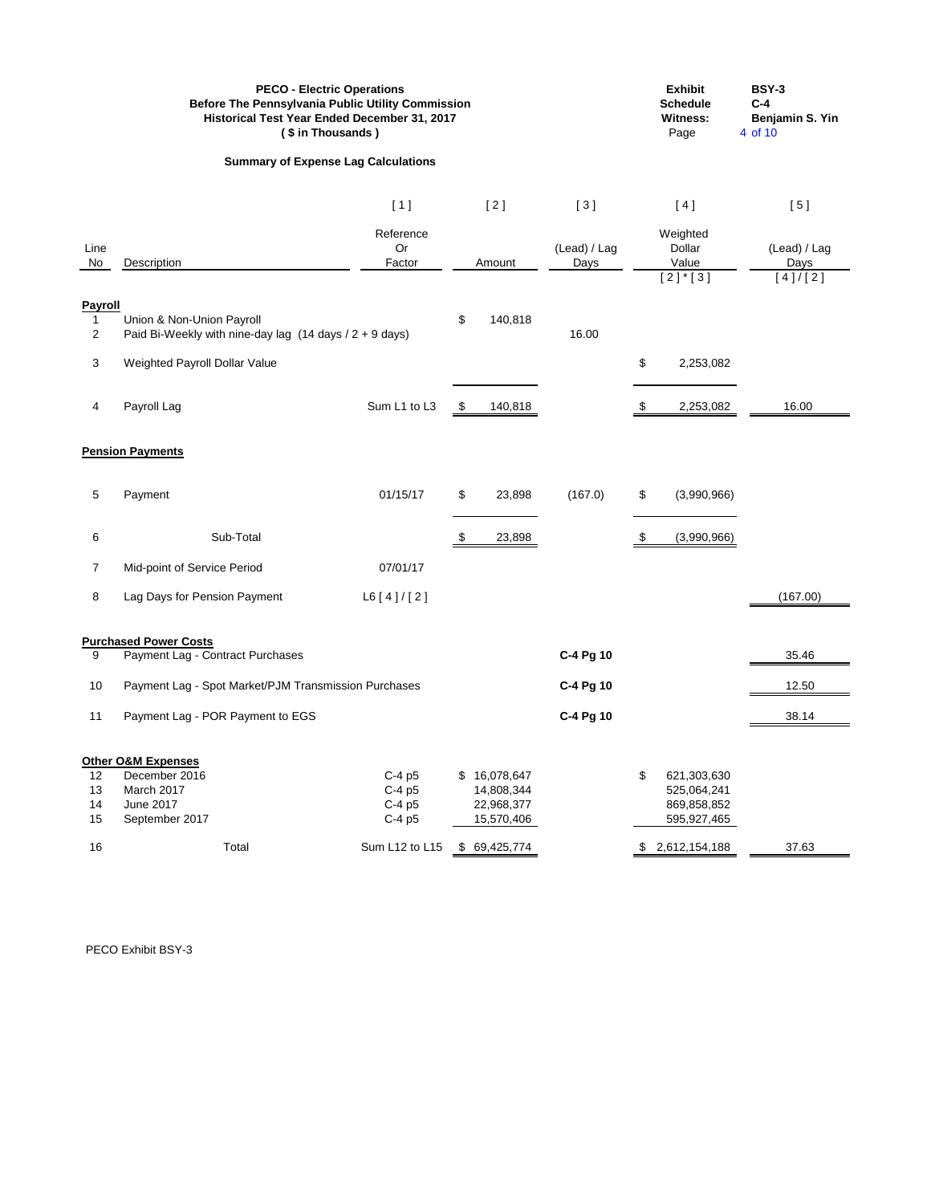**PECO - Electric Operations**
**Before The Pennsylvania Public Utility Commission**
**Historical Test Year Ended December 31, 2017**
**( $ in Thousands )**

| | |
|---|---|
| **Exhibit** | **BSY-3** |
| **Schedule** | **C-4** |
| **Witness:** | **Benjamin S. Yin** |
| Page | 4 of 10 |

**Summary of Expense Lag Calculations**

| | | [ 1 ] | [ 2 ] | [ 3 ] | [ 4 ] | [ 5 ] |
|---|---|---|---|---|---|---|
| Line No | Description | Reference Or Factor | Amount | (Lead) / Lag Days | Weighted Dollar Value | (Lead) / Lag Days |
| | | | | | [ 2 ] * [ 3 ] | [ 4 ] / [ 2 ] |
| **Payroll** | | | | | | |
| 1 | Union & Non-Union Payroll | | $ 140,818 | | | |
| 2 | Paid Bi-Weekly with nine-day lag (14 days / 2 + 9 days) | | | 16.00 | | |
| 3 | Weighted Payroll Dollar Value | | | | $ 2,253,082 | |
| 4 | Payroll Lag | Sum L1 to L3 | $ 140,818 | | $ 2,253,082 | 16.00 |
| **Pension Payments** | | | | | | |
| 5 | Payment | 01/15/17 | $ 23,898 | (167.0) | $ (3,990,966) | |
| 6 | Sub-Total | | $ 23,898 | | $ (3,990,966) | |
| 7 | Mid-point of Service Period | 07/01/17 | | | | |
| 8 | Lag Days for Pension Payment | L6 [ 4 ] / [ 2 ] | | | | (167.00) |
| **Purchased Power Costs** | | | | | | |
| 9 | Payment Lag - Contract Purchases | | | **C-4 Pg 10** | | 35.46 |
| 10 | Payment Lag - Spot Market/PJM Transmission Purchases | | | **C-4 Pg 10** | | 12.50 |
| 11 | Payment Lag - POR Payment to EGS | | | **C-4 Pg 10** | | 38.14 |
| **Other O&M Expenses** | | | | | | |
| 12 | December 2016 | C-4 p5 | $ 16,078,647 | | $ 621,303,630 | |
| 13 | March 2017 | C-4 p5 | 14,808,344 | | 525,064,241 | |
| 14 | June 2017 | C-4 p5 | 22,968,377 | | 869,858,852 | |
| 15 | September 2017 | C-4 p5 | 15,570,406 | | 595,927,465 | |
| 16 | Total | Sum L12 to L15 | $ 69,425,774 | | $ 2,612,154,188 | 37.63 |

PECO Exhibit BSY-3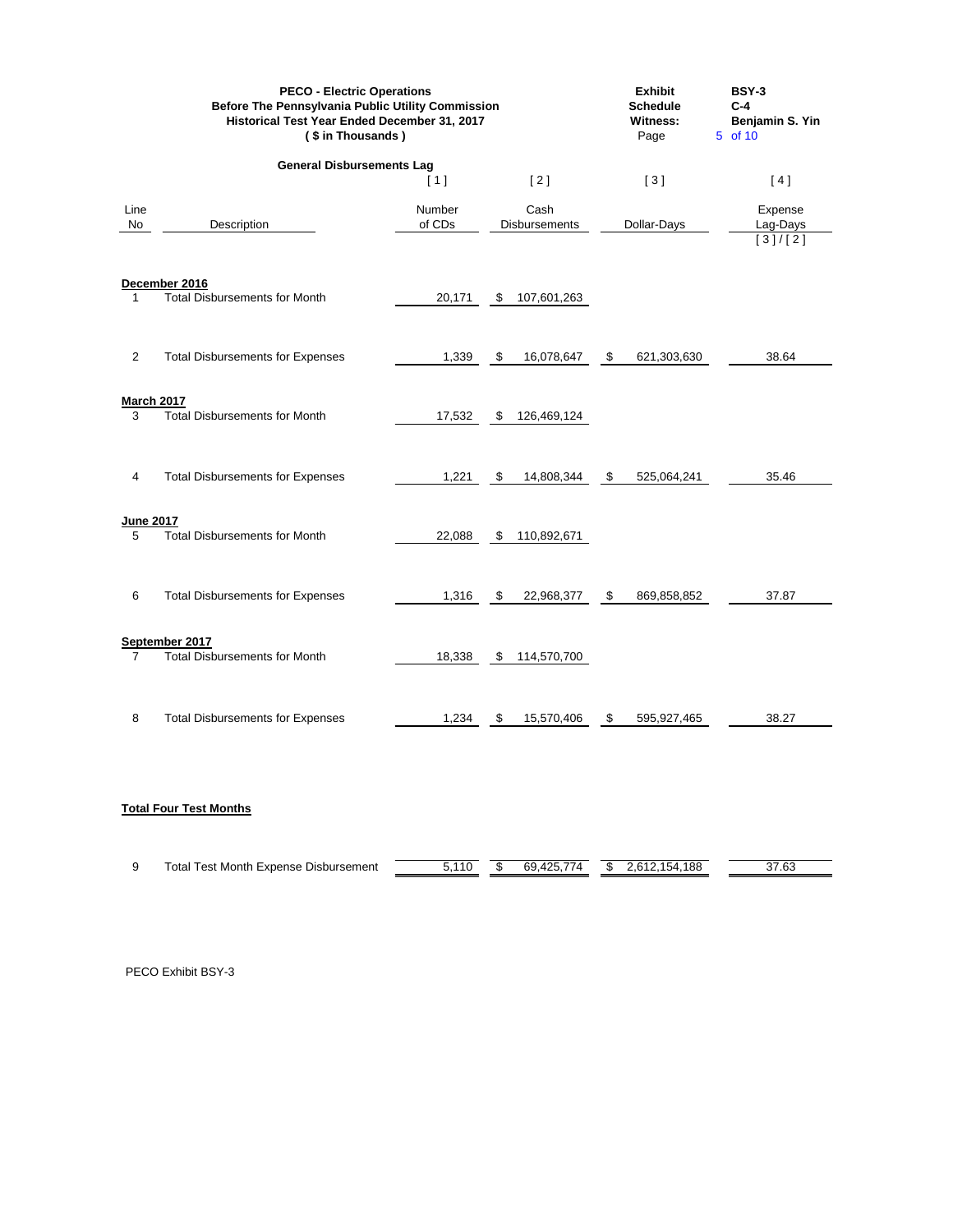**PECO - Electric Operations**
**Before The Pennsylvania Public Utility Commission**
**Historical Test Year Ended December 31, 2017**
**( $ in Thousands )**

**Exhibit:** BSY-3
**Schedule:** C-4
**Witness:** Benjamin S. Yin
**Page** 5 of 10

## General Disbursements Lag

| Line No | Description | [ 1 ] Number of CDs | [ 2 ] Cash Disbursements | [ 3 ] Dollar-Days | [ 4 ] Expense Lag-Days [ 3 ] / [ 2 ] |
|---|---|---|---|---|---|
| | **December 2016** | | | | |
| 1 | Total Disbursements for Month | 20,171 | $ 107,601,263 | | |
| 2 | Total Disbursements for Expenses | 1,339 | $ 16,078,647 | $ 621,303,630 | 38.64 |
| | **March 2017** | | | | |
| 3 | Total Disbursements for Month | 17,532 | $ 126,469,124 | | |
| 4 | Total Disbursements for Expenses | 1,221 | $ 14,808,344 | $ 525,064,241 | 35.46 |
| | **June 2017** | | | | |
| 5 | Total Disbursements for Month | 22,088 | $ 110,892,671 | | |
| 6 | Total Disbursements for Expenses | 1,316 | $ 22,968,377 | $ 869,858,852 | 37.87 |
| | **September 2017** | | | | |
| 7 | Total Disbursements for Month | 18,338 | $ 114,570,700 | | |
| 8 | Total Disbursements for Expenses | 1,234 | $ 15,570,406 | $ 595,927,465 | 38.27 |
| | **Total Four Test Months** | | | | |
| 9 | Total Test Month Expense Disbursement | 5,110 | $ 69,425,774 | $ 2,612,154,188 | 37.63 |

PECO Exhibit BSY-3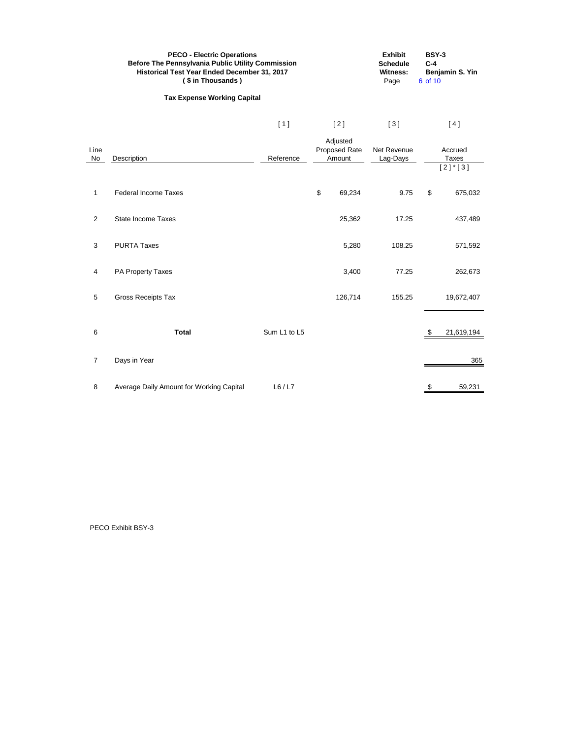**PECO - Electric Operations**
**Before The Pennsylvania Public Utility Commission**
**Historical Test Year Ended December 31, 2017**
**( $ in Thousands )**

| | |
|---|---|
| **Exhibit** | **BSY-3** |
| **Schedule** | **C-4** |
| **Witness:** | **Benjamin S. Yin** |

## Tax Expense Working Capital

| Line No | Description | [ 1 ] Reference | [ 2 ] Adjusted Proposed Rate Amount | [ 3 ] Net Revenue Lag-Days | [ 4 ] Accrued Taxes [ 2 ] * [ 3 ] |
|---|---|---|---|---|---|
| 1 | Federal Income Taxes | | $ 69,234 | 9.75 | $ 675,032 |
| 2 | State Income Taxes | | 25,362 | 17.25 | 437,489 |
| 3 | PURTA Taxes | | 5,280 | 108.25 | 571,592 |
| 4 | PA Property Taxes | | 3,400 | 77.25 | 262,673 |
| 5 | Gross Receipts Tax | | 126,714 | 155.25 | 19,672,407 |
| 6 | **Total** | Sum L1 to L5 | | | $ 21,619,194 |
| 7 | Days in Year | | | | 365 |
| 8 | Average Daily Amount for Working Capital | L6 / L7 | | | $ 59,231 |

PECO Exhibit BSY-3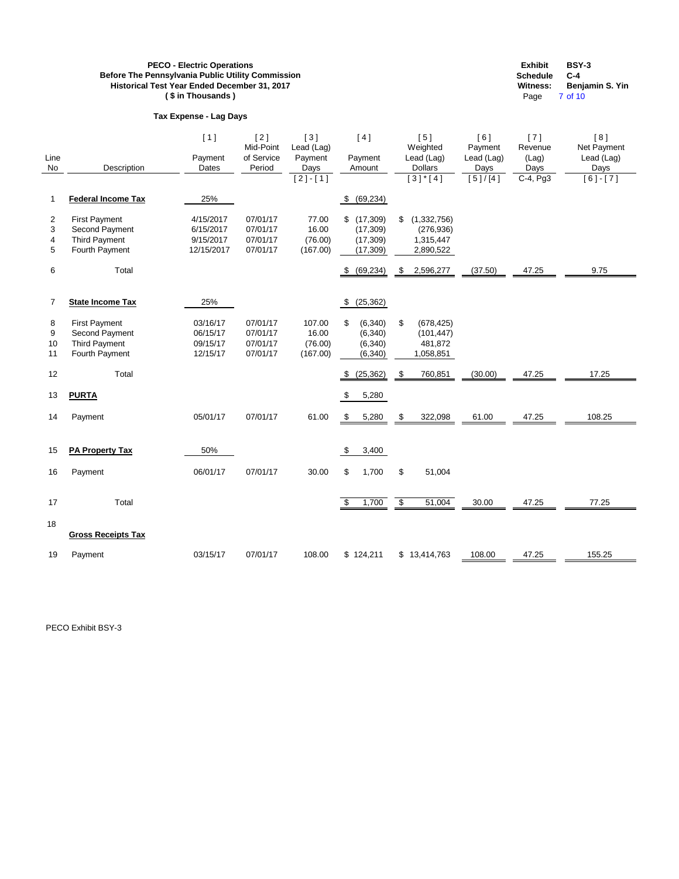**PECO - Electric Operations**
**Before The Pennsylvania Public Utility Commission**
**Historical Test Year Ended December 31, 2017**
**( $ in Thousands )**

**Exhibit** BSY-3
**Schedule** C-4
**Witness:** Benjamin S. Yin

**Tax Expense - Lag Days**

| Line No | Description | [ 1 ] Payment Dates | [ 2 ] Mid-Point of Service Period | [ 3 ] Lead (Lag) Payment Days [ 2 ] - [ 1 ] | [ 4 ] Payment Amount | [ 5 ] Weighted Lead (Lag) Dollars [ 3 ] * [ 4 ] | [ 6 ] Payment Lead (Lag) Days [ 5 ] / [ 4 ] | [ 7 ] Revenue (Lag) Days C-4, Pg3 | [ 8 ] Net Payment Lead (Lag) Days [ 6 ] - [ 7 ] |
|---|---|---|---|---|---|---|---|---|---|
| 1 | **Federal Income Tax** | 25% | | | $ (69,234) | | | | |
| 2 | First Payment | 4/15/2017 | 07/01/17 | 77.00 | $ (17,309) | $ (1,332,756) | | | |
| 3 | Second Payment | 6/15/2017 | 07/01/17 | 16.00 | (17,309) | (276,936) | | | |
| 4 | Third Payment | 9/15/2017 | 07/01/17 | (76.00) | (17,309) | 1,315,447 | | | |
| 5 | Fourth Payment | 12/15/2017 | 07/01/17 | (167.00) | (17,309) | 2,890,522 | | | |
| 6 | Total | | | | $ (69,234) | $ 2,596,277 | (37.50) | 47.25 | 9.75 |
| 7 | **State Income Tax** | 25% | | | $ (25,362) | | | | |
| 8 | First Payment | 03/16/17 | 07/01/17 | 107.00 | $ (6,340) | $ (678,425) | | | |
| 9 | Second Payment | 06/15/17 | 07/01/17 | 16.00 | (6,340) | (101,447) | | | |
| 10 | Third Payment | 09/15/17 | 07/01/17 | (76.00) | (6,340) | 481,872 | | | |
| 11 | Fourth Payment | 12/15/17 | 07/01/17 | (167.00) | (6,340) | 1,058,851 | | | |
| 12 | Total | | | | $ (25,362) | $ 760,851 | (30.00) | 47.25 | 17.25 |
| 13 | **PURTA** | | | | $ 5,280 | | | | |
| 14 | Payment | 05/01/17 | 07/01/17 | 61.00 | $ 5,280 | $ 322,098 | 61.00 | 47.25 | 108.25 |
| 15 | **PA Property Tax** | 50% | | | $ 3,400 | | | | |
| 16 | Payment | 06/01/17 | 07/01/17 | 30.00 | $ 1,700 | $ 51,004 | | | |
| 17 | Total | | | | $ 1,700 | $ 51,004 | 30.00 | 47.25 | 77.25 |
| 18 | **Gross Receipts Tax** | | | | | | | | |
| 19 | Payment | 03/15/17 | 07/01/17 | 108.00 | $ 124,211 | $ 13,414,763 | 108.00 | 47.25 | 155.25 |

PECO Exhibit BSY-3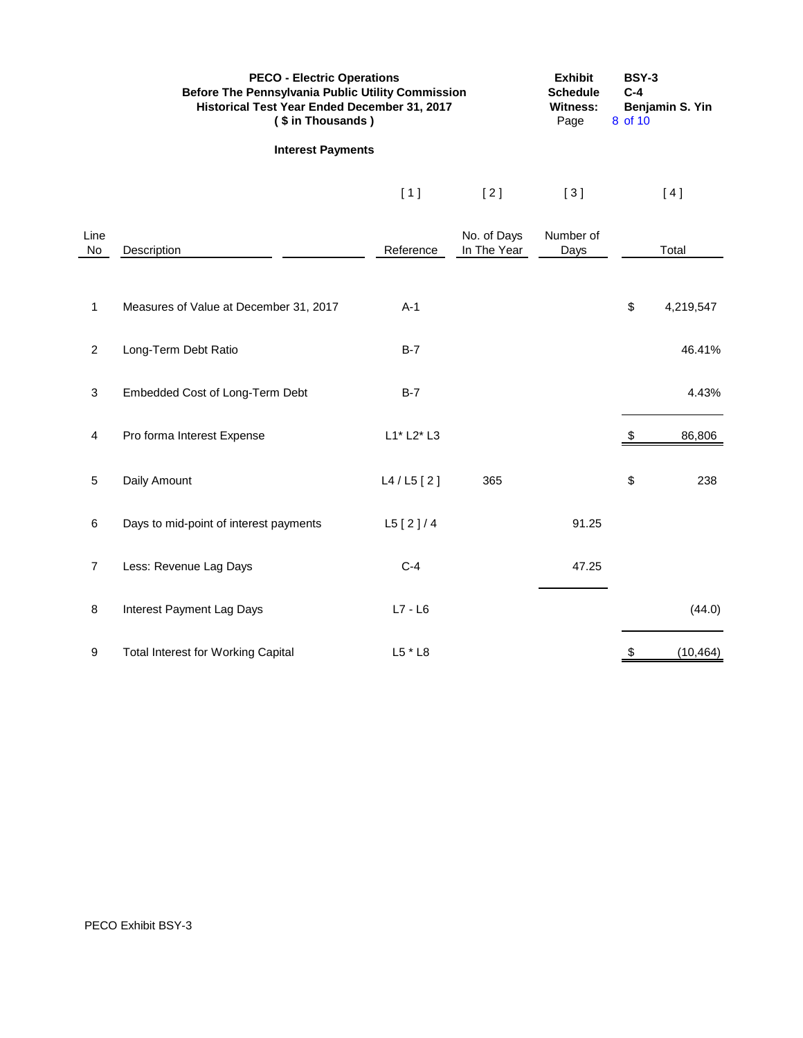**PECO - Electric Operations**
**Before The Pennsylvania Public Utility Commission**
**Historical Test Year Ended December 31, 2017**
**( $ in Thousands )**

**Exhibit** BSY-3
**Schedule** C-4
**Witness:** Benjamin S. Yin

## Interest Payments

| | | [ 1 ] | [ 2 ] | [ 3 ] | [ 4 ] |
|---|---|---|---|---|---|
| Line No | Description | Reference | No. of Days In The Year | Number of Days | Total |
| 1 | Measures of Value at December 31, 2017 | A-1 | | | $ 4,219,547 |
| 2 | Long-Term Debt Ratio | B-7 | | | 46.41% |
| 3 | Embedded Cost of Long-Term Debt | B-7 | | | 4.43% |
| 4 | Pro forma Interest Expense | L1* L2* L3 | | | $ 86,806 |
| 5 | Daily Amount | L4 / L5 [ 2 ] | 365 | | $ 238 |
| 6 | Days to mid-point of interest payments | L5 [ 2 ] / 4 | | 91.25 | |
| 7 | Less: Revenue Lag Days | C-4 | | 47.25 | |
| 8 | Interest Payment Lag Days | L7 - L6 | | | (44.0) |
| 9 | Total Interest for Working Capital | L5 * L8 | | | $ (10,464) |

PECO Exhibit BSY-3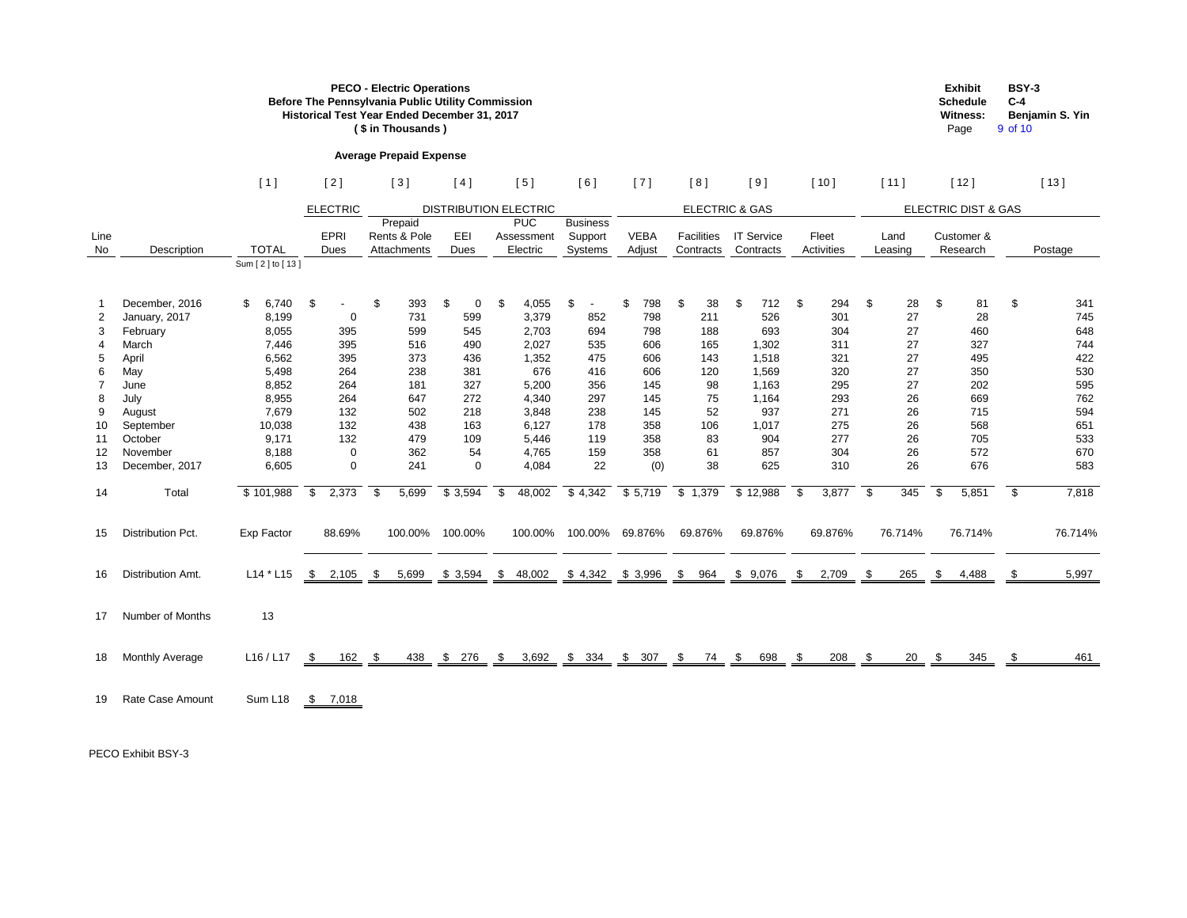**PECO - Electric Operations**
**Before The Pennsylvania Public Utility Commission**
**Historical Test Year Ended December 31, 2017**
**( $ in Thousands )**

**Exhibit** BSY-3
**Schedule** C-4
**Witness:** Benjamin S. Yin
Page 9 of 10

**Average Prepaid Expense**

| | | [ 1 ] | [ 2 ] | [ 3 ] | [ 4 ] | [ 5 ] | [ 6 ] | [ 7 ] | [ 8 ] | [ 9 ] | [ 10 ] | [ 11 ] | [ 12 ] | [ 13 ] |
|---|---|---|---|---|---|---|---|---|---|---|---|---|---|---|
| | | | ELECTRIC | DISTRIBUTION ELECTRIC | | | | ELECTRIC & GAS | | | | ELECTRIC DIST & GAS | | |
| Line No | Description | TOTAL Sum [ 2 ] to [ 13 ] | EPRI Dues | Prepaid Rents & Pole Attachments | EEI Dues | PUC Assessment Electric | Business Support Systems | VEBA Adjust | Facilities Contracts | IT Service Contracts | Fleet Activities | Land Leasing | Customer & Research | Postage |
| 1 | December, 2016 | $ 6,740 | $ - | $ 393 | $ 0 | $ 4,055 | $ - | $ 798 | $ 38 | $ 712 | $ 294 | $ 28 | $ 81 | $ 341 |
| 2 | January, 2017 | 8,199 | 0 | 731 | 599 | 3,379 | 852 | 798 | 211 | 526 | 301 | 27 | 28 | 745 |
| 3 | February | 8,055 | 395 | 599 | 545 | 2,703 | 694 | 798 | 188 | 693 | 304 | 27 | 460 | 648 |
| 4 | March | 7,446 | 395 | 516 | 490 | 2,027 | 535 | 606 | 165 | 1,302 | 311 | 27 | 327 | 744 |
| 5 | April | 6,562 | 395 | 373 | 436 | 1,352 | 475 | 606 | 143 | 1,518 | 321 | 27 | 495 | 422 |
| 6 | May | 5,498 | 264 | 238 | 381 | 676 | 416 | 606 | 120 | 1,569 | 320 | 27 | 350 | 530 |
| 7 | June | 8,852 | 264 | 181 | 327 | 5,200 | 356 | 145 | 98 | 1,163 | 295 | 27 | 202 | 595 |
| 8 | July | 8,955 | 264 | 647 | 272 | 4,340 | 297 | 145 | 75 | 1,164 | 293 | 26 | 669 | 762 |
| 9 | August | 7,679 | 132 | 502 | 218 | 3,848 | 238 | 145 | 52 | 937 | 271 | 26 | 715 | 594 |
| 10 | September | 10,038 | 132 | 438 | 163 | 6,127 | 178 | 358 | 106 | 1,017 | 275 | 26 | 568 | 651 |
| 11 | October | 9,171 | 132 | 479 | 109 | 5,446 | 119 | 358 | 83 | 904 | 277 | 26 | 705 | 533 |
| 12 | November | 8,188 | 0 | 362 | 54 | 4,765 | 159 | 358 | 61 | 857 | 304 | 26 | 572 | 670 |
| 13 | December, 2017 | 6,605 | 0 | 241 | 0 | 4,084 | 22 | (0) | 38 | 625 | 310 | 26 | 676 | 583 |
| 14 | Total | $ 101,988 | $ 2,373 | $ 5,699 | $ 3,594 | $ 48,002 | $ 4,342 | $ 5,719 | $ 1,379 | $ 12,988 | $ 3,877 | $ 345 | $ 5,851 | $ 7,818 |
| 15 | Distribution Pct. | Exp Factor | 88.69% | 100.00% | 100.00% | 100.00% | 100.00% | 69.876% | 69.876% | 69.876% | 69.876% | 76.714% | 76.714% | 76.714% |
| 16 | Distribution Amt. | L14 * L15 | $ 2,105 | $ 5,699 | $ 3,594 | $ 48,002 | $ 4,342 | $ 3,996 | $ 964 | $ 9,076 | $ 2,709 | $ 265 | $ 4,488 | $ 5,997 |
| 17 | Number of Months | 13 | | | | | | | | | | | | |
| 18 | Monthly Average | L16 / L17 | $ 162 | $ 438 | $ 276 | $ 3,692 | $ 334 | $ 307 | $ 74 | $ 698 | $ 208 | $ 20 | $ 345 | $ 461 |
| 19 | Rate Case Amount | Sum L18 | $ 7,018 | | | | | | | | | | | |

PECO Exhibit BSY-3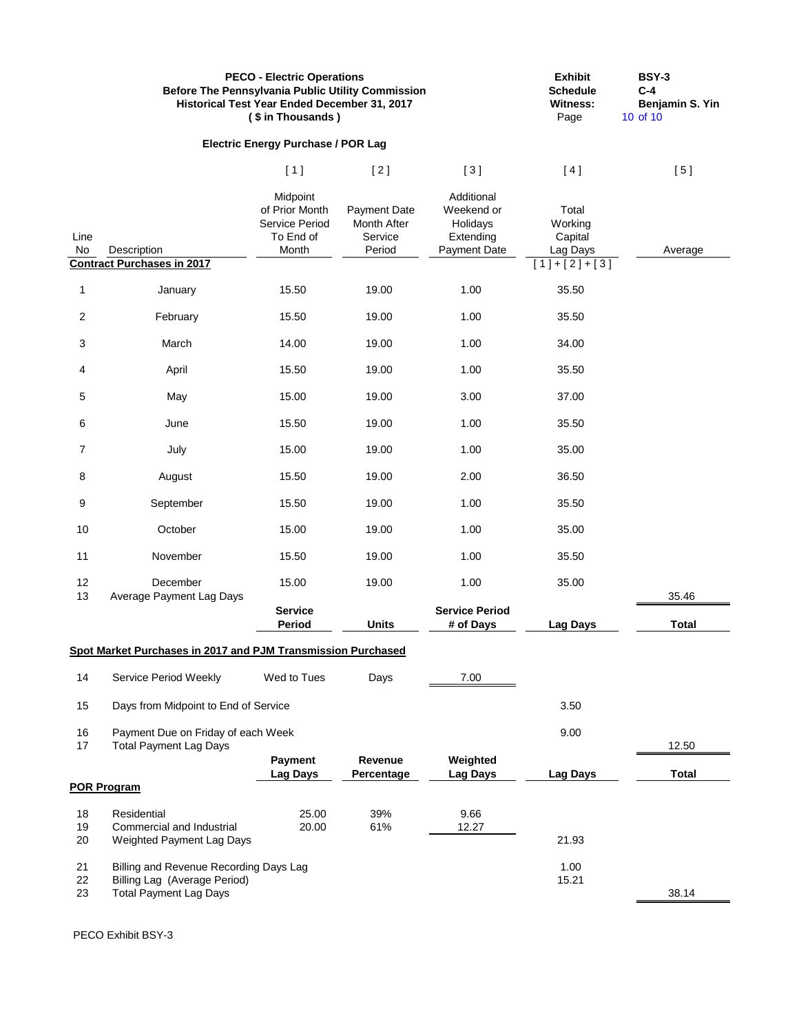**PECO - Electric Operations**
**Before The Pennsylvania Public Utility Commission**
**Historical Test Year Ended December 31, 2017**
**( $ in Thousands )**

| | |
|---|---|
| **Exhibit** | **BSY-3** |
| **Schedule** | **C-4** |
| **Witness:** | **Benjamin S. Yin** |

**Electric Energy Purchase / POR Lag**

| Line No | Description | [ 1 ] Midpoint of Prior Month Service Period To End of Month | [ 2 ] Payment Date Month After Service Period | [ 3 ] Additional Weekend or Holidays Extending Payment Date | [ 4 ] Total Working Capital Lag Days [ 1 ] + [ 2 ] + [ 3 ] | [ 5 ] Average |
|---|---|---|---|---|---|---|
| | **Contract Purchases in 2017** | | | | | |
| 1 | January | 15.50 | 19.00 | 1.00 | 35.50 | |
| 2 | February | 15.50 | 19.00 | 1.00 | 35.50 | |
| 3 | March | 14.00 | 19.00 | 1.00 | 34.00 | |
| 4 | April | 15.50 | 19.00 | 1.00 | 35.50 | |
| 5 | May | 15.00 | 19.00 | 3.00 | 37.00 | |
| 6 | June | 15.50 | 19.00 | 1.00 | 35.50 | |
| 7 | July | 15.00 | 19.00 | 1.00 | 35.00 | |
| 8 | August | 15.50 | 19.00 | 2.00 | 36.50 | |
| 9 | September | 15.50 | 19.00 | 1.00 | 35.50 | |
| 10 | October | 15.00 | 19.00 | 1.00 | 35.00 | |
| 11 | November | 15.50 | 19.00 | 1.00 | 35.50 | |
| 12 | December | 15.00 | 19.00 | 1.00 | 35.00 | |
| 13 | Average Payment Lag Days | | | | | 35.46 |
| | | **Service Period** | **Units** | **Service Period # of Days** | **Lag Days** | **Total** |
| | **Spot Market Purchases in 2017 and PJM Transmission Purchased** | | | | | |
| 14 | Service Period Weekly | Wed to Tues | Days | 7.00 | | |
| 15 | Days from Midpoint to End of Service | | | | 3.50 | |
| 16 | Payment Due on Friday of each Week | | | | 9.00 | |
| 17 | Total Payment Lag Days | | | | | 12.50 |
| | | **Payment Lag Days** | **Revenue Percentage** | **Weighted Lag Days** | **Lag Days** | **Total** |
| | **POR Program** | | | | | |
| 18 | Residential | 25.00 | 39% | 9.66 | | |
| 19 | Commercial and Industrial | 20.00 | 61% | 12.27 | | |
| 20 | Weighted Payment Lag Days | | | | 21.93 | |
| 21 | Billing and Revenue Recording Days Lag | | | | 1.00 | |
| 22 | Billing Lag (Average Period) | | | | 15.21 | |
| 23 | Total Payment Lag Days | | | | | 38.14 |

PECO Exhibit BSY-3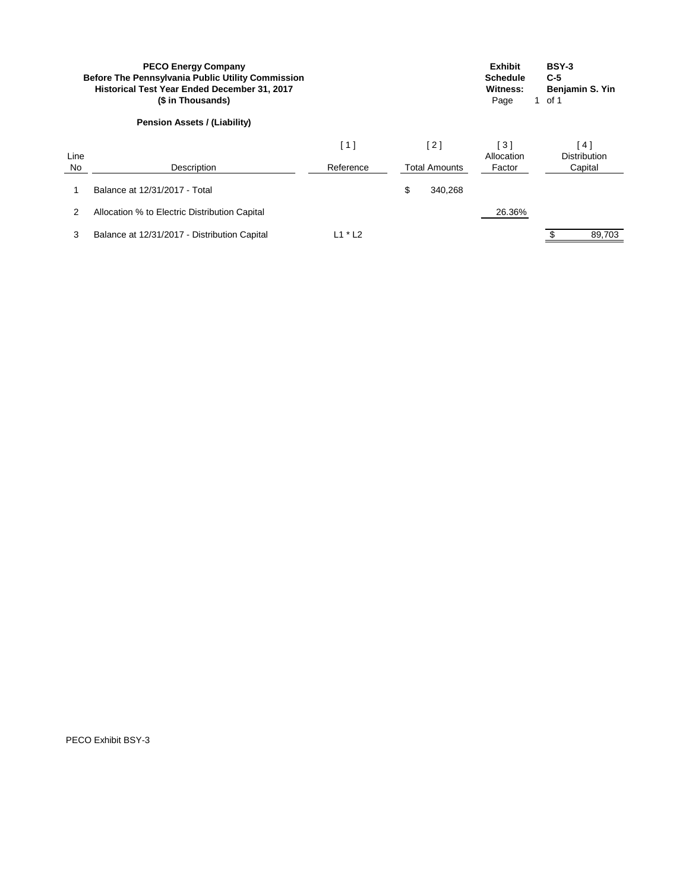**PECO Energy Company**
**Before The Pennsylvania Public Utility Commission**
**Historical Test Year Ended December 31, 2017**
**($ in Thousands)**

| | |
|---|---|
| **Exhibit** | **BSY-3** |
| **Schedule** | **C-5** |
| **Witness:** | **Benjamin S. Yin** |
| Page | 1 of 1 |

**Pension Assets / (Liability)**

| Line No | Description | [ 1 ] Reference | [ 2 ] Total Amounts | [ 3 ] Allocation Factor | [ 4 ] Distribution Capital |
|---|---|---|---|---|---|
| 1 | Balance at 12/31/2017 - Total | | $ 340,268 | | |
| 2 | Allocation % to Electric Distribution Capital | | | 26.36% | |
| 3 | Balance at 12/31/2017 - Distribution Capital | L1 * L2 | | | $ 89,703 |

PECO Exhibit BSY-3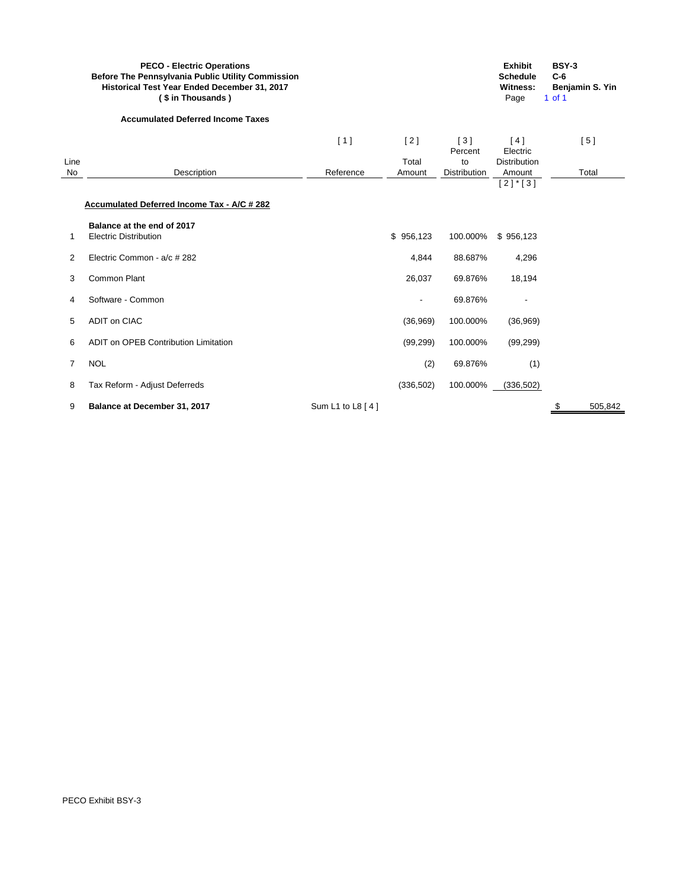**PECO - Electric Operations**
**Before The Pennsylvania Public Utility Commission**
**Historical Test Year Ended December 31, 2017**
**( $ in Thousands )**

**Exhibit** BSY-3
**Schedule** C-6
**Witness:** Benjamin S. Yin

**Accumulated Deferred Income Taxes**

| | | [ 1 ] | [ 2 ] | [ 3 ] | [ 4 ] | [ 5 ] |
|---|---|---|---|---|---|---|
| Line No | Description | Reference | Total Amount | Percent to Distribution | Electric Distribution Amount | Total |
| | | | | | [ 2 ] * [ 3 ] | |
| | **Accumulated Deferred Income Tax - A/C # 282** | | | | | |
| | **Balance at the end of 2017** | | | | | |
| 1 | Electric Distribution | | $ 956,123 | 100.000% | $ 956,123 | |
| 2 | Electric Common - a/c # 282 | | 4,844 | 88.687% | 4,296 | |
| 3 | Common Plant | | 26,037 | 69.876% | 18,194 | |
| 4 | Software - Common | | - | 69.876% | - | |
| 5 | ADIT on CIAC | | (36,969) | 100.000% | (36,969) | |
| 6 | ADIT on OPEB Contribution Limitation | | (99,299) | 100.000% | (99,299) | |
| 7 | NOL | | (2) | 69.876% | (1) | |
| 8 | Tax Reform - Adjust Deferreds | | (336,502) | 100.000% | (336,502) | |
| 9 | **Balance at December 31, 2017** | Sum L1 to L8 [ 4 ] | | | | $ 505,842 |

PECO Exhibit BSY-3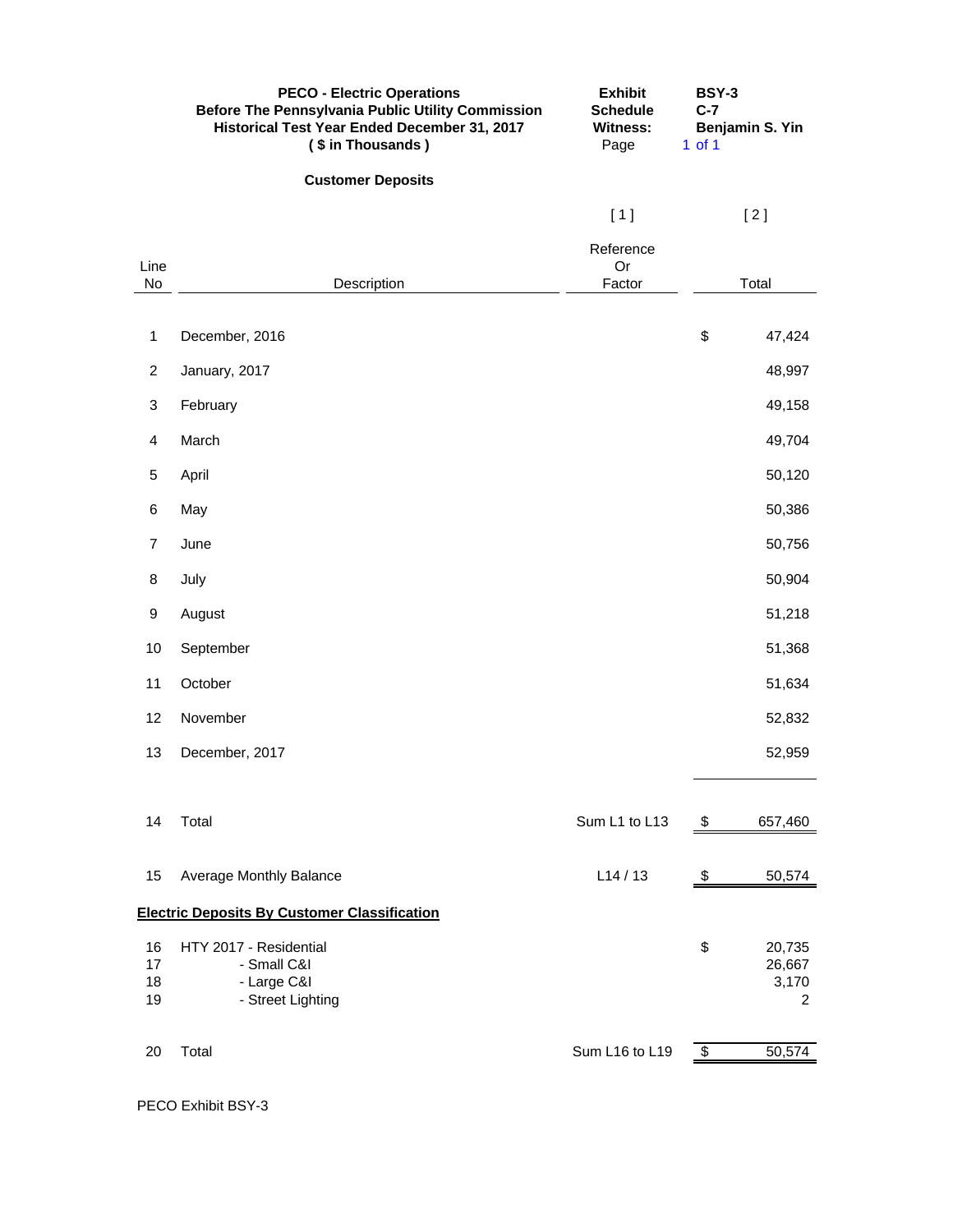**PECO - Electric Operations**
**Before The Pennsylvania Public Utility Commission**
**Historical Test Year Ended December 31, 2017**
**( $ in Thousands )**

| | |
|---|---|
| **Exhibit** | **BSY-3** |
| **Schedule** | **C-7** |
| **Witness:** | **Benjamin S. Yin** |
| Page | 1 of 1 |

**Customer Deposits**

| Line No | Description | [ 1 ] Reference Or Factor | [ 2 ] Total |
|---|---|---|---|
| 1 | December, 2016 | | $ 47,424 |
| 2 | January, 2017 | | 48,997 |
| 3 | February | | 49,158 |
| 4 | March | | 49,704 |
| 5 | April | | 50,120 |
| 6 | May | | 50,386 |
| 7 | June | | 50,756 |
| 8 | July | | 50,904 |
| 9 | August | | 51,218 |
| 10 | September | | 51,368 |
| 11 | October | | 51,634 |
| 12 | November | | 52,832 |
| 13 | December, 2017 | | 52,959 |
| 14 | Total | Sum L1 to L13 | $ 657,460 |
| 15 | Average Monthly Balance | L14 / 13 | $ 50,574 |
| | **Electric Deposits By Customer Classification** | | |
| 16 | HTY 2017 - Residential | | $ 20,735 |
| 17 | - Small C&I | | 26,667 |
| 18 | - Large C&I | | 3,170 |
| 19 | - Street Lighting | | 2 |
| 20 | Total | Sum L16 to L19 | $ 50,574 |

PECO Exhibit BSY-3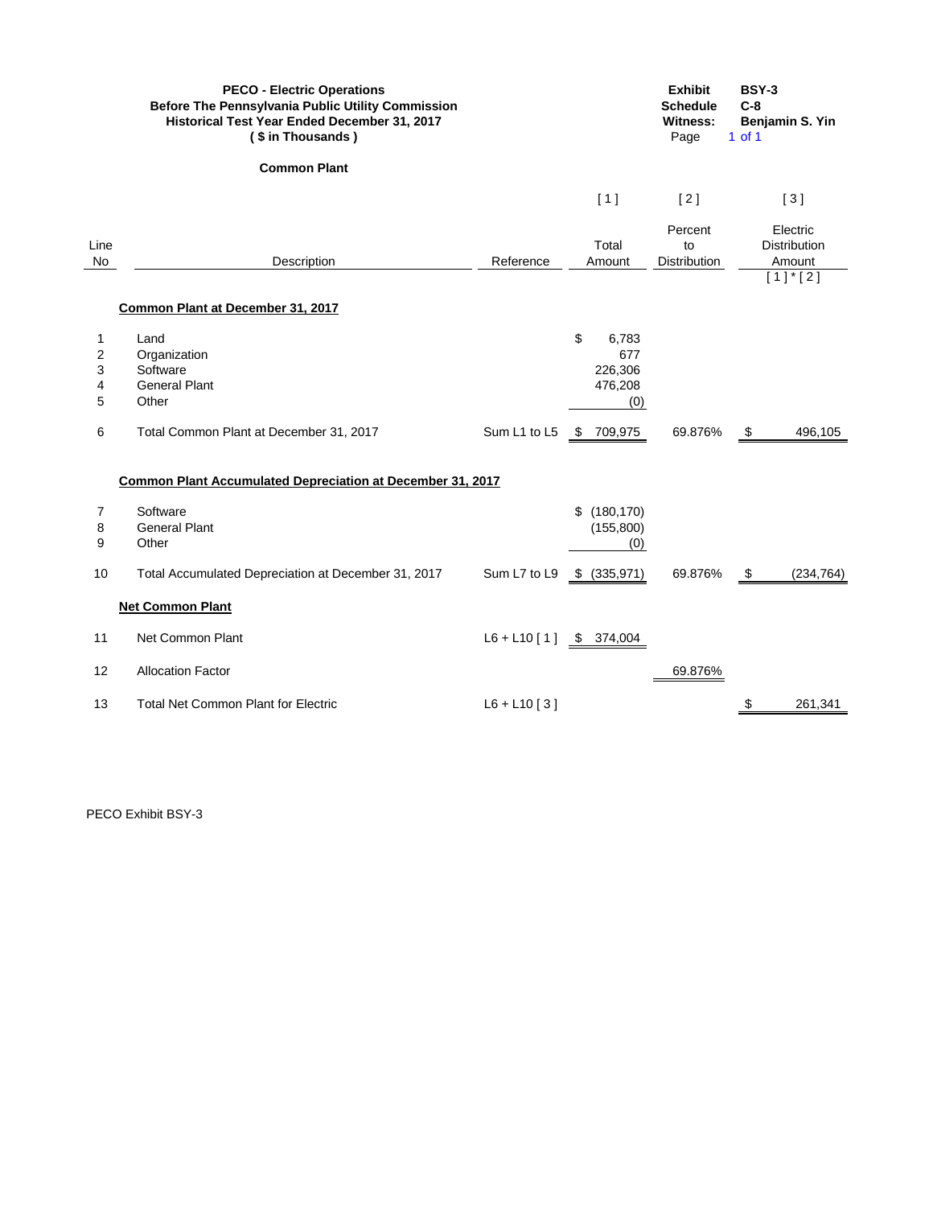**PECO - Electric Operations**
**Before The Pennsylvania Public Utility Commission**
**Historical Test Year Ended December 31, 2017**
**( $ in Thousands )**

**Exhibit** BSY-3
**Schedule** C-8
**Witness:** Benjamin S. Yin
Page 1 of 1

**Common Plant**

| Line No | Description | Reference | [ 1 ] Total Amount | [ 2 ] Percent to Distribution | [ 3 ] Electric Distribution Amount [ 1 ] * [ 2 ] |
|---|---|---|---|---|---|
| | **Common Plant at December 31, 2017** | | | | |
| 1 | Land | | $ 6,783 | | |
| 2 | Organization | | 677 | | |
| 3 | Software | | 226,306 | | |
| 4 | General Plant | | 476,208 | | |
| 5 | Other | | (0) | | |
| 6 | Total Common Plant at December 31, 2017 | Sum L1 to L5 | $ 709,975 | 69.876% | $ 496,105 |
| | **Common Plant Accumulated Depreciation at December 31, 2017** | | | | |
| 7 | Software | | $ (180,170) | | |
| 8 | General Plant | | (155,800) | | |
| 9 | Other | | (0) | | |
| 10 | Total Accumulated Depreciation at December 31, 2017 | Sum L7 to L9 | $ (335,971) | 69.876% | $ (234,764) |
| | **Net Common Plant** | | | | |
| 11 | Net Common Plant | L6 + L10 [ 1 ] | $ 374,004 | | |
| 12 | Allocation Factor | | | 69.876% | |
| 13 | Total Net Common Plant for Electric | L6 + L10 [ 3 ] | | | $ 261,341 |

PECO Exhibit BSY-3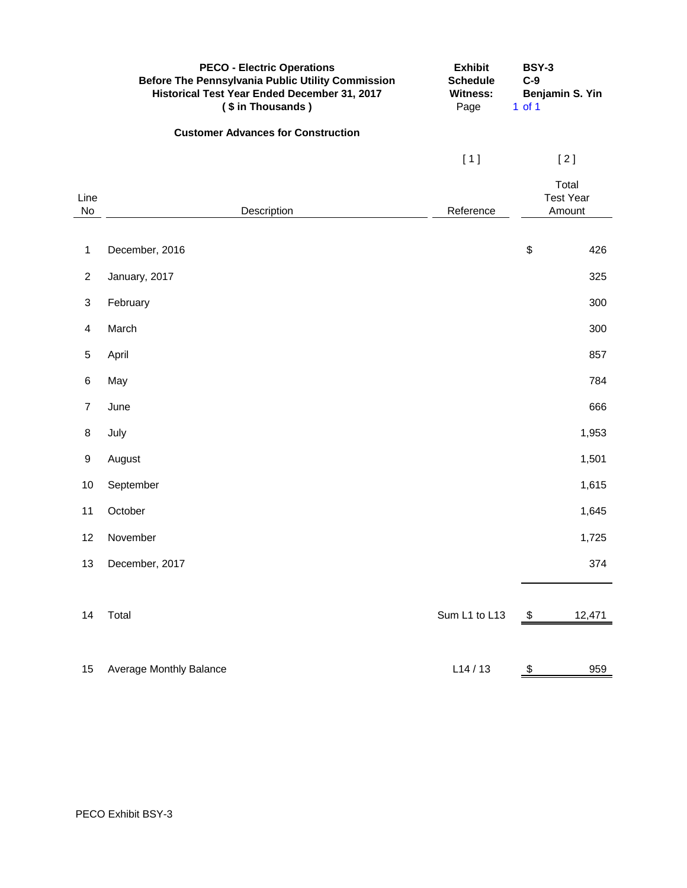**PECO - Electric Operations**
**Before The Pennsylvania Public Utility Commission**
**Historical Test Year Ended December 31, 2017**
**( $ in Thousands )**

**Exhibit** BSY-3
**Schedule** C-9
**Witness:** Benjamin S. Yin
Page 1 of 1

**Customer Advances for Construction**

| Line No | Description | [ 1 ] Reference | [ 2 ] Total Test Year Amount |
|---|---|---|---|
| 1 | December, 2016 | | $ 426 |
| 2 | January, 2017 | | 325 |
| 3 | February | | 300 |
| 4 | March | | 300 |
| 5 | April | | 857 |
| 6 | May | | 784 |
| 7 | June | | 666 |
| 8 | July | | 1,953 |
| 9 | August | | 1,501 |
| 10 | September | | 1,615 |
| 11 | October | | 1,645 |
| 12 | November | | 1,725 |
| 13 | December, 2017 | | 374 |
| 14 | Total | Sum L1 to L13 | $ 12,471 |
| 15 | Average Monthly Balance | L14 / 13 | $ 959 |

PECO Exhibit BSY-3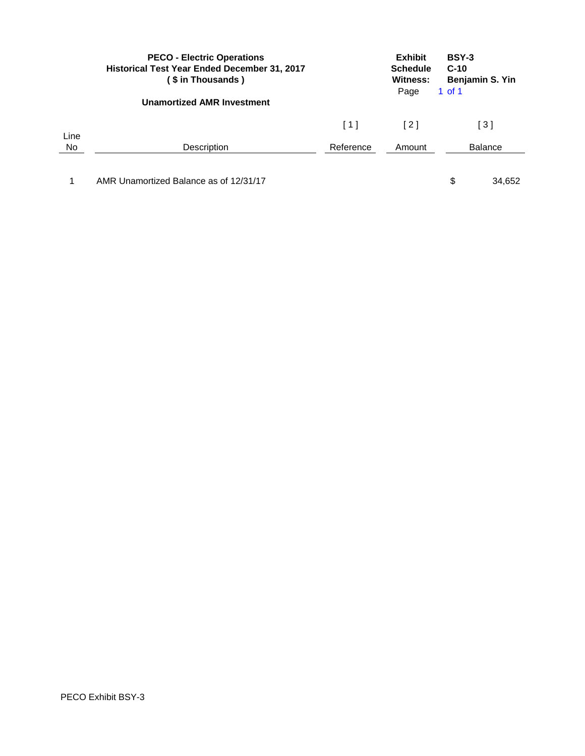**PECO - Electric Operations**
**Historical Test Year Ended December 31, 2017**
**( $ in Thousands )**

**Unamortized AMR Investment**

**Exhibit** BSY-3
**Schedule** C-10
**Witness:** Benjamin S. Yin

| | | [ 1 ] | [ 2 ] | [ 3 ] |
|---|---|---|---|---|
| Line No | Description | Reference | Amount | Balance |
| 1 | AMR Unamortized Balance as of 12/31/17 | | | $ 34,652 |

PECO Exhibit BSY-3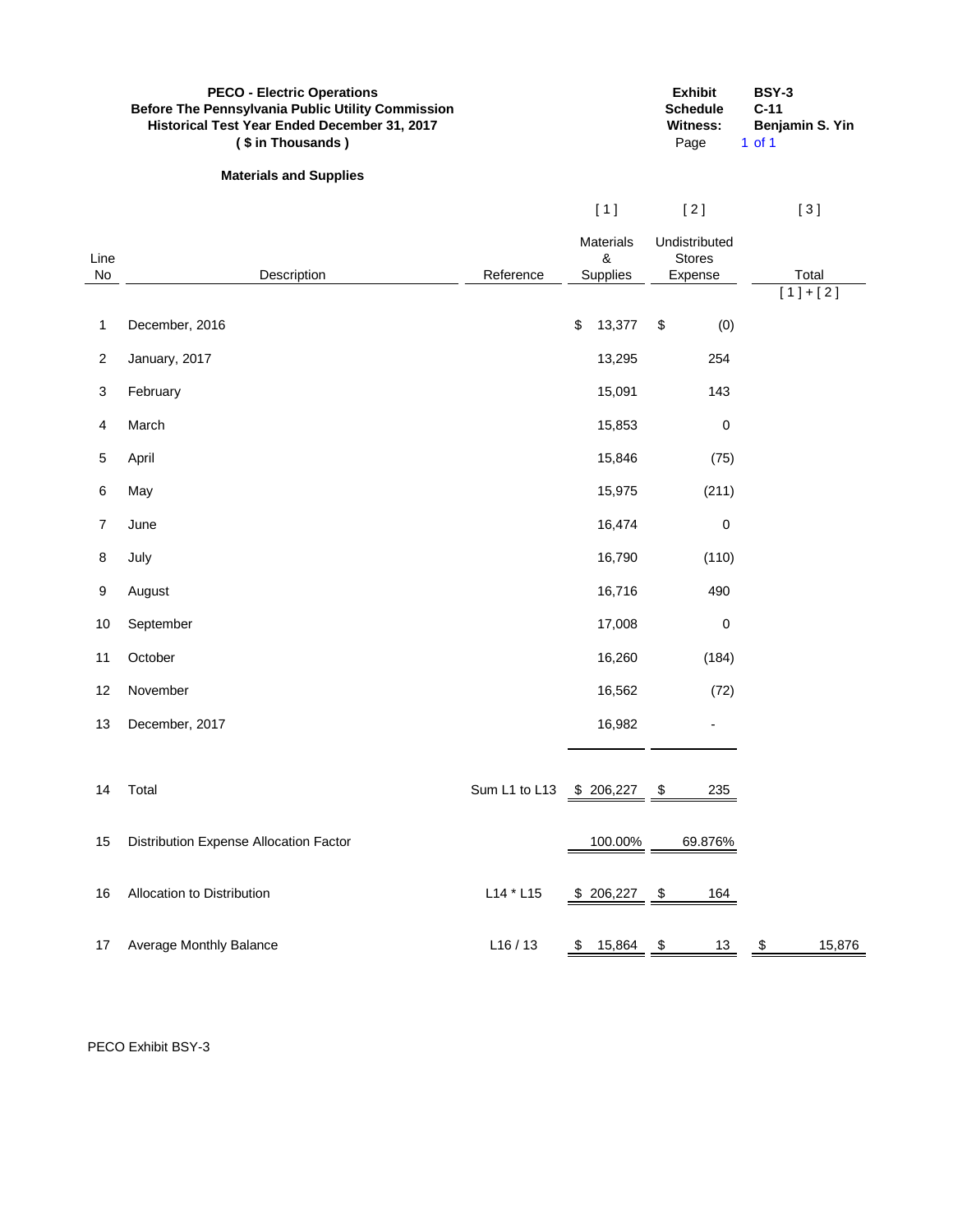**PECO - Electric Operations**
**Before The Pennsylvania Public Utility Commission**
**Historical Test Year Ended December 31, 2017**
**( $ in Thousands )**

**Exhibit** BSY-3
**Schedule** C-11
**Witness:** Benjamin S. Yin
Page 1 of 1

**Materials and Supplies**

| Line No | Description | Reference | [ 1 ] Materials & Supplies | [ 2 ] Undistributed Stores Expense | [ 3 ] Total [ 1 ] + [ 2 ] |
|---|---|---|---|---|---|
| 1 | December, 2016 | | $ 13,377 | $ (0) | |
| 2 | January, 2017 | | 13,295 | 254 | |
| 3 | February | | 15,091 | 143 | |
| 4 | March | | 15,853 | 0 | |
| 5 | April | | 15,846 | (75) | |
| 6 | May | | 15,975 | (211) | |
| 7 | June | | 16,474 | 0 | |
| 8 | July | | 16,790 | (110) | |
| 9 | August | | 16,716 | 490 | |
| 10 | September | | 17,008 | 0 | |
| 11 | October | | 16,260 | (184) | |
| 12 | November | | 16,562 | (72) | |
| 13 | December, 2017 | | 16,982 | - | |
| 14 | Total | Sum L1 to L13 | $ 206,227 | $ 235 | |
| 15 | Distribution Expense Allocation Factor | | 100.00% | 69.876% | |
| 16 | Allocation to Distribution | L14 * L15 | $ 206,227 | $ 164 | |
| 17 | Average Monthly Balance | L16 / 13 | $ 15,864 | $ 13 | $ 15,876 |

PECO Exhibit BSY-3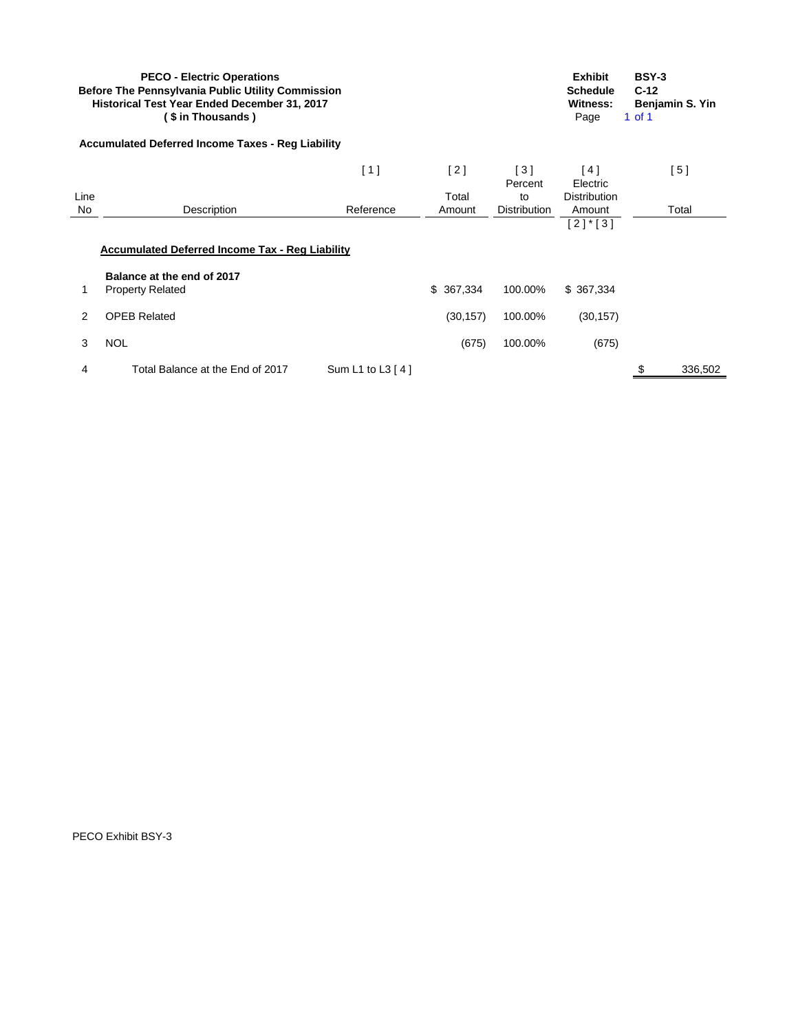**PECO - Electric Operations**
**Before The Pennsylvania Public Utility Commission**
**Historical Test Year Ended December 31, 2017**
**( $ in Thousands )**

**Exhibit** BSY-3
**Schedule** C-12
**Witness:** Benjamin S. Yin

**Accumulated Deferred Income Taxes - Reg Liability**

| | | [ 1 ] | [ 2 ] | [ 3 ] | [ 4 ] | [ 5 ] |
|---|---|---|---|---|---|---|
| Line No | Description | Reference | Total Amount | Percent to Distribution | Electric Distribution Amount [ 2 ] * [ 3 ] | Total |
| | **Accumulated Deferred Income Tax - Reg Liability** | | | | | |
| | **Balance at the end of 2017** | | | | | |
| 1 | Property Related | | $ 367,334 | 100.00% | $ 367,334 | |
| 2 | OPEB Related | | (30,157) | 100.00% | (30,157) | |
| 3 | NOL | | (675) | 100.00% | (675) | |
| 4 | Total Balance at the End of 2017 | Sum L1 to L3 [ 4 ] | | | | $ 336,502 |

PECO Exhibit BSY-3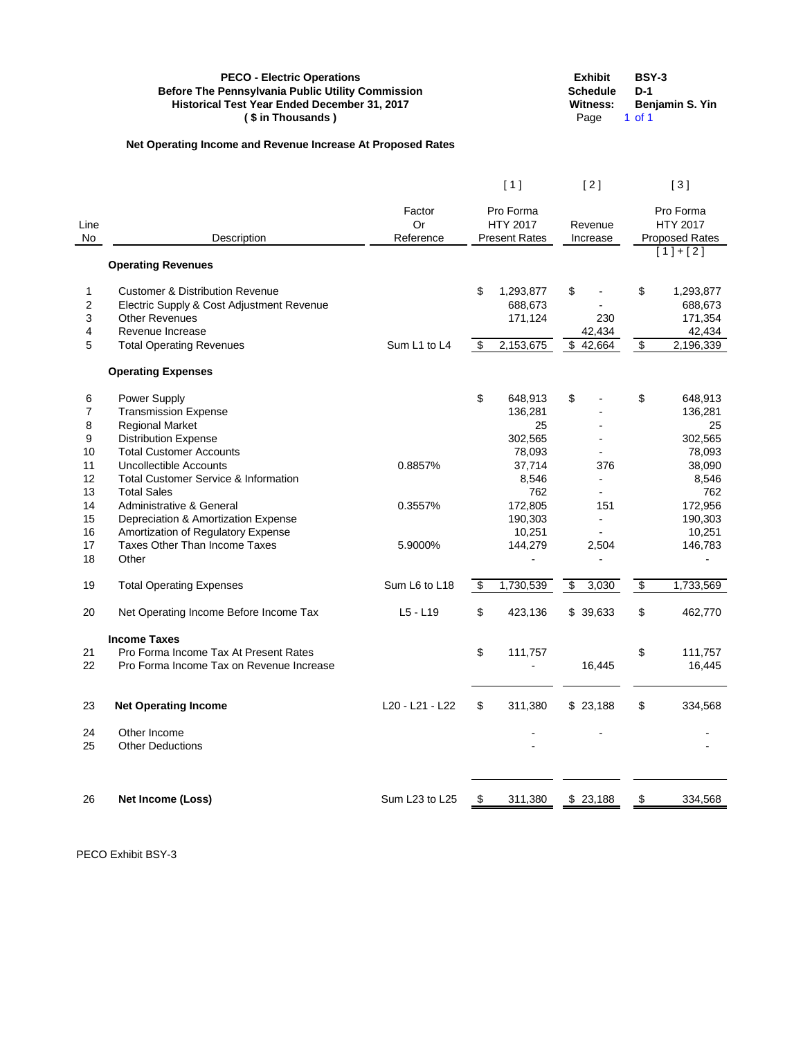**PECO - Electric Operations**
**Before The Pennsylvania Public Utility Commission**
**Historical Test Year Ended December 31, 2017**
**( $ in Thousands )**

**Exhibit** BSY-3
**Schedule** D-1
**Witness:** Benjamin S. Yin

## Net Operating Income and Revenue Increase At Proposed Rates

| Line No | Description | Factor Or Reference | [ 1 ] Pro Forma HTY 2017 Present Rates | [ 2 ] Revenue Increase | [ 3 ] Pro Forma HTY 2017 Proposed Rates [ 1 ] + [ 2 ] |
|---|---|---|---|---|---|
| | **Operating Revenues** | | | | |
| 1 | Customer & Distribution Revenue | | $ 1,293,877 | $ - | $ 1,293,877 |
| 2 | Electric Supply & Cost Adjustment Revenue | | 688,673 | - | 688,673 |
| 3 | Other Revenues | | 171,124 | 230 | 171,354 |
| 4 | Revenue Increase | | | 42,434 | 42,434 |
| 5 | Total Operating Revenues | Sum L1 to L4 | $ 2,153,675 | $ 42,664 | $ 2,196,339 |
| | **Operating Expenses** | | | | |
| 6 | Power Supply | | $ 648,913 | $ - | $ 648,913 |
| 7 | Transmission Expense | | 136,281 | - | 136,281 |
| 8 | Regional Market | | 25 | - | 25 |
| 9 | Distribution Expense | | 302,565 | - | 302,565 |
| 10 | Total Customer Accounts | | 78,093 | - | 78,093 |
| 11 | Uncollectible Accounts | 0.8857% | 37,714 | 376 | 38,090 |
| 12 | Total Customer Service & Information | | 8,546 | - | 8,546 |
| 13 | Total Sales | | 762 | - | 762 |
| 14 | Administrative & General | 0.3557% | 172,805 | 151 | 172,956 |
| 15 | Depreciation & Amortization Expense | | 190,303 | - | 190,303 |
| 16 | Amortization of Regulatory Expense | | 10,251 | - | 10,251 |
| 17 | Taxes Other Than Income Taxes | 5.9000% | 144,279 | 2,504 | 146,783 |
| 18 | Other | | - | - | - |
| 19 | Total Operating Expenses | Sum L6 to L18 | $ 1,730,539 | $ 3,030 | $ 1,733,569 |
| 20 | Net Operating Income Before Income Tax | L5 - L19 | $ 423,136 | $ 39,633 | $ 462,770 |
| | **Income Taxes** | | | | |
| 21 | Pro Forma Income Tax At Present Rates | | $ 111,757 | | $ 111,757 |
| 22 | Pro Forma Income Tax on Revenue Increase | | - | 16,445 | 16,445 |
| 23 | **Net Operating Income** | L20 - L21 - L22 | $ 311,380 | $ 23,188 | $ 334,568 |
| 24 | Other Income | | - | - | - |
| 25 | Other Deductions | | - | | - |
| 26 | **Net Income (Loss)** | Sum L23 to L25 | $ 311,380 | $ 23,188 | $ 334,568 |

PECO Exhibit BSY-3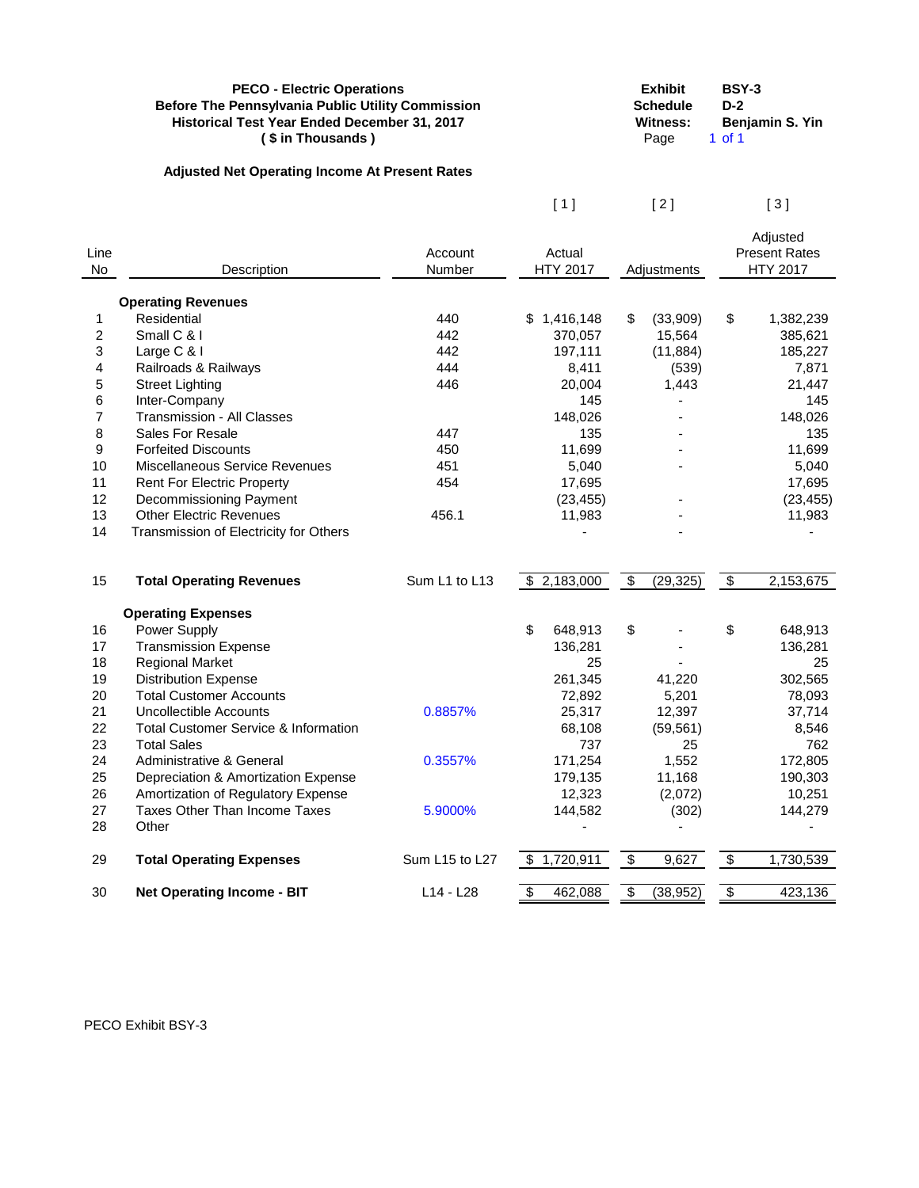**PECO - Electric Operations**
**Before The Pennsylvania Public Utility Commission**
**Historical Test Year Ended December 31, 2017**
**( $ in Thousands )**

**Exhibit** BSY-3
**Schedule** D-2
**Witness:** Benjamin S. Yin
Page 1 of 1

**Adjusted Net Operating Income At Present Rates**

| Line No | Description | Account Number | [ 1 ] Actual HTY 2017 | [ 2 ] Adjustments | [ 3 ] Adjusted Present Rates HTY 2017 |
|---|---|---|---|---|---|
| | **Operating Revenues** | | | | |
| 1 | Residential | 440 | $ 1,416,148 | $ (33,909) | $ 1,382,239 |
| 2 | Small C & I | 442 | 370,057 | 15,564 | 385,621 |
| 3 | Large C & I | 442 | 197,111 | (11,884) | 185,227 |
| 4 | Railroads & Railways | 444 | 8,411 | (539) | 7,871 |
| 5 | Street Lighting | 446 | 20,004 | 1,443 | 21,447 |
| 6 | Inter-Company | | 145 | - | 145 |
| 7 | Transmission - All Classes | | 148,026 | - | 148,026 |
| 8 | Sales For Resale | 447 | 135 | - | 135 |
| 9 | Forfeited Discounts | 450 | 11,699 | - | 11,699 |
| 10 | Miscellaneous Service Revenues | 451 | 5,040 | - | 5,040 |
| 11 | Rent For Electric Property | 454 | 17,695 | | 17,695 |
| 12 | Decommissioning Payment | | (23,455) | - | (23,455) |
| 13 | Other Electric Revenues | 456.1 | 11,983 | - | 11,983 |
| 14 | Transmission of Electricity for Others | | - | - | - |
| 15 | **Total Operating Revenues** | Sum L1 to L13 | $ 2,183,000 | $ (29,325) | $ 2,153,675 |
| | **Operating Expenses** | | | | |
| 16 | Power Supply | | $ 648,913 | $ - | $ 648,913 |
| 17 | Transmission Expense | | 136,281 | - | 136,281 |
| 18 | Regional Market | | 25 | - | 25 |
| 19 | Distribution Expense | | 261,345 | 41,220 | 302,565 |
| 20 | Total Customer Accounts | | 72,892 | 5,201 | 78,093 |
| 21 | Uncollectible Accounts | 0.8857% | 25,317 | 12,397 | 37,714 |
| 22 | Total Customer Service & Information | | 68,108 | (59,561) | 8,546 |
| 23 | Total Sales | | 737 | 25 | 762 |
| 24 | Administrative & General | 0.3557% | 171,254 | 1,552 | 172,805 |
| 25 | Depreciation & Amortization Expense | | 179,135 | 11,168 | 190,303 |
| 26 | Amortization of Regulatory Expense | | 12,323 | (2,072) | 10,251 |
| 27 | Taxes Other Than Income Taxes | 5.9000% | 144,582 | (302) | 144,279 |
| 28 | Other | | - | - | - |
| 29 | **Total Operating Expenses** | Sum L15 to L27 | $ 1,720,911 | $ 9,627 | $ 1,730,539 |
| 30 | **Net Operating Income - BIT** | L14 - L28 | $ 462,088 | $ (38,952) | $ 423,136 |

PECO Exhibit BSY-3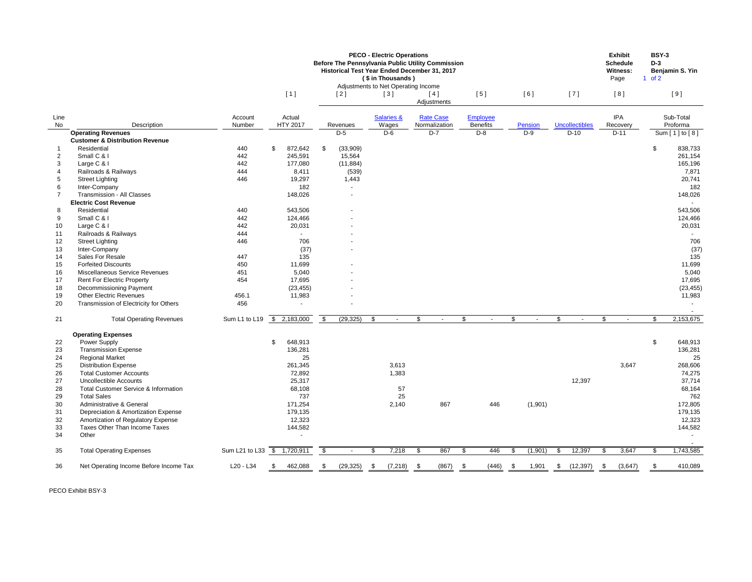**PECO - Electric Operations**
**Before The Pennsylvania Public Utility Commission**
**Historical Test Year Ended December 31, 2017**
**( $ in Thousands )**
Adjustments to Net Operating Income

**Exhibit** BSY-3
**Schedule** D-3
**Witness:** Benjamin S. Yin
Page 1 of 2

| | | | [ 1 ] | [ 2 ] | [ 3 ] | [ 4 ] | [ 5 ] | [ 6 ] | [ 7 ] | [ 8 ] | [ 9 ] |
|---|---|---|---|---|---|---|---|---|---|---|---|
| | | | | | | Adjustments | | | | | |
| Line No | Description | Account Number | Actual HTY 2017 | Revenues | Salaries & Wages | Rate Case Normalization | Employee Benefits | Pension | Uncollectibles | IPA Recovery | Sub-Total Proforma |
| | **Operating Revenues** | | | D-5 | D-6 | D-7 | D-8 | D-9 | D-10 | D-11 | Sum [ 1 ] to [ 8 ] |
| | **Customer & Distribution Revenue** | | | | | | | | | | |
| 1 | Residential | 440 | $ 872,642 | $ (33,909) | | | | | | | $ 838,733 |
| 2 | Small C & I | 442 | 245,591 | 15,564 | | | | | | | 261,154 |
| 3 | Large C & I | 442 | 177,080 | (11,884) | | | | | | | 165,196 |
| 4 | Railroads & Railways | 444 | 8,411 | (539) | | | | | | | 7,871 |
| 5 | Street Lighting | 446 | 19,297 | 1,443 | | | | | | | 20,741 |
| 6 | Inter-Company | | 182 | - | | | | | | | 182 |
| 7 | Transmission - All Classes | | 148,026 | - | | | | | | | 148,026 |
| | **Electric Cost Revenue** | | | | | | | | | | - |
| 8 | Residential | 440 | 543,506 | - | | | | | | | 543,506 |
| 9 | Small C & I | 442 | 124,466 | - | | | | | | | 124,466 |
| 10 | Large C & I | 442 | 20,031 | - | | | | | | | 20,031 |
| 11 | Railroads & Railways | 444 | - | - | | | | | | | - |
| 12 | Street Lighting | 446 | 706 | - | | | | | | | 706 |
| 13 | Inter-Company | | (37) | - | | | | | | | (37) |
| 14 | Sales For Resale | 447 | 135 | | | | | | | | 135 |
| 15 | Forfeited Discounts | 450 | 11,699 | - | | | | | | | 11,699 |
| 16 | Miscellaneous Service Revenues | 451 | 5,040 | - | | | | | | | 5,040 |
| 17 | Rent For Electric Property | 454 | 17,695 | - | | | | | | | 17,695 |
| 18 | Decommissioning Payment | | (23,455) | - | | | | | | | (23,455) |
| 19 | Other Electric Revenues | 456.1 | 11,983 | - | | | | | | | 11,983 |
| 20 | Transmission of Electricity for Others | 456 | - | - | | | | | | | - |
| | | | | | | | | | | | - |
| 21 | Total Operating Revenues | Sum L1 to L19 | $ 2,183,000 | $ (29,325) | $ - | $ - | $ - | $ - | $ - | $ - | $ 2,153,675 |
| | **Operating Expenses** | | | | | | | | | | |
| 22 | Power Supply | | $ 648,913 | | | | | | | | $ 648,913 |
| 23 | Transmission Expense | | 136,281 | | | | | | | | 136,281 |
| 24 | Regional Market | | 25 | | | | | | | | 25 |
| 25 | Distribution Expense | | 261,345 | | 3,613 | | | | | 3,647 | 268,606 |
| 26 | Total Customer Accounts | | 72,892 | | 1,383 | | | | | | 74,275 |
| 27 | Uncollectible Accounts | | 25,317 | | | | | | 12,397 | | 37,714 |
| 28 | Total Customer Service & Information | | 68,108 | | 57 | | | | | | 68,164 |
| 29 | Total Sales | | 737 | | 25 | | | | | | 762 |
| 30 | Administrative & General | | 171,254 | | 2,140 | 867 | 446 | (1,901) | | | 172,805 |
| 31 | Depreciation & Amortization Expense | | 179,135 | | | | | | | | 179,135 |
| 32 | Amortization of Regulatory Expense | | 12,323 | | | | | | | | 12,323 |
| 33 | Taxes Other Than Income Taxes | | 144,582 | | | | | | | | 144,582 |
| 34 | Other | | - | | | | | | | | - |
| | | | | | | | | | | | - |
| 35 | Total Operating Expenses | Sum L21 to L33 | $ 1,720,911 | $ - | $ 7,218 | $ 867 | $ 446 | $ (1,901) | $ 12,397 | $ 3,647 | $ 1,743,585 |
| 36 | Net Operating Income Before Income Tax | L20 - L34 | $ 462,088 | $ (29,325) | $ (7,218) | $ (867) | $ (446) | $ 1,901 | $ (12,397) | $ (3,647) | $ 410,089 |

PECO Exhibit BSY-3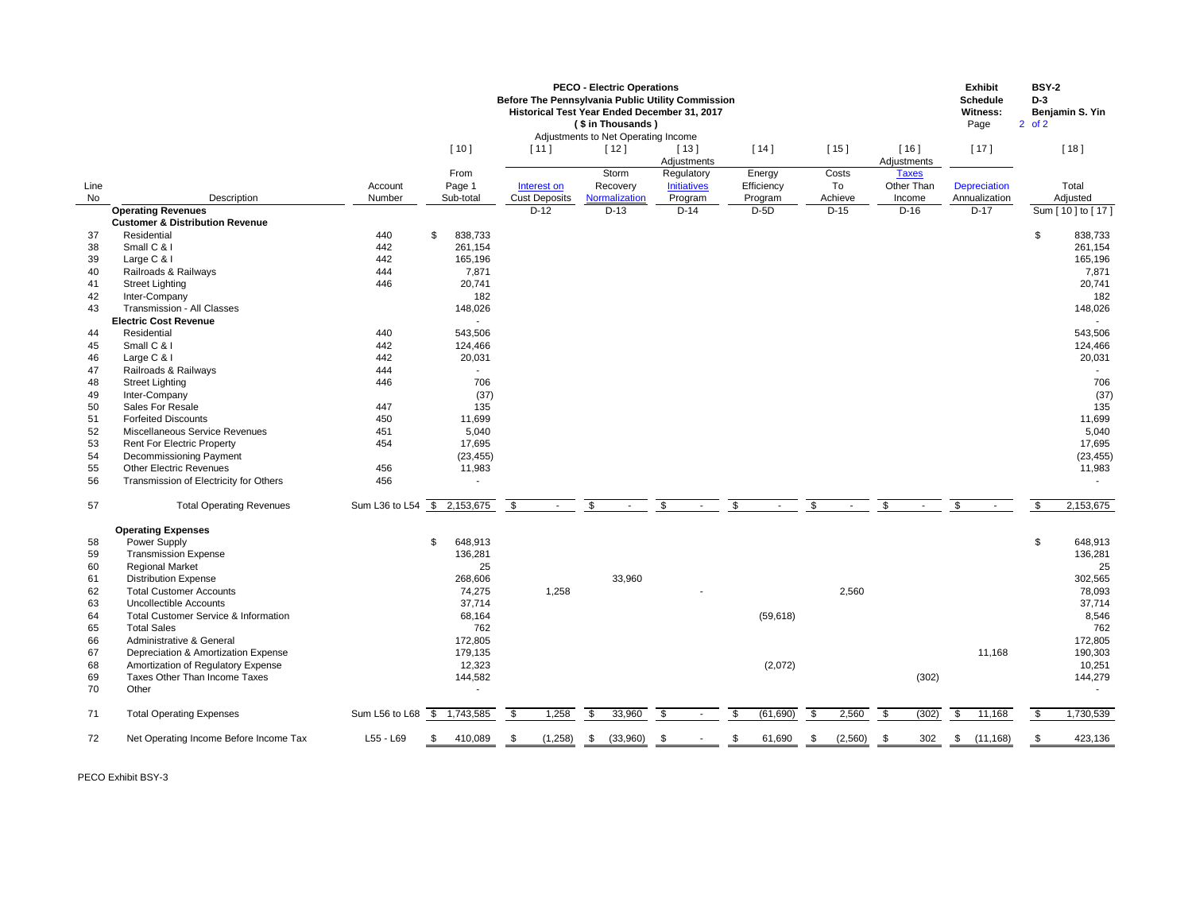# PECO - Electric Operations
## Before The Pennsylvania Public Utility Commission
### Historical Test Year Ended December 31, 2017
### ( $ in Thousands )

Exhibit BSY-2
Schedule D-3
Witness: Benjamin S. Yin

Adjustments to Net Operating Income

| Line No | Description | Account Number | [ 10 ] From Page 1 Sub-total | [ 11 ] Interest on Cust Deposits | [ 12 ] Storm Recovery Normalization | [ 13 ] Adjustments Regulatory Initiatives Program | [ 14 ] Energy Efficiency Program | [ 15 ] Costs To Achieve | [ 16 ] Adjustments Taxes Other Than Income | [ 17 ] Depreciation Annualization | [ 18 ] Total Adjusted |
|---|---|---|---|---|---|---|---|---|---|---|---|
| | **Operating Revenues** | | | D-12 | D-13 | D-14 | D-5D | D-15 | D-16 | D-17 | Sum [ 10 ] to [ 17 ] |
| | **Customer & Distribution Revenue** | | | | | | | | | | |
| 37 | Residential | 440 | $ 838,733 | | | | | | | | $ 838,733 |
| 38 | Small C & I | 442 | 261,154 | | | | | | | | 261,154 |
| 39 | Large C & I | 442 | 165,196 | | | | | | | | 165,196 |
| 40 | Railroads & Railways | 444 | 7,871 | | | | | | | | 7,871 |
| 41 | Street Lighting | 446 | 20,741 | | | | | | | | 20,741 |
| 42 | Inter-Company | | 182 | | | | | | | | 182 |
| 43 | Transmission - All Classes | | 148,026 | | | | | | | | 148,026 |
| | **Electric Cost Revenue** | | - | | | | | | | | - |
| 44 | Residential | 440 | 543,506 | | | | | | | | 543,506 |
| 45 | Small C & I | 442 | 124,466 | | | | | | | | 124,466 |
| 46 | Large C & I | 442 | 20,031 | | | | | | | | 20,031 |
| 47 | Railroads & Railways | 444 | - | | | | | | | | - |
| 48 | Street Lighting | 446 | 706 | | | | | | | | 706 |
| 49 | Inter-Company | | (37) | | | | | | | | (37) |
| 50 | Sales For Resale | 447 | 135 | | | | | | | | 135 |
| 51 | Forfeited Discounts | 450 | 11,699 | | | | | | | | 11,699 |
| 52 | Miscellaneous Service Revenues | 451 | 5,040 | | | | | | | | 5,040 |
| 53 | Rent For Electric Property | 454 | 17,695 | | | | | | | | 17,695 |
| 54 | Decommissioning Payment | | (23,455) | | | | | | | | (23,455) |
| 55 | Other Electric Revenues | 456 | 11,983 | | | | | | | | 11,983 |
| 56 | Transmission of Electricity for Others | 456 | - | | | | | | | | - |
| 57 | Total Operating Revenues | Sum L36 to L54 | $ 2,153,675 | $ - | $ - | $ - | $ - | $ - | $ - | $ - | $ 2,153,675 |
| | **Operating Expenses** | | | | | | | | | | |
| 58 | Power Supply | | $ 648,913 | | | | | | | | $ 648,913 |
| 59 | Transmission Expense | | 136,281 | | | | | | | | 136,281 |
| 60 | Regional Market | | 25 | | | | | | | | 25 |
| 61 | Distribution Expense | | 268,606 | | 33,960 | | | | | | 302,565 |
| 62 | Total Customer Accounts | | 74,275 | 1,258 | | - | | 2,560 | | | 78,093 |
| 63 | Uncollectible Accounts | | 37,714 | | | | | | | | 37,714 |
| 64 | Total Customer Service & Information | | 68,164 | | | | (59,618) | | | | 8,546 |
| 65 | Total Sales | | 762 | | | | | | | | 762 |
| 66 | Administrative & General | | 172,805 | | | | | | | | 172,805 |
| 67 | Depreciation & Amortization Expense | | 179,135 | | | | | | | 11,168 | 190,303 |
| 68 | Amortization of Regulatory Expense | | 12,323 | | | | (2,072) | | | | 10,251 |
| 69 | Taxes Other Than Income Taxes | | 144,582 | | | | | | (302) | | 144,279 |
| 70 | Other | | - | | | | | | | | - |
| 71 | Total Operating Expenses | Sum L56 to L68 | $ 1,743,585 | $ 1,258 | $ 33,960 | $ - | $ (61,690) | $ 2,560 | $ (302) | $ 11,168 | $ 1,730,539 |
| 72 | Net Operating Income Before Income Tax | L55 - L69 | $ 410,089 | $ (1,258) | $ (33,960) | $ - | $ 61,690 | $ (2,560) | $ 302 | $ (11,168) | $ 423,136 |

PECO Exhibit BSY-3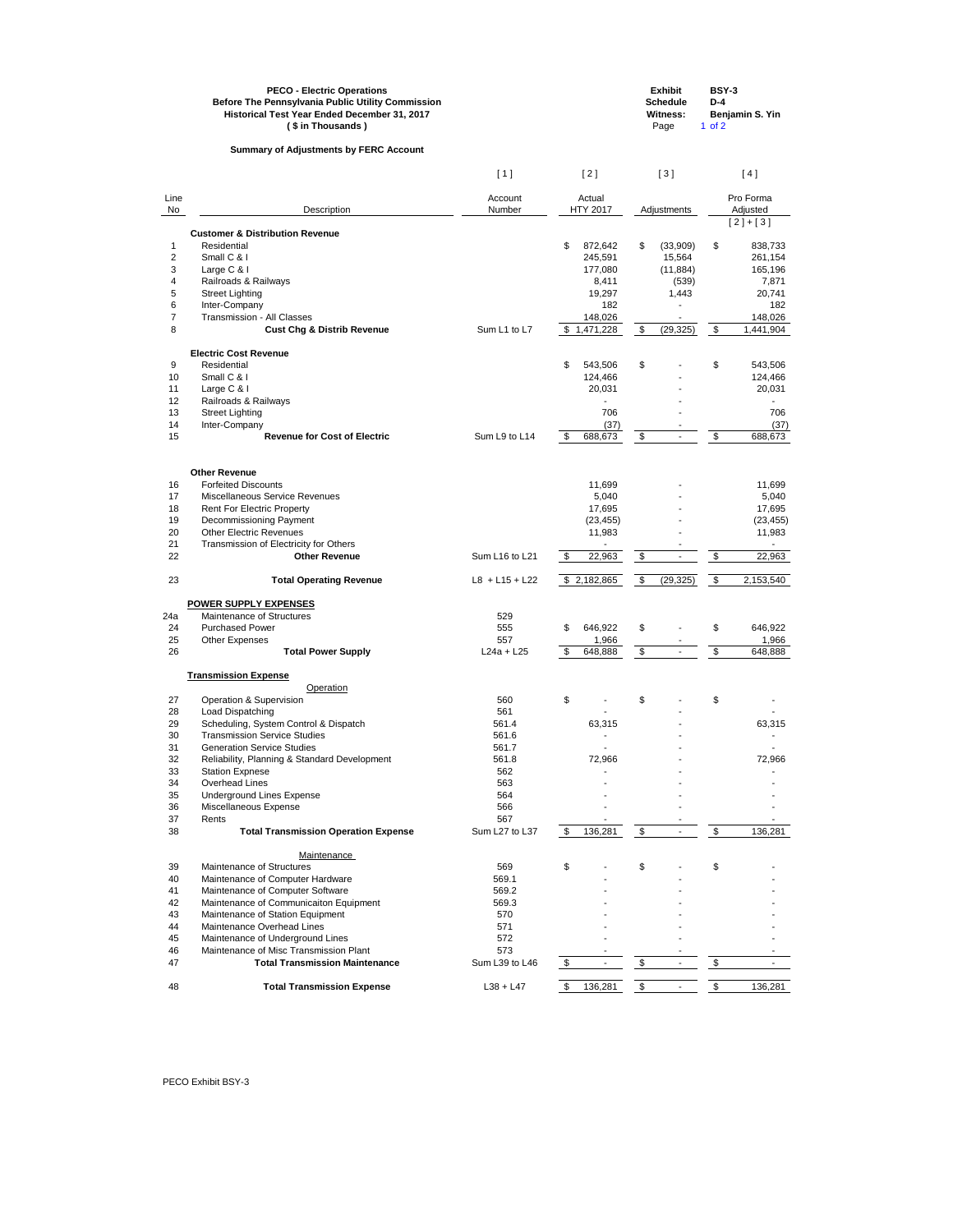**PECO - Electric Operations**
**Before The Pennsylvania Public Utility Commission**
**Historical Test Year Ended December 31, 2017**
**( $ in Thousands )**

| | |
|---|---|
| **Exhibit** | **BSY-3** |
| **Schedule** | **D-4** |
| **Witness:** | **Benjamin S. Yin** |
| Page | 1 of 2 |

**Summary of Adjustments by FERC Account**

| Line No | Description | [1] Account Number | [2] Actual HTY 2017 | [3] Adjustments | [4] Pro Forma Adjusted [2] + [3] |
|---|---|---|---|---|---|
| | **Customer & Distribution Revenue** | | | | |
| 1 | Residential | | $ 872,642 | $ (33,909) | $ 838,733 |
| 2 | Small C & I | | 245,591 | 15,564 | 261,154 |
| 3 | Large C & I | | 177,080 | (11,884) | 165,196 |
| 4 | Railroads & Railways | | 8,411 | (539) | 7,871 |
| 5 | Street Lighting | | 19,297 | 1,443 | 20,741 |
| 6 | Inter-Company | | 182 | - | 182 |
| 7 | Transmission - All Classes | | 148,026 | - | 148,026 |
| 8 | **Cust Chg & Distrib Revenue** | Sum L1 to L7 | $ 1,471,228 | $ (29,325) | $ 1,441,904 |
| | **Electric Cost Revenue** | | | | |
| 9 | Residential | | $ 543,506 | $ - | $ 543,506 |
| 10 | Small C & I | | 124,466 | - | 124,466 |
| 11 | Large C & I | | 20,031 | - | 20,031 |
| 12 | Railroads & Railways | | - | - | - |
| 13 | Street Lighting | | 706 | - | 706 |
| 14 | Inter-Company | | (37) | - | (37) |
| 15 | **Revenue for Cost of Electric** | Sum L9 to L14 | $ 688,673 | $ - | $ 688,673 |
| | **Other Revenue** | | | | |
| 16 | Forfeited Discounts | | 11,699 | - | 11,699 |
| 17 | Miscellaneous Service Revenues | | 5,040 | - | 5,040 |
| 18 | Rent For Electric Property | | 17,695 | - | 17,695 |
| 19 | Decommissioning Payment | | (23,455) | - | (23,455) |
| 20 | Other Electric Revenues | | 11,983 | - | 11,983 |
| 21 | Transmission of Electricity for Others | | - | - | - |
| 22 | **Other Revenue** | Sum L16 to L21 | $ 22,963 | $ - | $ 22,963 |
| 23 | **Total Operating Revenue** | L8 + L15 + L22 | $ 2,182,865 | $ (29,325) | $ 2,153,540 |
| | **POWER SUPPLY EXPENSES** | | | | |
| 24a | Maintenance of Structures | 529 | | | |
| 24 | Purchased Power | 555 | $ 646,922 | $ - | $ 646,922 |
| 25 | Other Expenses | 557 | 1,966 | - | 1,966 |
| 26 | **Total Power Supply** | L24a + L25 | $ 648,888 | $ - | $ 648,888 |
| | **Transmission Expense** | | | | |
| | Operation | | | | |
| 27 | Operation & Supervision | 560 | $ - | $ - | $ - |
| 28 | Load Dispatching | 561 | - | - | - |
| 29 | Scheduling, System Control & Dispatch | 561.4 | 63,315 | - | 63,315 |
| 30 | Transmission Service Studies | 561.6 | - | - | - |
| 31 | Generation Service Studies | 561.7 | - | - | - |
| 32 | Reliability, Planning & Standard Development | 561.8 | 72,966 | - | 72,966 |
| 33 | Station Expnese | 562 | - | - | - |
| 34 | Overhead Lines | 563 | - | - | - |
| 35 | Underground Lines Expense | 564 | - | - | - |
| 36 | Miscellaneous Expense | 566 | - | - | - |
| 37 | Rents | 567 | - | - | - |
| 38 | **Total Transmission Operation Expense** | Sum L27 to L37 | $ 136,281 | $ - | $ 136,281 |
| | Maintenance | | | | |
| 39 | Maintenance of Structures | 569 | $ - | $ - | $ - |
| 40 | Maintenance of Computer Hardware | 569.1 | - | - | - |
| 41 | Maintenance of Computer Software | 569.2 | - | - | - |
| 42 | Maintenance of Communicaiton Equipment | 569.3 | - | - | - |
| 43 | Maintenance of Station Equipment | 570 | - | - | - |
| 44 | Maintenance Overhead Lines | 571 | - | - | - |
| 45 | Maintenance of Underground Lines | 572 | - | - | - |
| 46 | Maintenance of Misc Transmission Plant | 573 | - | - | - |
| 47 | **Total Transmission Maintenance** | Sum L39 to L46 | $ - | $ - | $ - |
| 48 | **Total Transmission Expense** | L38 + L47 | $ 136,281 | $ - | $ 136,281 |

PECO Exhibit BSY-3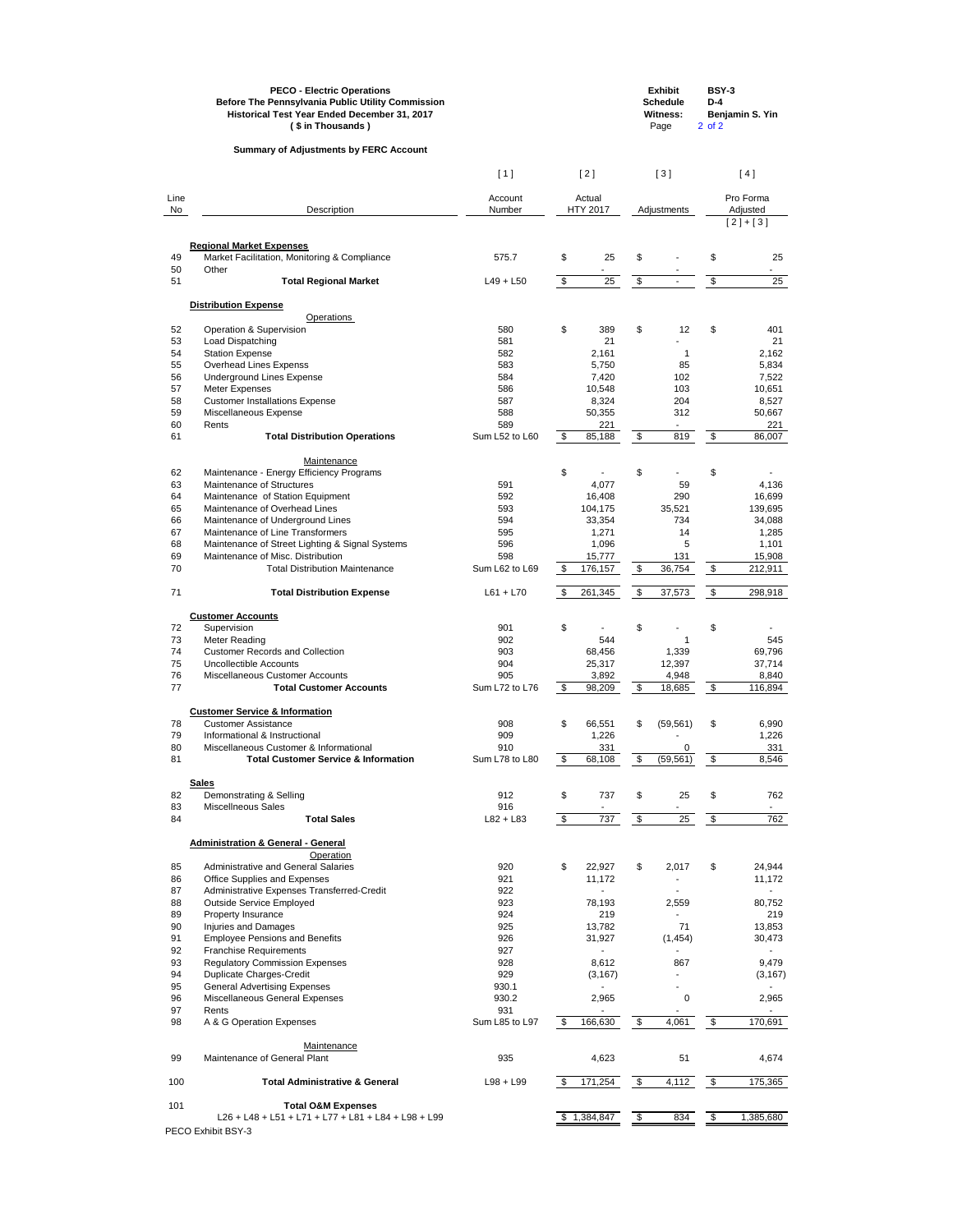**PECO - Electric Operations**
**Before The Pennsylvania Public Utility Commission**
**Historical Test Year Ended December 31, 2017**
**( $ in Thousands )**

**Exhibit** BSY-3
**Schedule** D-4
**Witness:** Benjamin S. Yin

**Summary of Adjustments by FERC Account**

| Line No | Description | [ 1 ] Account Number | [ 2 ] Actual HTY 2017 | [ 3 ] Adjustments | [ 4 ] Pro Forma Adjusted [ 2 ] + [ 3 ] |
|---|---|---|---|---|---|
| | **Regional Market Expenses** | | | | |
| 49 | Market Facilitation, Monitoring & Compliance | 575.7 | $ 25 | $ - | $ 25 |
| 50 | Other | | - | - | - |
| 51 | **Total Regional Market** | L49 + L50 | $ 25 | $ - | $ 25 |
| | **Distribution Expense** | | | | |
| | Operations | | | | |
| 52 | Operation & Supervision | 580 | $ 389 | $ 12 | $ 401 |
| 53 | Load Dispatching | 581 | 21 | - | 21 |
| 54 | Station Expense | 582 | 2,161 | 1 | 2,162 |
| 55 | Overhead Lines Expenss | 583 | 5,750 | 85 | 5,834 |
| 56 | Underground Lines Expense | 584 | 7,420 | 102 | 7,522 |
| 57 | Meter Expenses | 586 | 10,548 | 103 | 10,651 |
| 58 | Customer Installations Expense | 587 | 8,324 | 204 | 8,527 |
| 59 | Miscellaneous Expense | 588 | 50,355 | 312 | 50,667 |
| 60 | Rents | 589 | 221 | - | 221 |
| 61 | **Total Distribution Operations** | Sum L52 to L60 | $ 85,188 | $ 819 | $ 86,007 |
| | Maintenance | | | | |
| 62 | Maintenance - Energy Efficiency Programs | | $ - | $ - | $ - |
| 63 | Maintenance of Structures | 591 | 4,077 | 59 | 4,136 |
| 64 | Maintenance of Station Equipment | 592 | 16,408 | 290 | 16,699 |
| 65 | Maintenance of Overhead Lines | 593 | 104,175 | 35,521 | 139,695 |
| 66 | Maintenance of Underground Lines | 594 | 33,354 | 734 | 34,088 |
| 67 | Maintenance of Line Transformers | 595 | 1,271 | 14 | 1,285 |
| 68 | Maintenance of Street Lighting & Signal Systems | 596 | 1,096 | 5 | 1,101 |
| 69 | Maintenance of Misc. Distribution | 598 | 15,777 | 131 | 15,908 |
| 70 | Total Distribution Maintenance | Sum L62 to L69 | $ 176,157 | $ 36,754 | $ 212,911 |
| 71 | **Total Distribution Expense** | L61 + L70 | $ 261,345 | $ 37,573 | $ 298,918 |
| | **Customer Accounts** | | | | |
| 72 | Supervision | 901 | $ - | $ - | $ - |
| 73 | Meter Reading | 902 | 544 | 1 | 545 |
| 74 | Customer Records and Collection | 903 | 68,456 | 1,339 | 69,796 |
| 75 | Uncollectible Accounts | 904 | 25,317 | 12,397 | 37,714 |
| 76 | Miscellaneous Customer Accounts | 905 | 3,892 | 4,948 | 8,840 |
| 77 | **Total Customer Accounts** | Sum L72 to L76 | $ 98,209 | $ 18,685 | $ 116,894 |
| | **Customer Service & Information** | | | | |
| 78 | Customer Assistance | 908 | $ 66,551 | $ (59,561) | $ 6,990 |
| 79 | Informational & Instructional | 909 | 1,226 | - | 1,226 |
| 80 | Miscellaneous Customer & Informational | 910 | 331 | 0 | 331 |
| 81 | **Total Customer Service & Information** | Sum L78 to L80 | $ 68,108 | $ (59,561) | $ 8,546 |
| | **Sales** | | | | |
| 82 | Demonstrating & Selling | 912 | $ 737 | $ 25 | $ 762 |
| 83 | Miscellneous Sales | 916 | - | - | - |
| 84 | **Total Sales** | L82 + L83 | $ 737 | $ 25 | $ 762 |
| | **Administration & General - General** | | | | |
| | Operation | | | | |
| 85 | Administrative and General Salaries | 920 | $ 22,927 | $ 2,017 | $ 24,944 |
| 86 | Office Supplies and Expenses | 921 | 11,172 | - | 11,172 |
| 87 | Administrative Expenses Transferred-Credit | 922 | - | - | - |
| 88 | Outside Service Employed | 923 | 78,193 | 2,559 | 80,752 |
| 89 | Property Insurance | 924 | 219 | - | 219 |
| 90 | Injuries and Damages | 925 | 13,782 | 71 | 13,853 |
| 91 | Employee Pensions and Benefits | 926 | 31,927 | (1,454) | 30,473 |
| 92 | Franchise Requirements | 927 | - | - | - |
| 93 | Regulatory Commission Expenses | 928 | 8,612 | 867 | 9,479 |
| 94 | Duplicate Charges-Credit | 929 | (3,167) | - | (3,167) |
| 95 | General Advertising Expenses | 930.1 | - | - | - |
| 96 | Miscellaneous General Expenses | 930.2 | 2,965 | 0 | 2,965 |
| 97 | Rents | 931 | - | - | - |
| 98 | A & G Operation Expenses | Sum L85 to L97 | $ 166,630 | $ 4,061 | $ 170,691 |
| | Maintenance | | | | |
| 99 | Maintenance of General Plant | 935 | 4,623 | 51 | 4,674 |
| 100 | **Total Administrative & General** | L98 + L99 | $ 171,254 | $ 4,112 | $ 175,365 |
| 101 | **Total O&M Expenses** L26 + L48 + L51 + L71 + L77 + L81 + L84 + L98 + L99 | | $ 1,384,847 | $ 834 | $ 1,385,680 |

PECO Exhibit BSY-3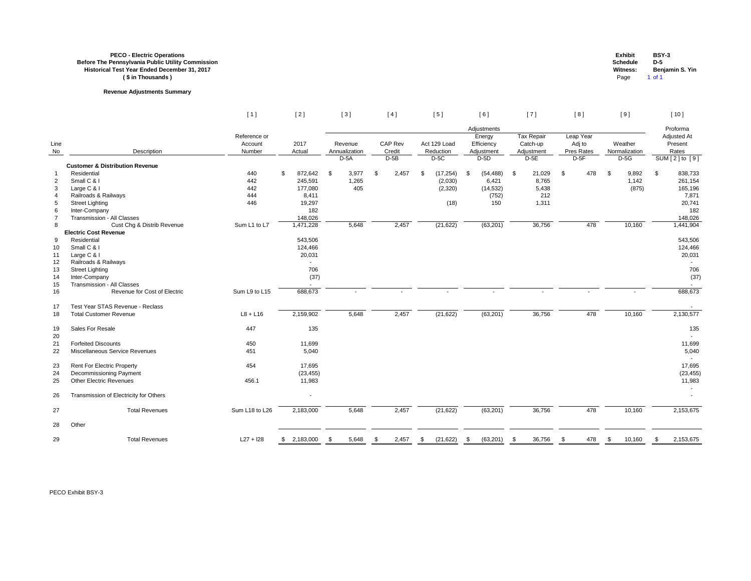**PECO - Electric Operations**
**Before The Pennsylvania Public Utility Commission**
**Historical Test Year Ended December 31, 2017**
**( $ in Thousands )**

**Exhibit** BSY-3
**Schedule** D-5
**Witness:** Benjamin S. Yin
Page 1 of 1

**Revenue Adjustments Summary**

| | | [ 1 ] | [ 2 ] | [ 3 ] | [ 4 ] | [ 5 ] | [ 6 ] | [ 7 ] | [ 8 ] | [ 9 ] | [ 10 ] |
|---|---|---|---|---|---|---|---|---|---|---|---|
| | | | | Adjustments | | | | | | | Proforma |
| Line No | Description | Reference or Account Number | 2017 Actual | Revenue Annualization | CAP Rev Credit | Act 129 Load Reduction | Energy Efficiency Adjustment | Tax Repair Catch-up Adjustment | Leap Year Adj to Pres Rates | Weather Normalization | Adjusted At Present Rates |
| | | | | D-5A | D-5B | D-5C | D-5D | D-5E | D-5F | D-5G | SUM [ 2 ] to [ 9 ] |
| | **Customer & Distribution Revenue** | | | | | | | | | | |
| 1 | Residential | 440 | $ 872,642 | $ 3,977 | $ 2,457 | $ (17,254) | $ (54,488) | $ 21,029 | $ 478 | $ 9,892 | $ 838,733 |
| 2 | Small C & I | 442 | 245,591 | 1,265 | | (2,030) | 6,421 | 8,765 | | 1,142 | 261,154 |
| 3 | Large C & I | 442 | 177,080 | 405 | | (2,320) | (14,532) | 5,438 | | (875) | 165,196 |
| 4 | Railroads & Railways | 444 | 8,411 | | | | (752) | 212 | | | 7,871 |
| 5 | Street Lighting | 446 | 19,297 | | | (18) | 150 | 1,311 | | | 20,741 |
| 6 | Inter-Company | | 182 | | | | | | | | 182 |
| 7 | Transmission - All Classes | | 148,026 | | | | | | | | 148,026 |
| 8 | Cust Chg & Distrib Revenue | Sum L1 to L7 | 1,471,228 | 5,648 | 2,457 | (21,622) | (63,201) | 36,756 | 478 | 10,160 | 1,441,904 |
| | **Electric Cost Revenue** | | | | | | | | | | |
| 9 | Residential | | 543,506 | | | | | | | | 543,506 |
| 10 | Small C & I | | 124,466 | | | | | | | | 124,466 |
| 11 | Large C & I | | 20,031 | | | | | | | | 20,031 |
| 12 | Railroads & Railways | | - | | | | | | | | - |
| 13 | Street Lighting | | 706 | | | | | | | | 706 |
| 14 | Inter-Company | | (37) | | | | | | | | (37) |
| 15 | Transmission - All Classes | | - | | | | | | | | - |
| 16 | Revenue for Cost of Electric | Sum L9 to L15 | 688,673 | - | - | - | - | - | - | - | 688,673 |
| 17 | Test Year STAS Revenue - Reclass | | | | | | | | | | - |
| 18 | Total Customer Revenue | L8 + L16 | 2,159,902 | 5,648 | 2,457 | (21,622) | (63,201) | 36,756 | 478 | 10,160 | 2,130,577 |
| 19 | Sales For Resale | 447 | 135 | | | | | | | | 135 |
| 20 | | | | | | | | | | | - |
| 21 | Forfeited Discounts | 450 | 11,699 | | | | | | | | 11,699 |
| 22 | Miscellaneous Service Revenues | 451 | 5,040 | | | | | | | | 5,040 |
| | | | | | | | | | | | - |
| 23 | Rent For Electric Property | 454 | 17,695 | | | | | | | | 17,695 |
| 24 | Decommissioning Payment | | (23,455) | | | | | | | | (23,455) |
| 25 | Other Electric Revenues | 456.1 | 11,983 | | | | | | | | 11,983 |
| | | | | | | | | | | | - |
| 26 | Transmission of Electricity for Others | | - | | | | | | | | - |
| 27 | Total Revenues | Sum L18 to L26 | 2,183,000 | 5,648 | 2,457 | (21,622) | (63,201) | 36,756 | 478 | 10,160 | 2,153,675 |
| 28 | Other | | | | | | | | | | |
| 29 | Total Revenues | L27 + l28 | $ 2,183,000 | $ 5,648 | $ 2,457 | $ (21,622) | $ (63,201) | $ 36,756 | $ 478 | $ 10,160 | $ 2,153,675 |

PECO Exhibit BSY-3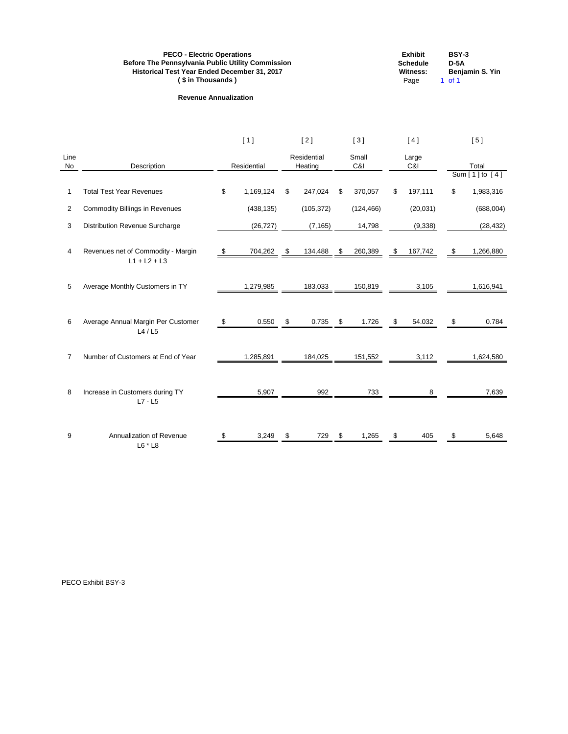**PECO - Electric Operations**
**Before The Pennsylvania Public Utility Commission**
**Historical Test Year Ended December 31, 2017**
**( $ in Thousands )**

| | |
|---|---|
| **Exhibit** | **BSY-3** |
| **Schedule** | **D-5A** |
| **Witness:** | **Benjamin S. Yin** |

**Revenue Annualization**

| | | [ 1 ] | [ 2 ] | [ 3 ] | [ 4 ] | [ 5 ] |
|---|---|---|---|---|---|---|
| Line No | Description | Residential | Residential Heating | Small C&I | Large C&I | Total Sum [ 1 ] to [ 4 ] |
| 1 | Total Test Year Revenues | $ 1,169,124 | $ 247,024 | $ 370,057 | $ 197,111 | $ 1,983,316 |
| 2 | Commodity Billings in Revenues | (438,135) | (105,372) | (124,466) | (20,031) | (688,004) |
| 3 | Distribution Revenue Surcharge | (26,727) | (7,165) | 14,798 | (9,338) | (28,432) |
| 4 | Revenues net of Commodity - Margin L1 + L2 + L3 | $ 704,262 | $ 134,488 | $ 260,389 | $ 167,742 | $ 1,266,880 |
| 5 | Average Monthly Customers in TY | 1,279,985 | 183,033 | 150,819 | 3,105 | 1,616,941 |
| 6 | Average Annual Margin Per Customer L4 / L5 | $ 0.550 | $ 0.735 | $ 1.726 | $ 54.032 | $ 0.784 |
| 7 | Number of Customers at End of Year | 1,285,891 | 184,025 | 151,552 | 3,112 | 1,624,580 |
| 8 | Increase in Customers during TY L7 - L5 | 5,907 | 992 | 733 | 8 | 7,639 |
| 9 | Annualization of Revenue L6 * L8 | $ 3,249 | $ 729 | $ 1,265 | $ 405 | $ 5,648 |

PECO Exhibit BSY-3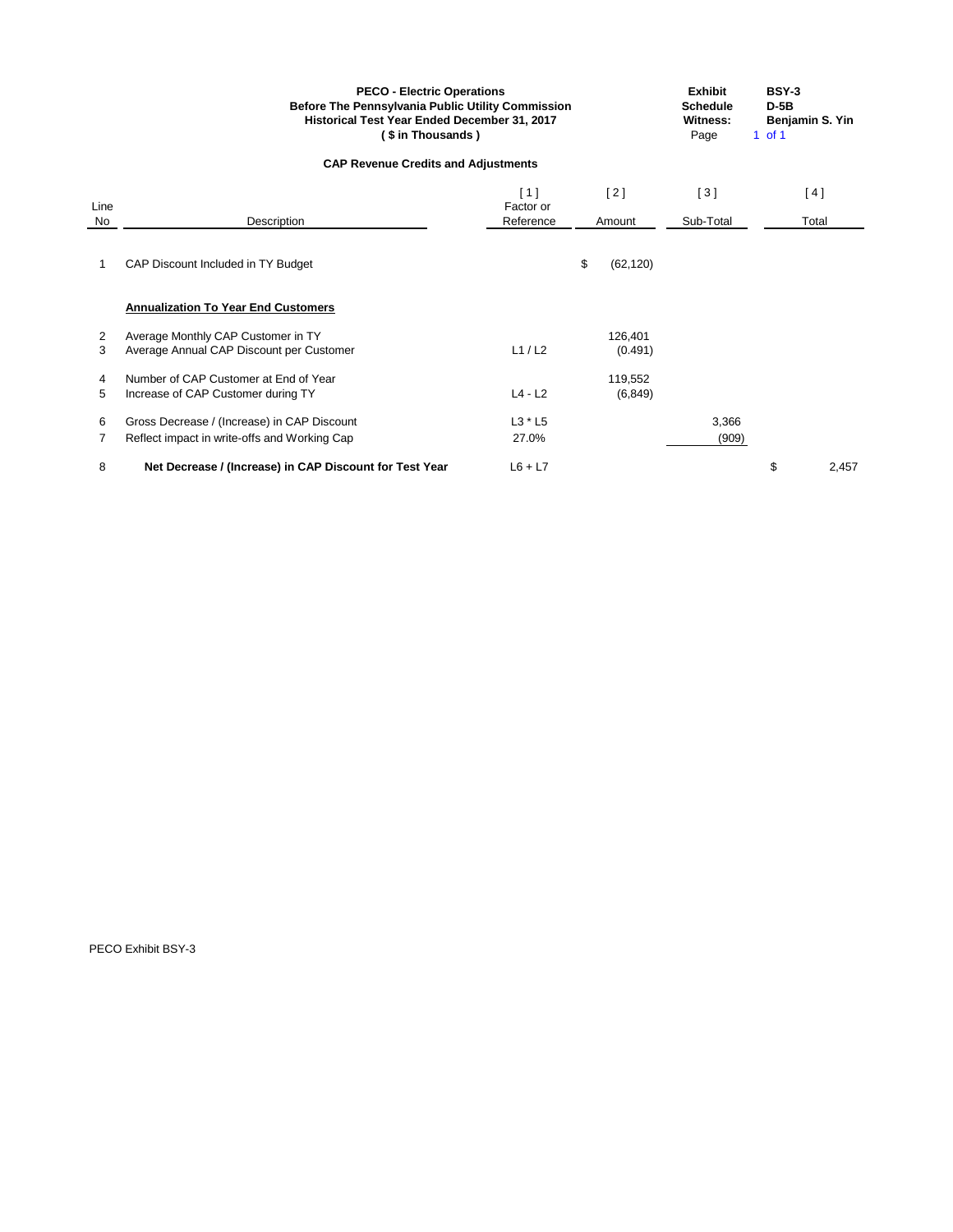**PECO - Electric Operations**
**Before The Pennsylvania Public Utility Commission**
**Historical Test Year Ended December 31, 2017**
**( $ in Thousands )**

| | |
|---|---|
| **Exhibit** | **BSY-3** |
| **Schedule** | **D-5B** |
| **Witness:** | **Benjamin S. Yin** |
| Page | 1 of 1 |

**CAP Revenue Credits and Adjustments**

| Line No | Description | [ 1 ] Factor or Reference | [ 2 ] Amount | [ 3 ] Sub-Total | [ 4 ] Total |
|---|---|---|---|---|---|
| 1 | CAP Discount Included in TY Budget | | $ (62,120) | | |
| | **Annualization To Year End Customers** | | | | |
| 2 | Average Monthly CAP Customer in TY | | 126,401 | | |
| 3 | Average Annual CAP Discount per Customer | L1 / L2 | (0.491) | | |
| 4 | Number of CAP Customer at End of Year | | 119,552 | | |
| 5 | Increase of CAP Customer during TY | L4 - L2 | (6,849) | | |
| 6 | Gross Decrease / (Increase) in CAP Discount | L3 * L5 | | 3,366 | |
| 7 | Reflect impact in write-offs and Working Cap | 27.0% | | (909) | |
| 8 | **Net Decrease / (Increase) in CAP Discount for Test Year** | L6 + L7 | | | $ 2,457 |

PECO Exhibit BSY-3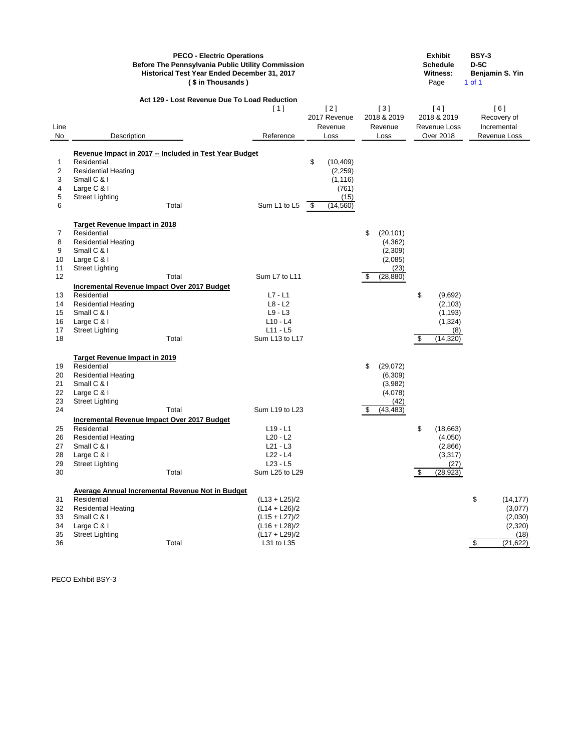**PECO - Electric Operations**
**Before The Pennsylvania Public Utility Commission**
**Historical Test Year Ended December 31, 2017**
**( $ in Thousands )**

**Exhibit:** BSY-3
**Schedule:** D-5C
**Witness:** Benjamin S. Yin
**Page:** 1 of 1

**Act 129 - Lost Revenue Due To Load Reduction**

| Line No | Description | [ 1 ] Reference | [ 2 ] 2017 Revenue Loss | [ 3 ] 2018 & 2019 Revenue Loss | [ 4 ] 2018 & 2019 Revenue Loss Over 2018 | [ 6 ] Recovery of Incremental Revenue Loss |
|---|---|---|---|---|---|---|
| | **Revenue Impact in 2017 -- Included in Test Year Budget** | | | | | |
| 1 | Residential | | $ (10,409) | | | |
| 2 | Residential Heating | | (2,259) | | | |
| 3 | Small C & I | | (1,116) | | | |
| 4 | Large C & I | | (761) | | | |
| 5 | Street Lighting | | (15) | | | |
| 6 | Total | Sum L1 to L5 | $ (14,560) | | | |
| | **Target Revenue Impact in 2018** | | | | | |
| 7 | Residential | | | $ (20,101) | | |
| 8 | Residential Heating | | | (4,362) | | |
| 9 | Small C & I | | | (2,309) | | |
| 10 | Large C & I | | | (2,085) | | |
| 11 | Street Lighting | | | (23) | | |
| 12 | Total | Sum L7 to L11 | | $ (28,880) | | |
| | **Incremental Revenue Impact Over 2017 Budget** | | | | | |
| 13 | Residential | L7 - L1 | | | $ (9,692) | |
| 14 | Residential Heating | L8 - L2 | | | (2,103) | |
| 15 | Small C & I | L9 - L3 | | | (1,193) | |
| 16 | Large C & I | L10 - L4 | | | (1,324) | |
| 17 | Street Lighting | L11 - L5 | | | (8) | |
| 18 | Total | Sum L13 to L17 | | | $ (14,320) | |
| | **Target Revenue Impact in 2019** | | | | | |
| 19 | Residential | | | $ (29,072) | | |
| 20 | Residential Heating | | | (6,309) | | |
| 21 | Small C & I | | | (3,982) | | |
| 22 | Large C & I | | | (4,078) | | |
| 23 | Street Lighting | | | (42) | | |
| 24 | Total | Sum L19 to L23 | | $ (43,483) | | |
| | **Incremental Revenue Impact Over 2017 Budget** | | | | | |
| 25 | Residential | L19 - L1 | | | $ (18,663) | |
| 26 | Residential Heating | L20 - L2 | | | (4,050) | |
| 27 | Small C & I | L21 - L3 | | | (2,866) | |
| 28 | Large C & I | L22 - L4 | | | (3,317) | |
| 29 | Street Lighting | L23 - L5 | | | (27) | |
| 30 | Total | Sum L25 to L29 | | | $ (28,923) | |
| | **Average Annual Incremental Revenue Not in Budget** | | | | | |
| 31 | Residential | (L13 + L25)/2 | | | | $ (14,177) |
| 32 | Residential Heating | (L14 + L26)/2 | | | | (3,077) |
| 33 | Small C & I | (L15 + L27)/2 | | | | (2,030) |
| 34 | Large C & I | (L16 + L28)/2 | | | | (2,320) |
| 35 | Street Lighting | (L17 + L29)/2 | | | | (18) |
| 36 | Total | L31 to L35 | | | | $ (21,622) |

PECO Exhibit BSY-3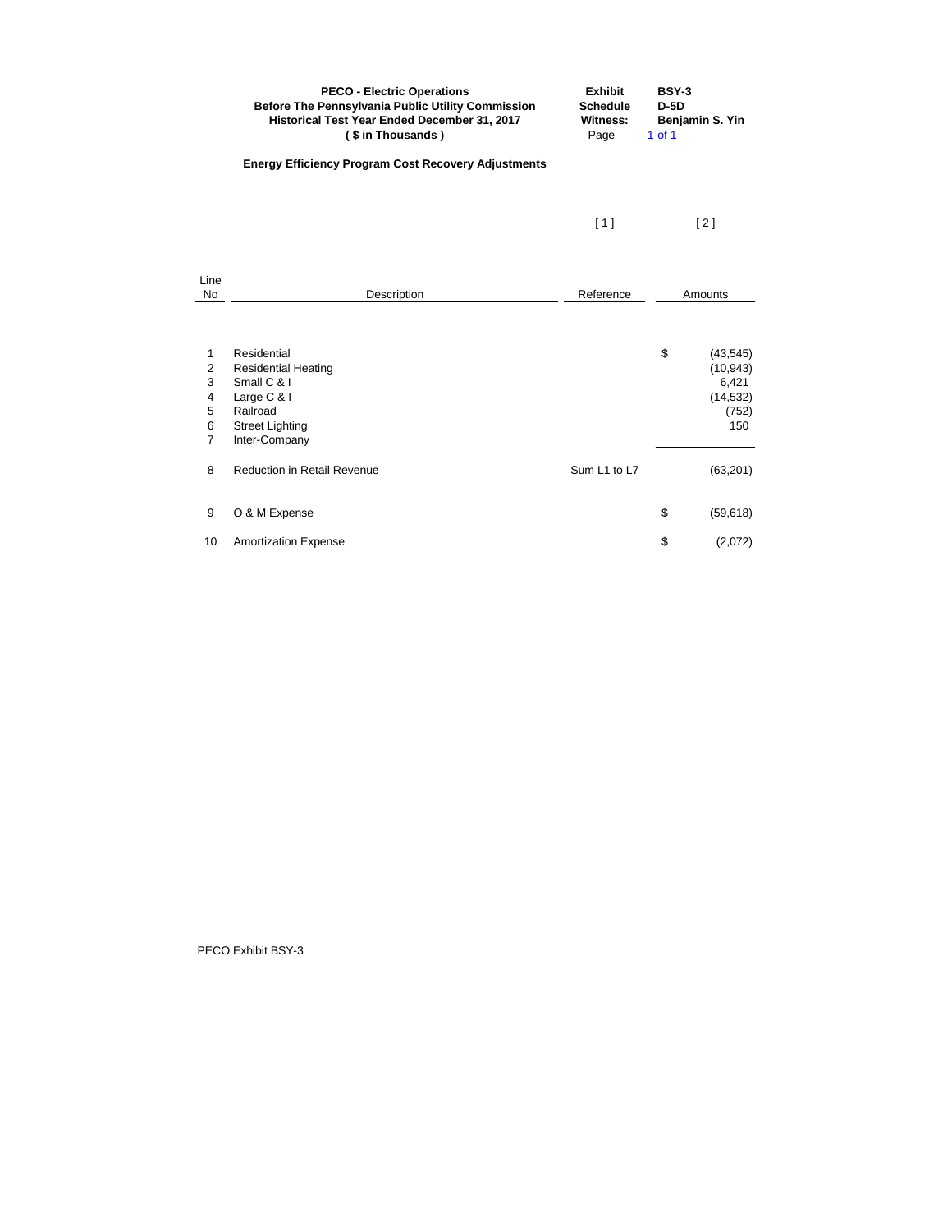**PECO - Electric Operations**
**Before The Pennsylvania Public Utility Commission**
**Historical Test Year Ended December 31, 2017**
**( $ in Thousands )**

**Exhibit** BSY-3
**Schedule** D-5D
**Witness:** Benjamin S. Yin

**Energy Efficiency Program Cost Recovery Adjustments**

| | | [ 1 ] | [ 2 ] | |
|---|---|---|---|---|
| Line No | Description | Reference | | Amounts |
| 1 | Residential | | $ | (43,545) |
| 2 | Residential Heating | | | (10,943) |
| 3 | Small C & I | | | 6,421 |
| 4 | Large C & I | | | (14,532) |
| 5 | Railroad | | | (752) |
| 6 | Street Lighting | | | 150 |
| 7 | Inter-Company | | | |
| 8 | Reduction in Retail Revenue | Sum L1 to L7 | | (63,201) |
| 9 | O & M Expense | | $ | (59,618) |
| 10 | Amortization Expense | | $ | (2,072) |

PECO Exhibit BSY-3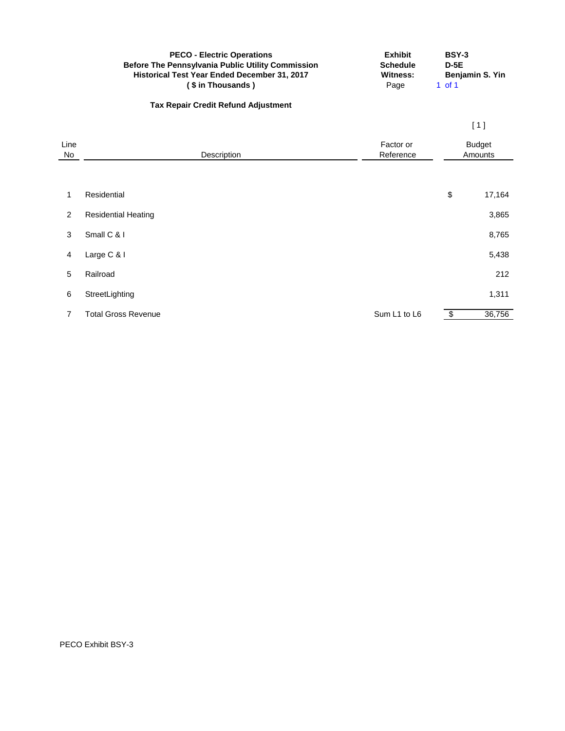**PECO - Electric Operations**
**Before The Pennsylvania Public Utility Commission**
**Historical Test Year Ended December 31, 2017**
**( $ in Thousands )**

**Exhibit** BSY-3
**Schedule** D-5E
**Witness:** Benjamin S. Yin
Page 1 of 1

## Tax Repair Credit Refund Adjustment

| Line No | Description | Factor or Reference | [ 1 ] Budget Amounts |
|---|---|---|---|
| 1 | Residential | | $ 17,164 |
| 2 | Residential Heating | | 3,865 |
| 3 | Small C & I | | 8,765 |
| 4 | Large C & I | | 5,438 |
| 5 | Railroad | | 212 |
| 6 | StreetLighting | | 1,311 |
| 7 | Total Gross Revenue | Sum L1 to L6 | $ 36,756 |

PECO Exhibit BSY-3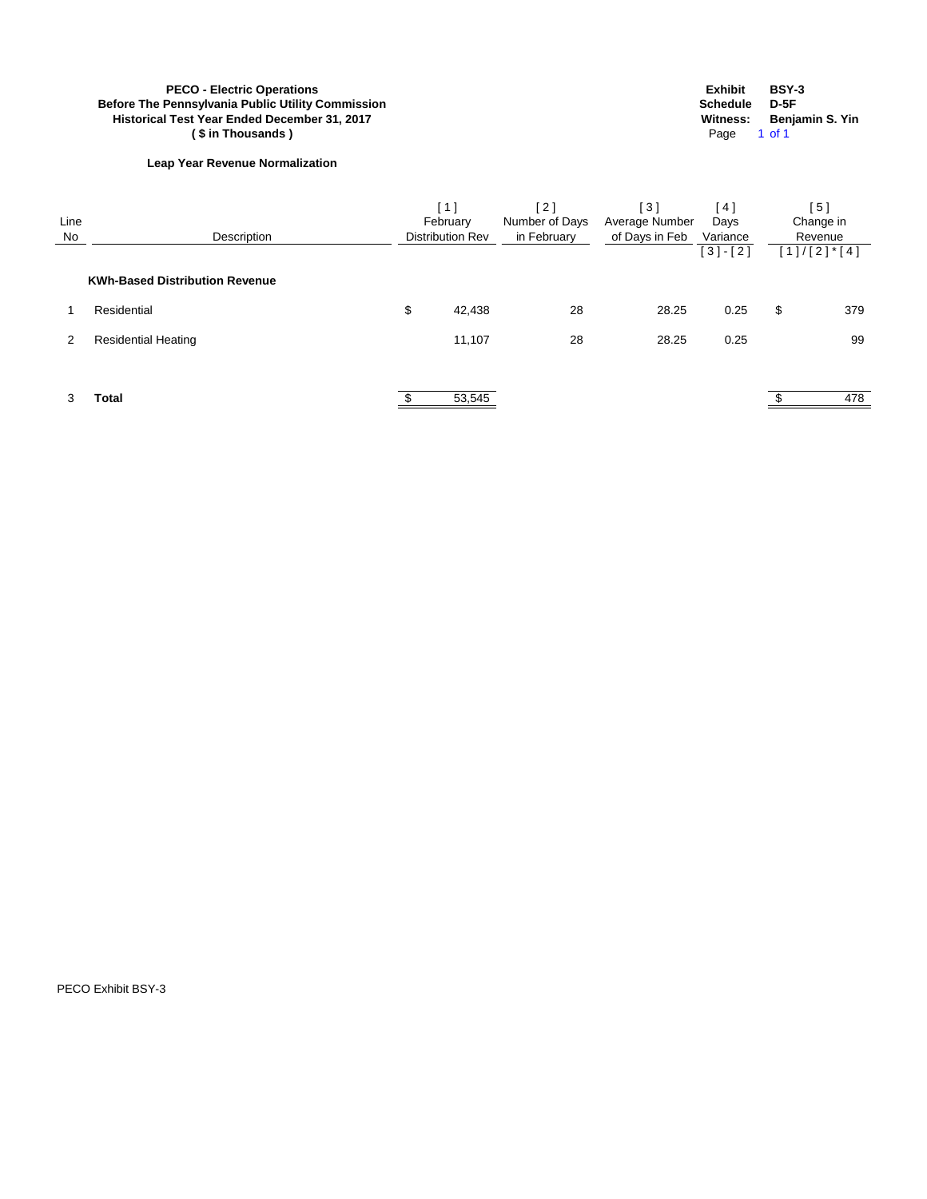**PECO - Electric Operations**
**Before The Pennsylvania Public Utility Commission**
**Historical Test Year Ended December 31, 2017**
**( $ in Thousands )**

**Exhibit** **BSY-3**
**Schedule** **D-5F**
**Witness:** **Benjamin S. Yin**

### Leap Year Revenue Normalization

| Line No | Description | [ 1 ] February Distribution Rev | [ 2 ] Number of Days in February | [ 3 ] Average Number of Days in Feb | [ 4 ] Days Variance [ 3 ] - [ 2 ] | [ 5 ] Change in Revenue [ 1 ] / [ 2 ] * [ 4 ] |
|---|---|---|---|---|---|---|
| | **KWh-Based Distribution Revenue** | | | | | |
| 1 | Residential | $ 42,438 | 28 | 28.25 | 0.25 | $ 379 |
| 2 | Residential Heating | 11,107 | 28 | 28.25 | 0.25 | 99 |
| 3 | **Total** | $ 53,545 | | | | $ 478 |

PECO Exhibit BSY-3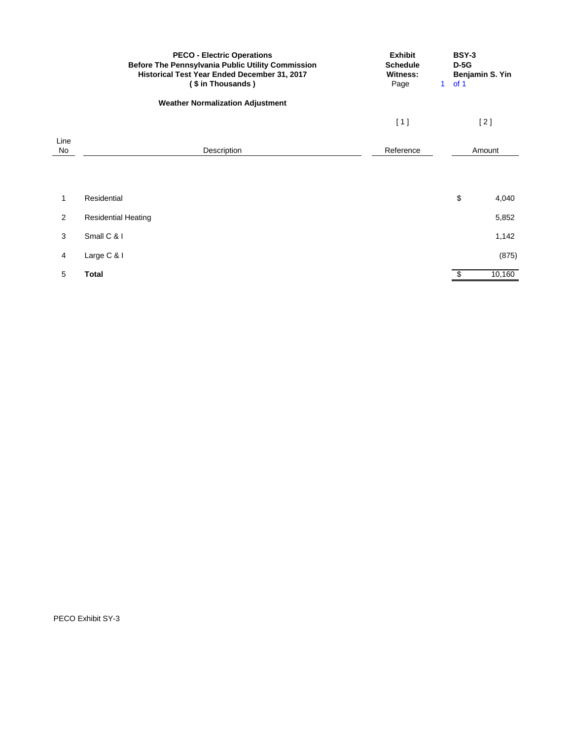**PECO - Electric Operations**
**Before The Pennsylvania Public Utility Commission**
**Historical Test Year Ended December 31, 2017**
**( $ in Thousands )**

| | |
|---|---|
| **Exhibit** | **BSY-3** |
| **Schedule** | **D-5G** |
| **Witness:** | **Benjamin S. Yin** |
| Page | 1 of 1 |

**Weather Normalization Adjustment**

| Line No | Description | [ 1 ] Reference | [ 2 ] Amount |
|---|---|---|---|
| 1 | Residential | | $ 4,040 |
| 2 | Residential Heating | | 5,852 |
| 3 | Small C & I | | 1,142 |
| 4 | Large C & I | | (875) |
| 5 | **Total** | | $ 10,160 |

PECO Exhibit SY-3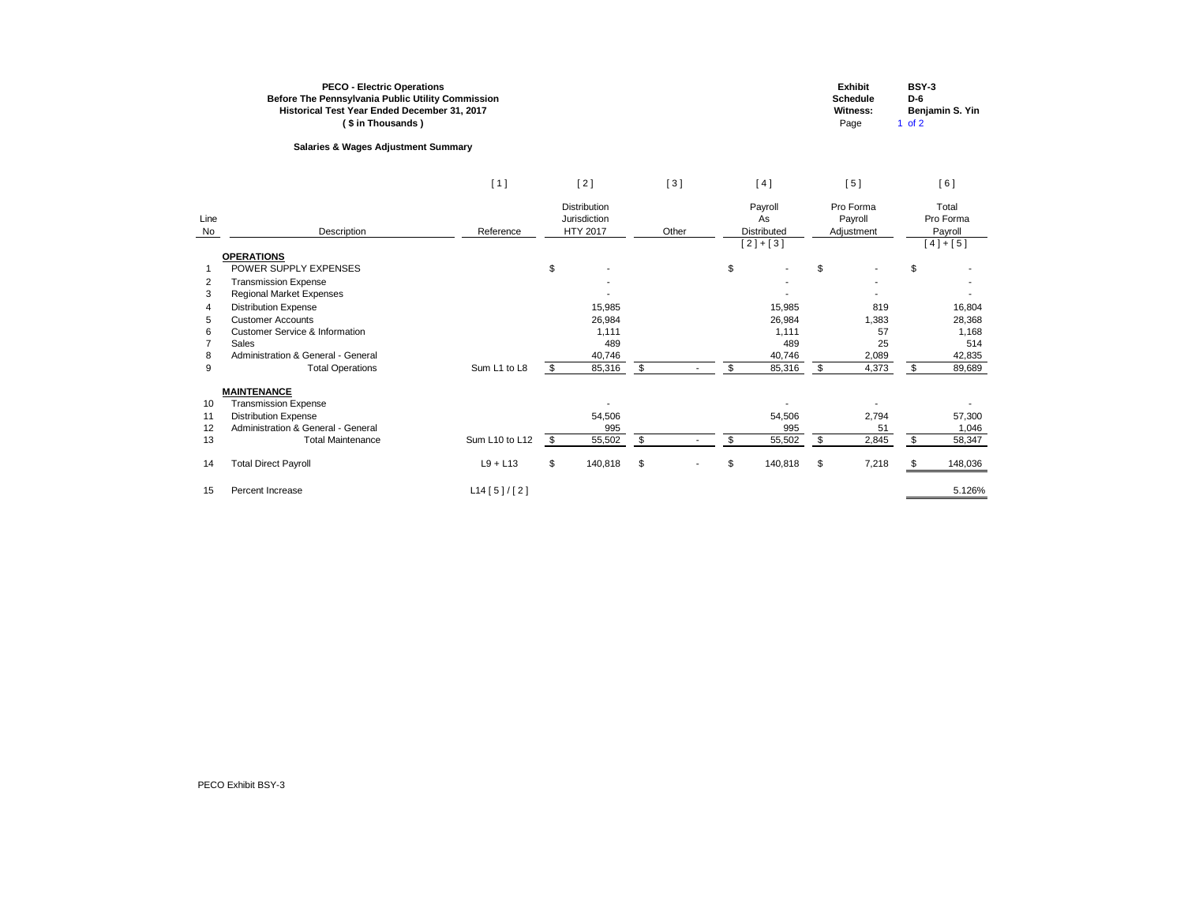**PECO - Electric Operations**
**Before The Pennsylvania Public Utility Commission**
**Historical Test Year Ended December 31, 2017**
**( $ in Thousands )**

**Exhibit** BSY-3
**Schedule** D-6
**Witness:** Benjamin S. Yin

**Salaries & Wages Adjustment Summary**

| | | [ 1 ] | [ 2 ] | [ 3 ] | [ 4 ] | [ 5 ] | [ 6 ] |
|---|---|---|---|---|---|---|---|
| Line No | Description | Reference | Distribution Jurisdiction HTY 2017 | Other | Payroll As Distributed | Pro Forma Payroll Adjustment | Total Pro Forma Payroll |
| | | | | | [ 2 ] + [ 3 ] | | [ 4 ] + [ 5 ] |
| | **OPERATIONS** | | | | | | |
| 1 | POWER SUPPLY EXPENSES | | $ - | | $ - | $ - | $ - |
| 2 | Transmission Expense | | - | | - | - | - |
| 3 | Regional Market Expenses | | - | | - | - | - |
| 4 | Distribution Expense | | 15,985 | | 15,985 | 819 | 16,804 |
| 5 | Customer Accounts | | 26,984 | | 26,984 | 1,383 | 28,368 |
| 6 | Customer Service & Information | | 1,111 | | 1,111 | 57 | 1,168 |
| 7 | Sales | | 489 | | 489 | 25 | 514 |
| 8 | Administration & General - General | | 40,746 | | 40,746 | 2,089 | 42,835 |
| 9 | Total Operations | Sum L1 to L8 | $ 85,316 | $ - | $ 85,316 | $ 4,373 | $ 89,689 |
| | **MAINTENANCE** | | | | | | |
| 10 | Transmission Expense | | - | | - | - | - |
| 11 | Distribution Expense | | 54,506 | | 54,506 | 2,794 | 57,300 |
| 12 | Administration & General - General | | 995 | | 995 | 51 | 1,046 |
| 13 | Total Maintenance | Sum L10 to L12 | $ 55,502 | $ - | $ 55,502 | $ 2,845 | $ 58,347 |
| 14 | Total Direct Payroll | L9 + L13 | $ 140,818 | $ - | $ 140,818 | $ 7,218 | $ 148,036 |
| 15 | Percent Increase | L14 [ 5 ] / [ 2 ] | | | | | 5.126% |

PECO Exhibit BSY-3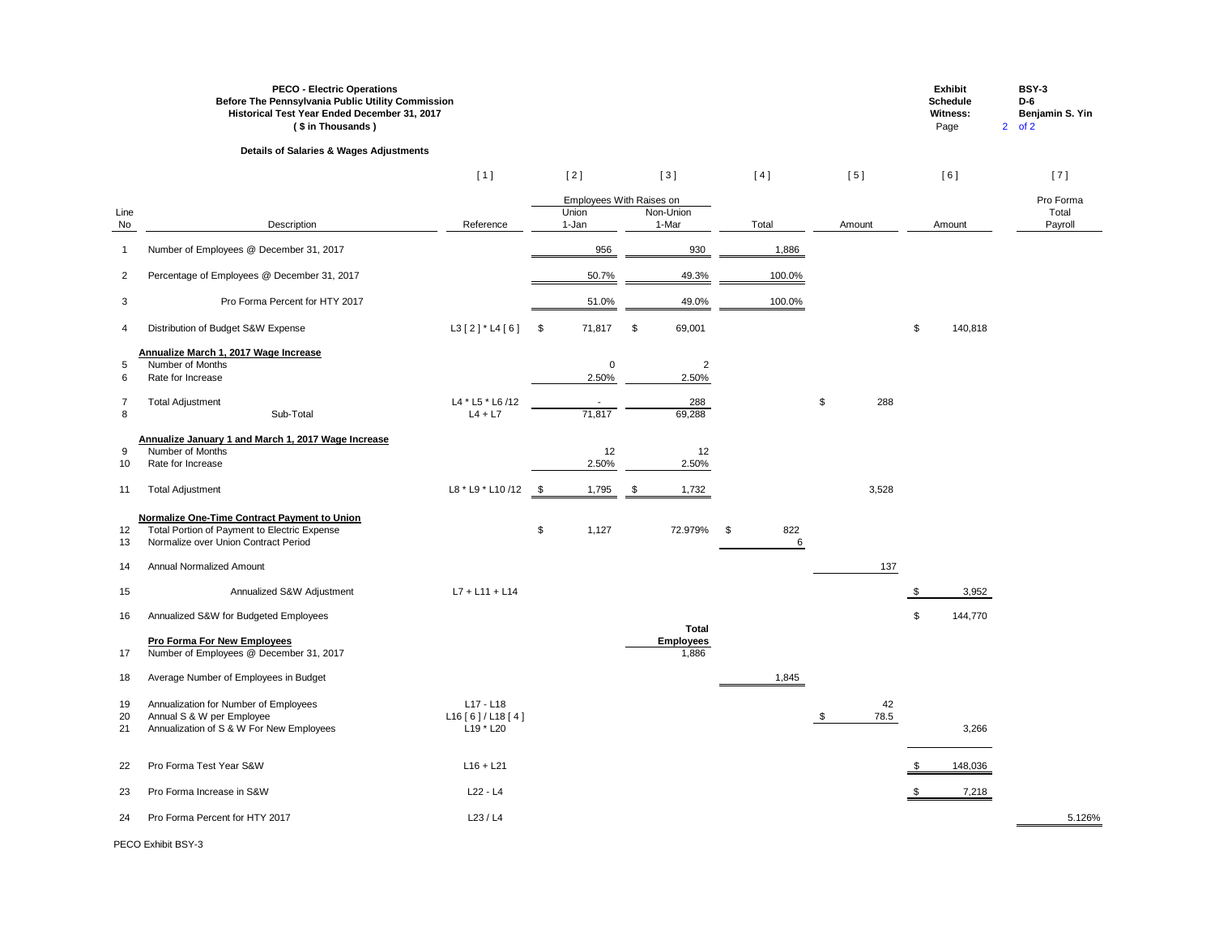**PECO - Electric Operations**
**Before The Pennsylvania Public Utility Commission**
**Historical Test Year Ended December 31, 2017**
**( $ in Thousands )**

**Exhibit:** BSY-3
**Schedule:** D-6
**Witness:** Benjamin S. Yin
Page 2 of 2

**Details of Salaries & Wages Adjustments**

| | | [ 1 ] | [ 2 ] | [ 3 ] | [ 4 ] | [ 5 ] | [ 6 ] | [ 7 ] |
|---|---|---|---|---|---|---|---|---|
| | | | Employees With Raises on | | | | | |
| Line No | Description | Reference | Union 1-Jan | Non-Union 1-Mar | Total | Amount | Amount | Pro Forma Total Payroll |
| 1 | Number of Employees @ December 31, 2017 | | 956 | 930 | 1,886 | | | |
| 2 | Percentage of Employees @ December 31, 2017 | | 50.7% | 49.3% | 100.0% | | | |
| 3 | Pro Forma Percent for HTY 2017 | | 51.0% | 49.0% | 100.0% | | | |
| 4 | Distribution of Budget S&W Expense | L3 [ 2 ] * L4 [ 6 ] | $ 71,817 | $ 69,001 | | | $ 140,818 | |
| | **Annualize March 1, 2017 Wage Increase** | | | | | | | |
| 5 | Number of Months | | 0 | 2 | | | | |
| 6 | Rate for Increase | | 2.50% | 2.50% | | | | |
| 7 | Total Adjustment | L4 * L5 * L6 /12 | - | 288 | | $ 288 | | |
| 8 | Sub-Total | L4 + L7 | 71,817 | 69,288 | | | | |
| | **Annualize January 1 and March 1, 2017 Wage Increase** | | | | | | | |
| 9 | Number of Months | | 12 | 12 | | | | |
| 10 | Rate for Increase | | 2.50% | 2.50% | | | | |
| 11 | Total Adjustment | L8 * L9 * L10 /12 | $ 1,795 | $ 1,732 | | 3,528 | | |
| | **Normalize One-Time Contract Payment to Union** | | | | | | | |
| 12 | Total Portion of Payment to Electric Expense | | $ 1,127 | 72.979% | $ 822 | | | |
| 13 | Normalize over Union Contract Period | | | | 6 | | | |
| 14 | Annual Normalized Amount | | | | | 137 | | |
| 15 | Annualized S&W Adjustment | L7 + L11 + L14 | | | | | $ 3,952 | |
| 16 | Annualized S&W for Budgeted Employees | | | | | | $ 144,770 | |
| | **Pro Forma For New Employees** | | | **Total Employees** | | | | |
| 17 | Number of Employees @ December 31, 2017 | | | 1,886 | | | | |
| 18 | Average Number of Employees in Budget | | | | 1,845 | | | |
| 19 | Annualization for Number of Employees | L17 - L18 | | | | 42 | | |
| 20 | Annual S & W per Employee | L16 [ 6 ] / L18 [ 4 ] | | | | $ 78.5 | | |
| 21 | Annualization of S & W For New Employees | L19 * L20 | | | | | 3,266 | |
| 22 | Pro Forma Test Year S&W | L16 + L21 | | | | | $ 148,036 | |
| 23 | Pro Forma Increase in S&W | L22 - L4 | | | | | $ 7,218 | |
| 24 | Pro Forma Percent for HTY 2017 | L23 / L4 | | | | | | 5.126% |

PECO Exhibit BSY-3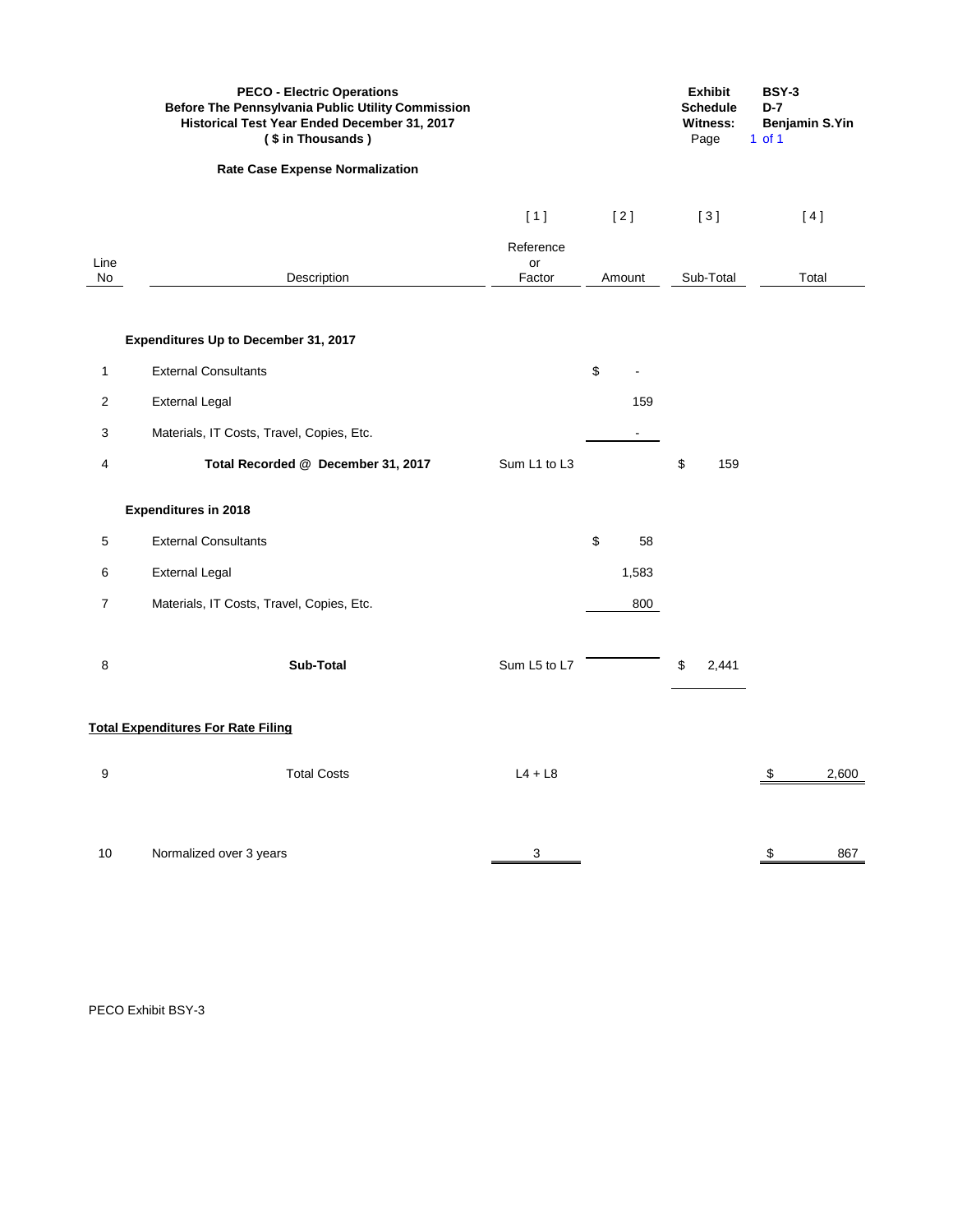**PECO - Electric Operations**
**Before The Pennsylvania Public Utility Commission**
**Historical Test Year Ended December 31, 2017**
**( $ in Thousands )**

| | |
|---|---|
| **Exhibit** | **BSY-3** |
| **Schedule** | **D-7** |
| **Witness:** | **Benjamin S.Yin** |
| Page | 1 of 1 |

**Rate Case Expense Normalization**

| Line No | Description | [ 1 ] Reference or Factor | [ 2 ] Amount | [ 3 ] Sub-Total | [ 4 ] Total |
|---|---|---|---|---|---|
| | **Expenditures Up to December 31, 2017** | | | | |
| 1 | External Consultants | | $ - | | |
| 2 | External Legal | | 159 | | |
| 3 | Materials, IT Costs, Travel, Copies, Etc. | | - | | |
| 4 | **Total Recorded @ December 31, 2017** | Sum L1 to L3 | | $ 159 | |
| | **Expenditures in 2018** | | | | |
| 5 | External Consultants | | $ 58 | | |
| 6 | External Legal | | 1,583 | | |
| 7 | Materials, IT Costs, Travel, Copies, Etc. | | 800 | | |
| 8 | **Sub-Total** | Sum L5 to L7 | | $ 2,441 | |
| | **Total Expenditures For Rate Filing** | | | | |
| 9 | Total Costs | L4 + L8 | | | $ 2,600 |
| 10 | Normalized over 3 years | 3 | | | $ 867 |

PECO Exhibit BSY-3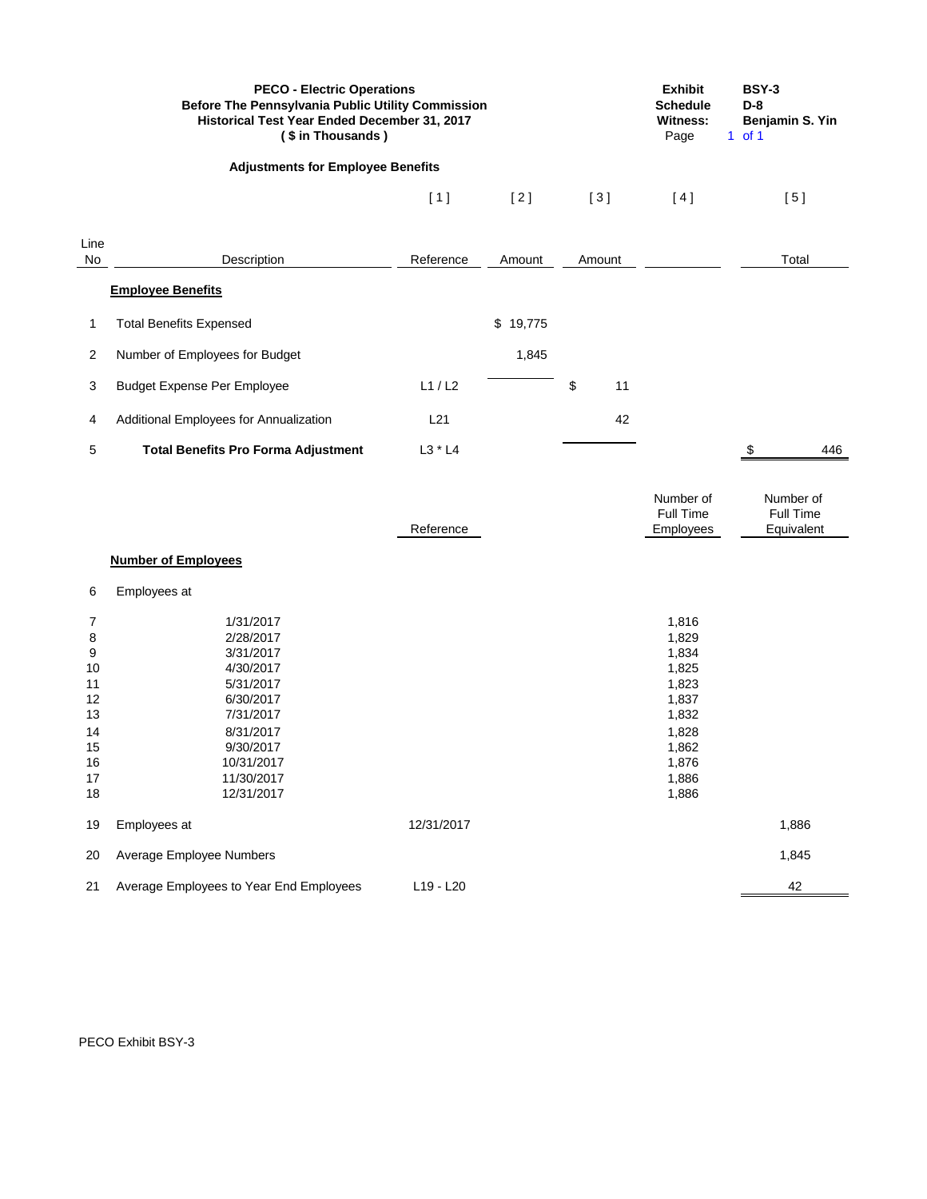**PECO - Electric Operations**
**Before The Pennsylvania Public Utility Commission**
**Historical Test Year Ended December 31, 2017**
**( $ in Thousands )**

**Exhibit** BSY-3
**Schedule** D-8
**Witness:** Benjamin S. Yin
Page 1 of 1

**Adjustments for Employee Benefits**

| Line No | Description | [ 1 ] Reference | [ 2 ] Amount | [ 3 ] Amount | [ 4 ] | [ 5 ] Total |
|---|---|---|---|---|---|---|
| | **Employee Benefits** | | | | | |
| 1 | Total Benefits Expensed | | $ 19,775 | | | |
| 2 | Number of Employees for Budget | | 1,845 | | | |
| 3 | Budget Expense Per Employee | L1 / L2 | | $ 11 | | |
| 4 | Additional Employees for Annualization | L21 | | 42 | | |
| 5 | **Total Benefits Pro Forma Adjustment** | L3 * L4 | | | | $ 446 |

| Line No | Description | Reference | Number of Full Time Employees | Number of Full Time Equivalent |
|---|---|---|---|---|
| | **Number of Employees** | | | |
| 6 | Employees at | | | |
| 7 | 1/31/2017 | | 1,816 | |
| 8 | 2/28/2017 | | 1,829 | |
| 9 | 3/31/2017 | | 1,834 | |
| 10 | 4/30/2017 | | 1,825 | |
| 11 | 5/31/2017 | | 1,823 | |
| 12 | 6/30/2017 | | 1,837 | |
| 13 | 7/31/2017 | | 1,832 | |
| 14 | 8/31/2017 | | 1,828 | |
| 15 | 9/30/2017 | | 1,862 | |
| 16 | 10/31/2017 | | 1,876 | |
| 17 | 11/30/2017 | | 1,886 | |
| 18 | 12/31/2017 | | 1,886 | |
| 19 | Employees at | 12/31/2017 | | 1,886 |
| 20 | Average Employee Numbers | | | 1,845 |
| 21 | Average Employees to Year End Employees | L19 - L20 | | 42 |

PECO Exhibit BSY-3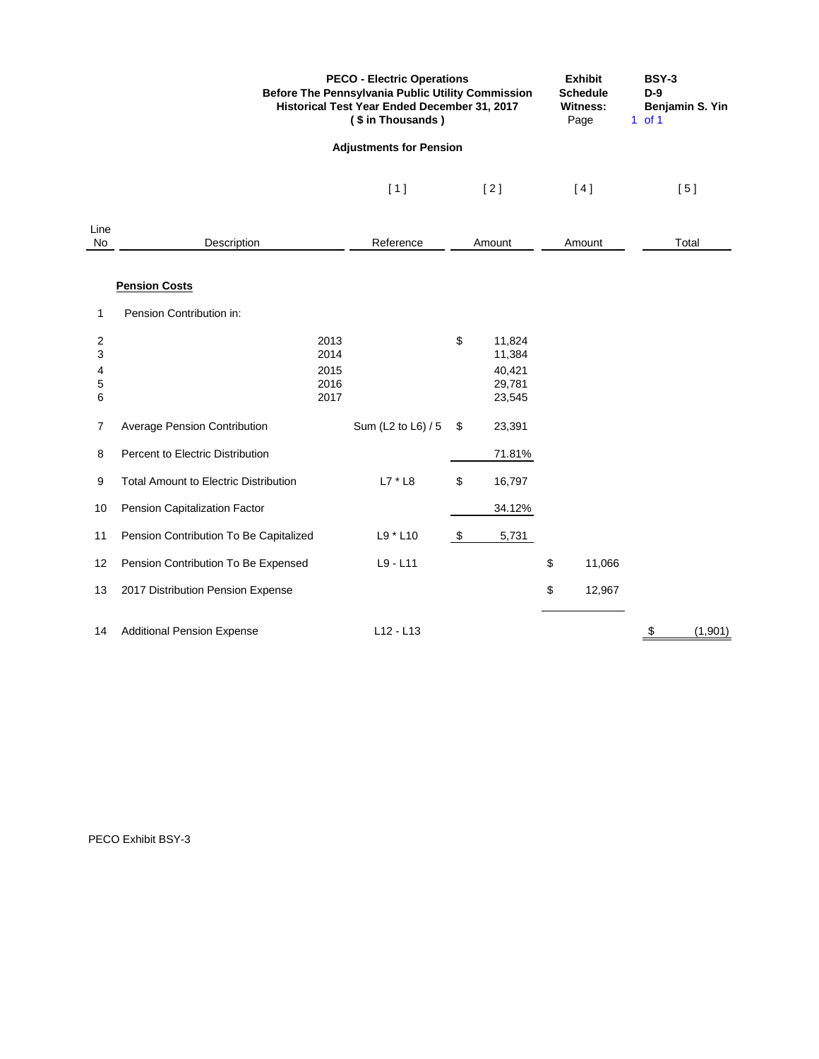**PECO - Electric Operations**
**Before The Pennsylvania Public Utility Commission**
**Historical Test Year Ended December 31, 2017**
**( $ in Thousands )**

**Exhibit** BSY-3
**Schedule** D-9
**Witness:** Benjamin S. Yin
Page 1 of 1

**Adjustments for Pension**

| | | [ 1 ] | [ 2 ] | [ 4 ] | [ 5 ] |
|---|---|---|---|---|---|
| Line No | Description | Reference | Amount | Amount | Total |
| | **Pension Costs** | | | | |
| 1 | Pension Contribution in: | | | | |
| 2 | 2013 | | $ 11,824 | | |
| 3 | 2014 | | 11,384 | | |
| 4 | 2015 | | 40,421 | | |
| 5 | 2016 | | 29,781 | | |
| 6 | 2017 | | 23,545 | | |
| 7 | Average Pension Contribution | Sum (L2 to L6) / 5 | $ 23,391 | | |
| 8 | Percent to Electric Distribution | | 71.81% | | |
| 9 | Total Amount to Electric Distribution | L7 * L8 | $ 16,797 | | |
| 10 | Pension Capitalization Factor | | 34.12% | | |
| 11 | Pension Contribution To Be Capitalized | L9 * L10 | $ 5,731 | | |
| 12 | Pension Contribution To Be Expensed | L9 - L11 | | $ 11,066 | |
| 13 | 2017 Distribution Pension Expense | | | $ 12,967 | |
| 14 | Additional Pension Expense | L12 - L13 | | | $ (1,901) |

PECO Exhibit BSY-3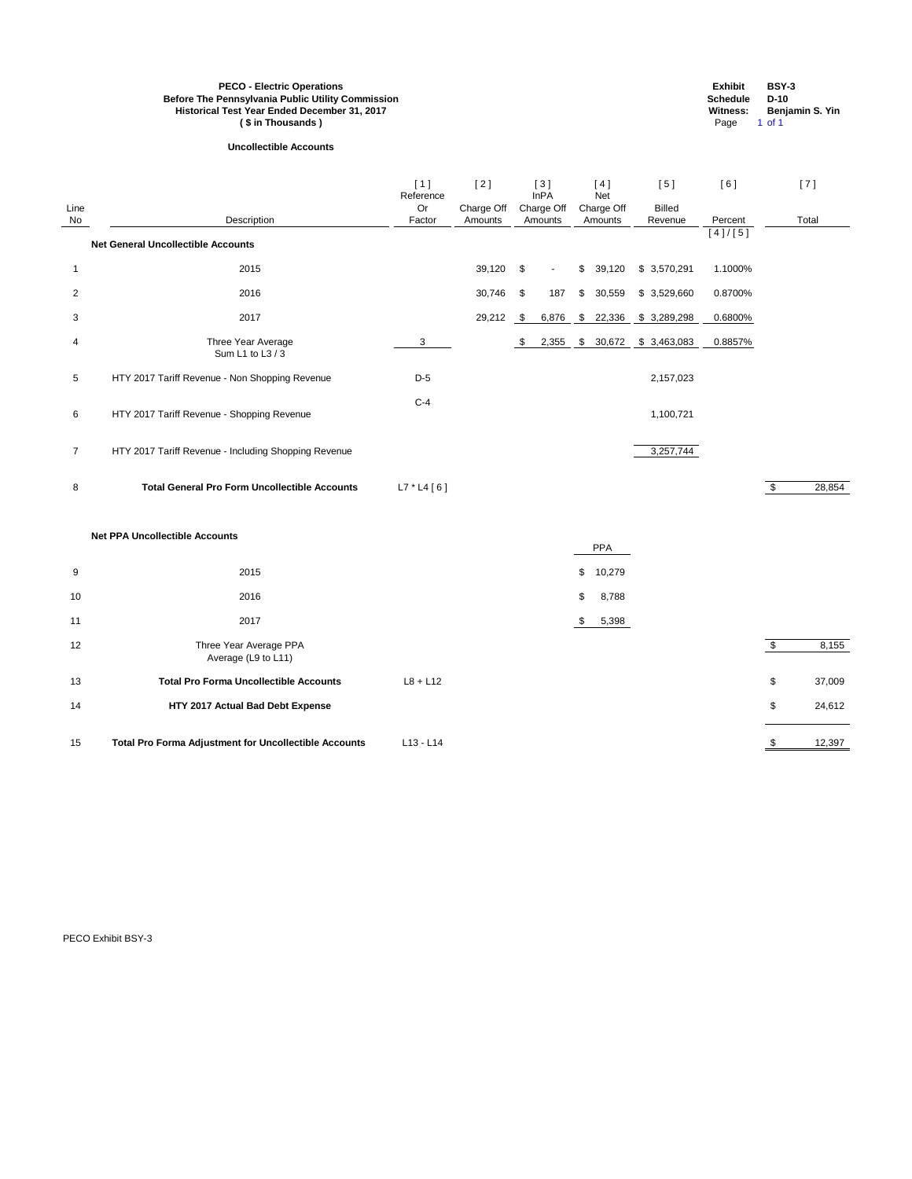**PECO - Electric Operations**
**Before The Pennsylvania Public Utility Commission**
**Historical Test Year Ended December 31, 2017**
**( $ in Thousands )**

**Exhibit** BSY-3
**Schedule** D-10
**Witness:** Benjamin S. Yin
Page 1 of 1

**Uncollectible Accounts**

| Line No | Description | [1] Reference Or Factor | [2] Charge Off Amounts | [3] InPA Charge Off Amounts | [4] Net Charge Off Amounts | [5] Billed Revenue | [6] Percent [4]/[5] | [7] Total |
|---|---|---|---|---|---|---|---|---|
| | **Net General Uncollectible Accounts** | | | | | | | |
| 1 | 2015 | | 39,120 | $ - | $ 39,120 | $ 3,570,291 | 1.1000% | |
| 2 | 2016 | | 30,746 | $ 187 | $ 30,559 | $ 3,529,660 | 0.8700% | |
| 3 | 2017 | | 29,212 | $ 6,876 | $ 22,336 | $ 3,289,298 | 0.6800% | |
| 4 | Three Year Average Sum L1 to L3 / 3 | 3 | | $ 2,355 | $ 30,672 | $ 3,463,083 | 0.8857% | |
| 5 | HTY 2017 Tariff Revenue - Non Shopping Revenue | D-5 | | | | 2,157,023 | | |
| 6 | HTY 2017 Tariff Revenue - Shopping Revenue | C-4 | | | | 1,100,721 | | |
| 7 | HTY 2017 Tariff Revenue - Including Shopping Revenue | | | | | 3,257,744 | | |
| 8 | **Total General Pro Form Uncollectible Accounts** | L7 * L4 [6] | | | | | | $ 28,854 |
| | **Net PPA Uncollectible Accounts** | | | | PPA | | | |
| 9 | 2015 | | | | $ 10,279 | | | |
| 10 | 2016 | | | | $ 8,788 | | | |
| 11 | 2017 | | | | $ 5,398 | | | |
| 12 | Three Year Average PPA Average (L9 to L11) | | | | | | | $ 8,155 |
| 13 | **Total Pro Forma Uncollectible Accounts** | L8 + L12 | | | | | | $ 37,009 |
| 14 | **HTY 2017 Actual Bad Debt Expense** | | | | | | | $ 24,612 |
| 15 | **Total Pro Forma Adjustment for Uncollectible Accounts** | L13 - L14 | | | | | | $ 12,397 |

PECO Exhibit BSY-3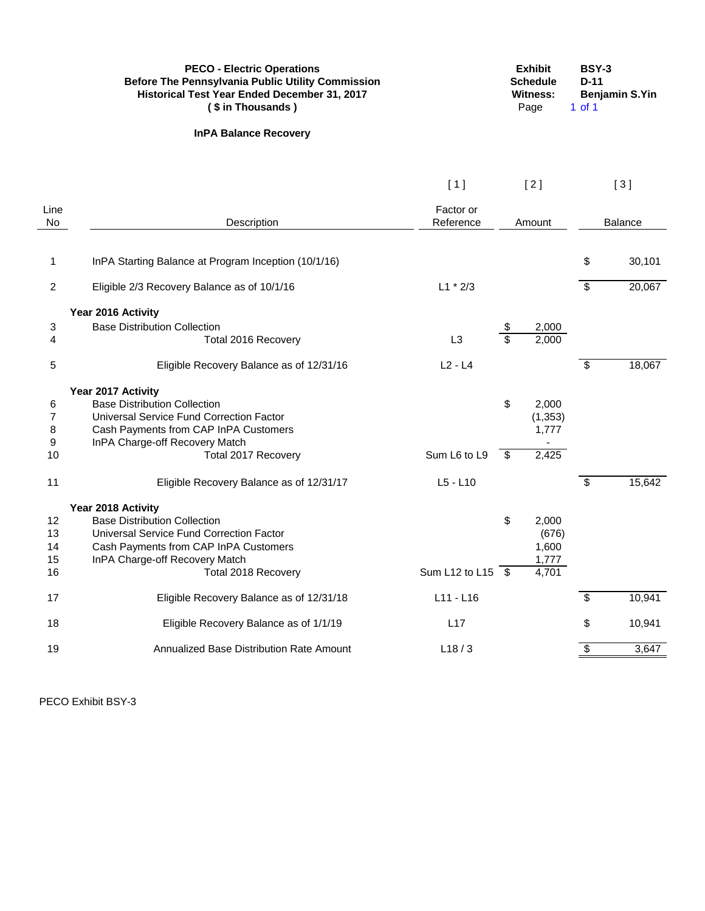**PECO - Electric Operations**
**Before The Pennsylvania Public Utility Commission**
**Historical Test Year Ended December 31, 2017**
**( $ in Thousands )**

**Exhibit** BSY-3
**Schedule** D-11
**Witness:** Benjamin S.Yin

## InPA Balance Recovery

| Line No | Description | [ 1 ] Factor or Reference | [ 2 ] Amount | [ 3 ] Balance |
|---|---|---|---|---|
| 1 | InPA Starting Balance at Program Inception (10/1/16) | | | $ 30,101 |
| 2 | Eligible 2/3 Recovery Balance as of 10/1/16 | L1 * 2/3 | | $ 20,067 |
| | **Year 2016 Activity** | | | |
| 3 | Base Distribution Collection | | $ 2,000 | |
| 4 | Total 2016 Recovery | L3 | $ 2,000 | |
| 5 | Eligible Recovery Balance as of 12/31/16 | L2 - L4 | | $ 18,067 |
| | **Year 2017 Activity** | | | |
| 6 | Base Distribution Collection | | $ 2,000 | |
| 7 | Universal Service Fund Correction Factor | | (1,353) | |
| 8 | Cash Payments from CAP InPA Customers | | 1,777 | |
| 9 | InPA Charge-off Recovery Match | | - | |
| 10 | Total 2017 Recovery | Sum L6 to L9 | $ 2,425 | |
| 11 | Eligible Recovery Balance as of 12/31/17 | L5 - L10 | | $ 15,642 |
| | **Year 2018 Activity** | | | |
| 12 | Base Distribution Collection | | $ 2,000 | |
| 13 | Universal Service Fund Correction Factor | | (676) | |
| 14 | Cash Payments from CAP InPA Customers | | 1,600 | |
| 15 | InPA Charge-off Recovery Match | | 1,777 | |
| 16 | Total 2018 Recovery | Sum L12 to L15 | $ 4,701 | |
| 17 | Eligible Recovery Balance as of 12/31/18 | L11 - L16 | | $ 10,941 |
| 18 | Eligible Recovery Balance as of 1/1/19 | L17 | | $ 10,941 |
| 19 | Annualized Base Distribution Rate Amount | L18 / 3 | | $ 3,647 |

PECO Exhibit BSY-3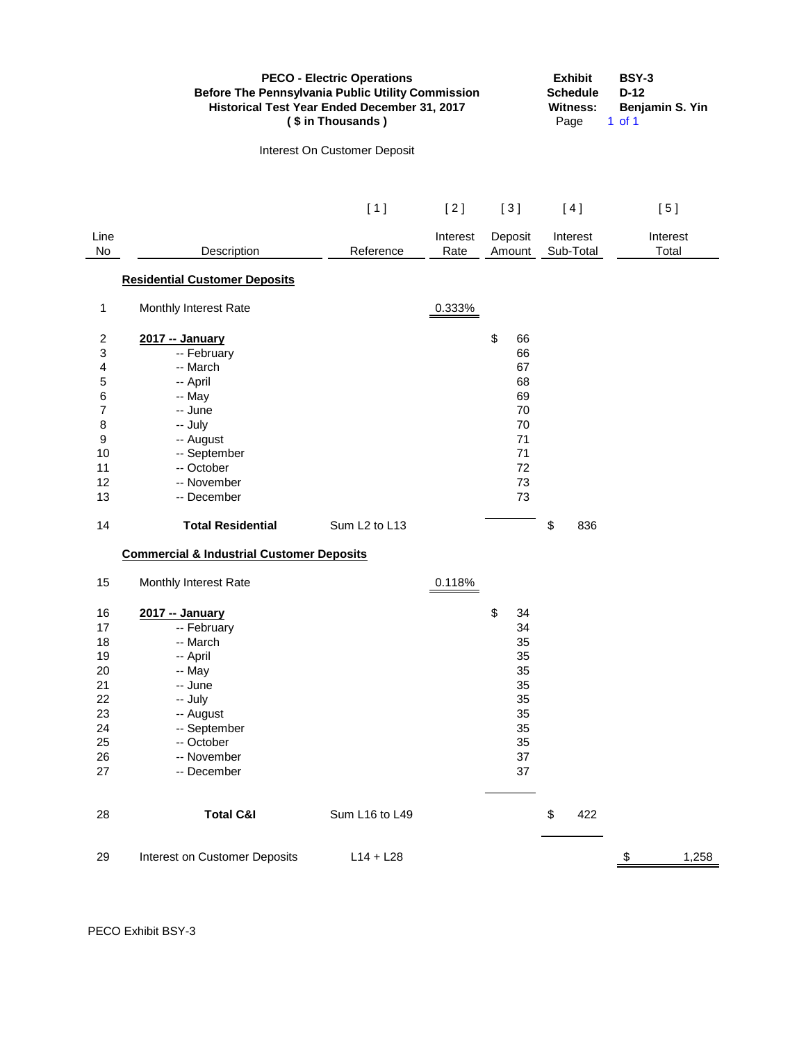**PECO - Electric Operations**
**Before The Pennsylvania Public Utility Commission**
**Historical Test Year Ended December 31, 2017**
**( $ in Thousands )**

**Exhibit** BSY-3
**Schedule** D-12
**Witness:** Benjamin S. Yin

Interest On Customer Deposit

| Line No | Description | [ 1 ]<br>Reference | [ 2 ]<br>Interest Rate | [ 3 ]<br>Deposit Amount | [ 4 ]<br>Interest Sub-Total | [ 5 ]<br>Interest Total |
|---|---|---|---|---|---|---|
| | **Residential Customer Deposits** | | | | | |
| 1 | Monthly Interest Rate | | 0.333% | | | |
| 2 | **2017 -- January** | | | $ 66 | | |
| 3 | -- February | | | 66 | | |
| 4 | -- March | | | 67 | | |
| 5 | -- April | | | 68 | | |
| 6 | -- May | | | 69 | | |
| 7 | -- June | | | 70 | | |
| 8 | -- July | | | 70 | | |
| 9 | -- August | | | 71 | | |
| 10 | -- September | | | 71 | | |
| 11 | -- October | | | 72 | | |
| 12 | -- November | | | 73 | | |
| 13 | -- December | | | 73 | | |
| 14 | **Total Residential** | Sum L2 to L13 | | | $ 836 | |
| | **Commercial & Industrial Customer Deposits** | | | | | |
| 15 | Monthly Interest Rate | | 0.118% | | | |
| 16 | **2017 -- January** | | | $ 34 | | |
| 17 | -- February | | | 34 | | |
| 18 | -- March | | | 35 | | |
| 19 | -- April | | | 35 | | |
| 20 | -- May | | | 35 | | |
| 21 | -- June | | | 35 | | |
| 22 | -- July | | | 35 | | |
| 23 | -- August | | | 35 | | |
| 24 | -- September | | | 35 | | |
| 25 | -- October | | | 35 | | |
| 26 | -- November | | | 37 | | |
| 27 | -- December | | | 37 | | |
| 28 | **Total C&I** | Sum L16 to L49 | | | $ 422 | |
| 29 | Interest on Customer Deposits | L14 + L28 | | | | $ 1,258 |

PECO Exhibit BSY-3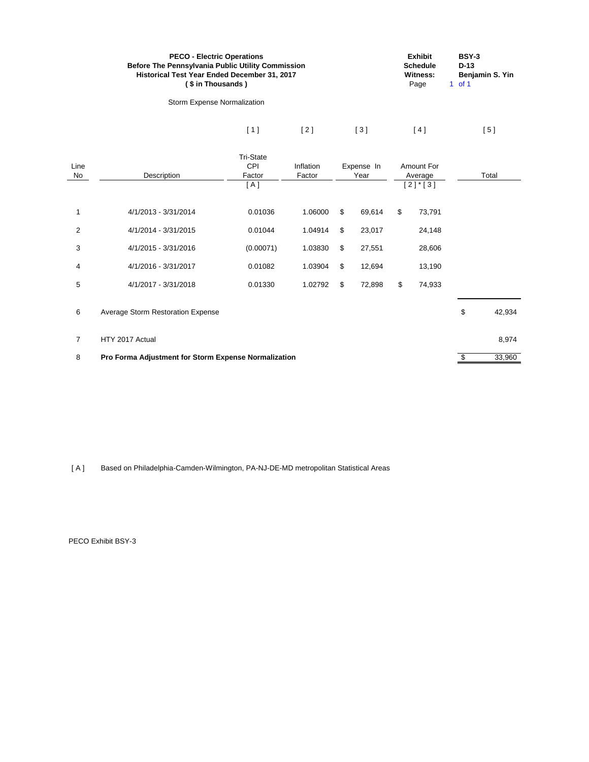**PECO - Electric Operations**
**Before The Pennsylvania Public Utility Commission**
**Historical Test Year Ended December 31, 2017**
**( $ in Thousands )**

| | |
|---|---|
| **Exhibit** | **BSY-3** |
| **Schedule** | **D-13** |
| **Witness:** | **Benjamin S. Yin** |
| Page | 1 of 1 |

Storm Expense Normalization

| Line No | Description | [ 1 ] Tri-State CPI Factor [ A ] | [ 2 ] Inflation Factor | [ 3 ] Expense In Year | [ 4 ] Amount For Average [ 2 ] * [ 3 ] | [ 5 ] Total |
|---|---|---|---|---|---|---|
| 1 | 4/1/2013 - 3/31/2014 | 0.01036 | 1.06000 | $ 69,614 | $ 73,791 | |
| 2 | 4/1/2014 - 3/31/2015 | 0.01044 | 1.04914 | $ 23,017 | 24,148 | |
| 3 | 4/1/2015 - 3/31/2016 | (0.00071) | 1.03830 | $ 27,551 | 28,606 | |
| 4 | 4/1/2016 - 3/31/2017 | 0.01082 | 1.03904 | $ 12,694 | 13,190 | |
| 5 | 4/1/2017 - 3/31/2018 | 0.01330 | 1.02792 | $ 72,898 | $ 74,933 | |
| 6 | Average Storm Restoration Expense | | | | | $ 42,934 |
| 7 | HTY 2017 Actual | | | | | 8,974 |
| 8 | **Pro Forma Adjustment for Storm Expense Normalization** | | | | | $ 33,960 |

[ A ] Based on Philadelphia-Camden-Wilmington, PA-NJ-DE-MD metropolitan Statistical Areas

PECO Exhibit BSY-3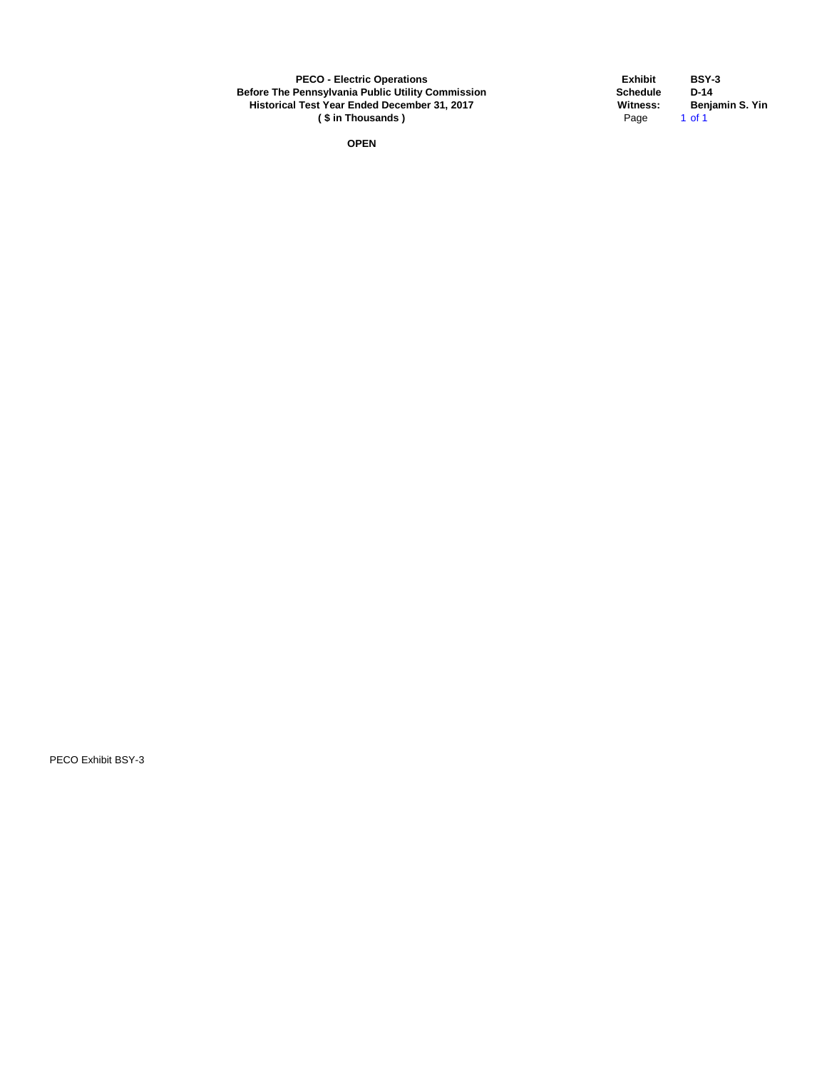**PECO - Electric Operations**
**Before The Pennsylvania Public Utility Commission**
**Historical Test Year Ended December 31, 2017**
**( $ in Thousands )**

| | |
|---|---|
| **Exhibit** | **BSY-3** |
| **Schedule** | **D-14** |
| **Witness:** | **Benjamin S. Yin** |

**OPEN**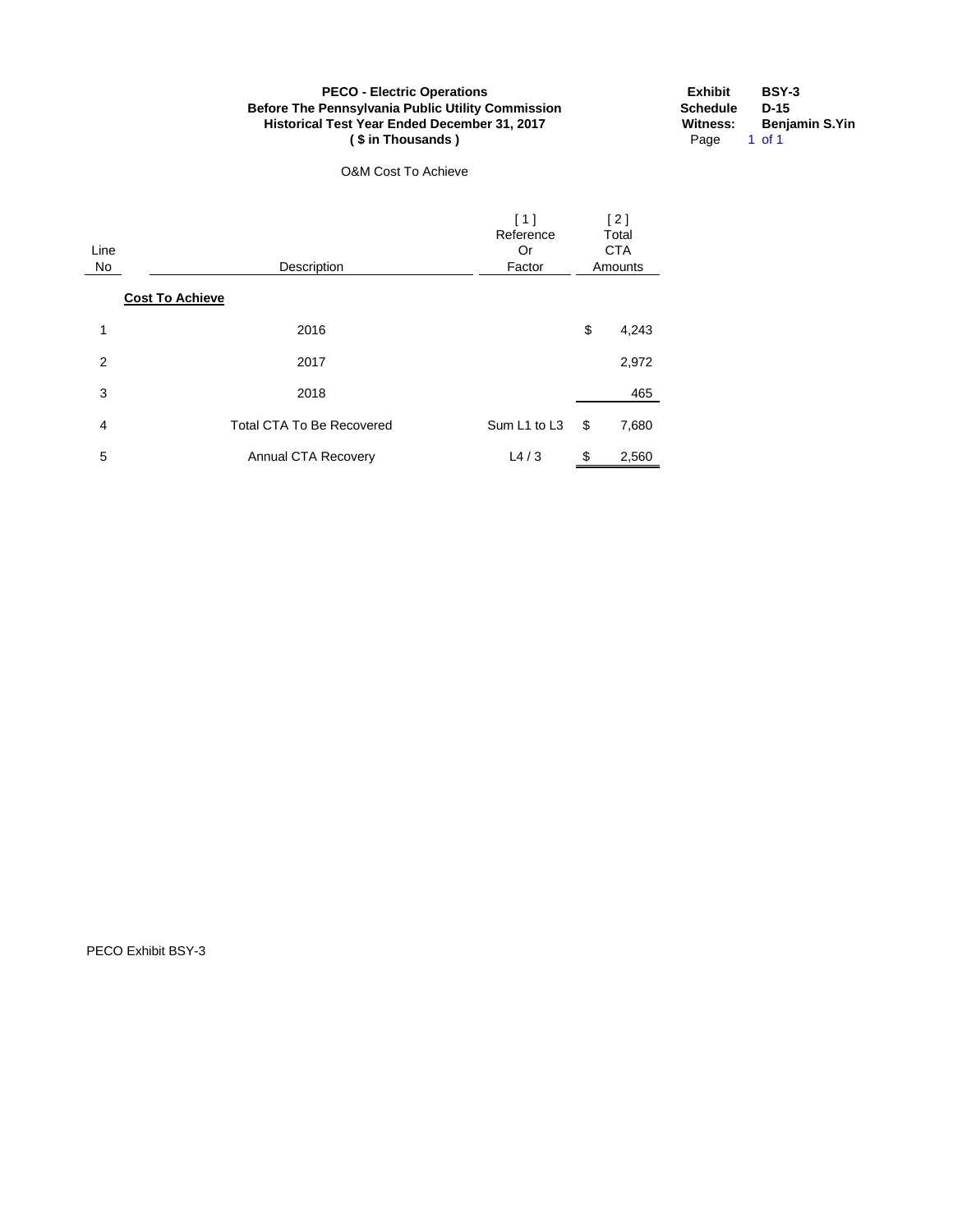**PECO - Electric Operations**
**Before The Pennsylvania Public Utility Commission**
**Historical Test Year Ended December 31, 2017**
**( $ in Thousands )**

**Exhibit** **BSY-3**
**Schedule** **D-15**
**Witness:** **Benjamin S.Yin**

O&M Cost To Achieve

| Line No | Description | [ 1 ] Reference Or Factor | [ 2 ] Total CTA Amounts |
|---|---|---|---|
| | **Cost To Achieve** | | |
| 1 | 2016 | | $ 4,243 |
| 2 | 2017 | | 2,972 |
| 3 | 2018 | | 465 |
| 4 | Total CTA To Be Recovered | Sum L1 to L3 | $ 7,680 |
| 5 | Annual CTA Recovery | L4 / 3 | $ 2,560 |

PECO Exhibit BSY-3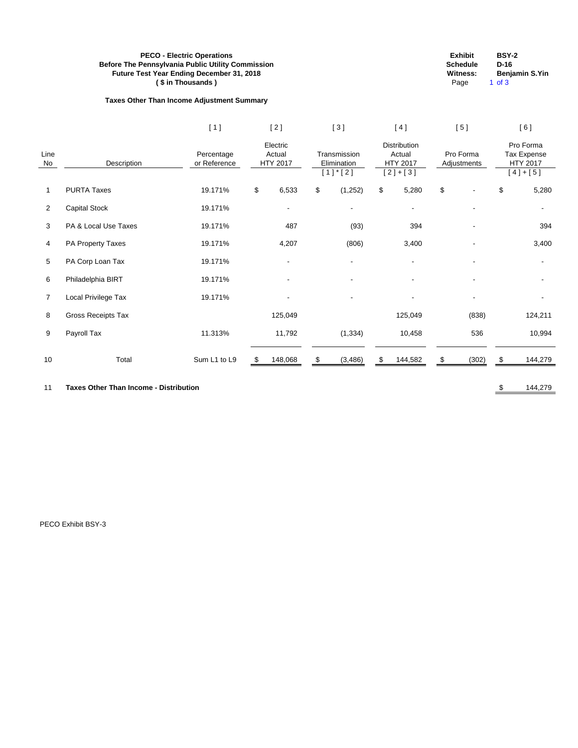**PECO - Electric Operations**
**Before The Pennsylvania Public Utility Commission**
**Future Test Year Ending December 31, 2018**
**( $ in Thousands )**

| | |
|---|---|
| **Exhibit** | **BSY-2** |
| **Schedule** | **D-16** |
| **Witness:** | **Benjamin S.Yin** |
| Page | 1 of 3 |

**Taxes Other Than Income Adjustment Summary**

| | | [ 1 ] | [ 2 ] | [ 3 ] | [ 4 ] | [ 5 ] | [ 6 ] |
|---|---|---|---|---|---|---|---|
| Line No | Description | Percentage or Reference | Electric Actual HTY 2017 | Transmission Elimination [ 1 ] * [ 2 ] | Distribution Actual HTY 2017 [ 2 ] + [ 3 ] | Pro Forma Adjustments | Pro Forma Tax Expense HTY 2017 [ 4 ] + [ 5 ] |
| 1 | PURTA Taxes | 19.171% | $ 6,533 | $ (1,252) | $ 5,280 | $ - | $ 5,280 |
| 2 | Capital Stock | 19.171% | - | - | - | - | - |
| 3 | PA & Local Use Taxes | 19.171% | 487 | (93) | 394 | - | 394 |
| 4 | PA Property Taxes | 19.171% | 4,207 | (806) | 3,400 | - | 3,400 |
| 5 | PA Corp Loan Tax | 19.171% | - | - | - | - | - |
| 6 | Philadelphia BIRT | 19.171% | - | - | - | - | - |
| 7 | Local Privilege Tax | 19.171% | - | - | - | - | - |
| 8 | Gross Receipts Tax | | 125,049 | | 125,049 | (838) | 124,211 |
| 9 | Payroll Tax | 11.313% | 11,792 | (1,334) | 10,458 | 536 | 10,994 |
| 10 | Total | Sum L1 to L9 | $ 148,068 | $ (3,486) | $ 144,582 | $ (302) | $ 144,279 |
| 11 | **Taxes Other Than Income - Distribution** | | | | | | $ 144,279 |

PECO Exhibit BSY-3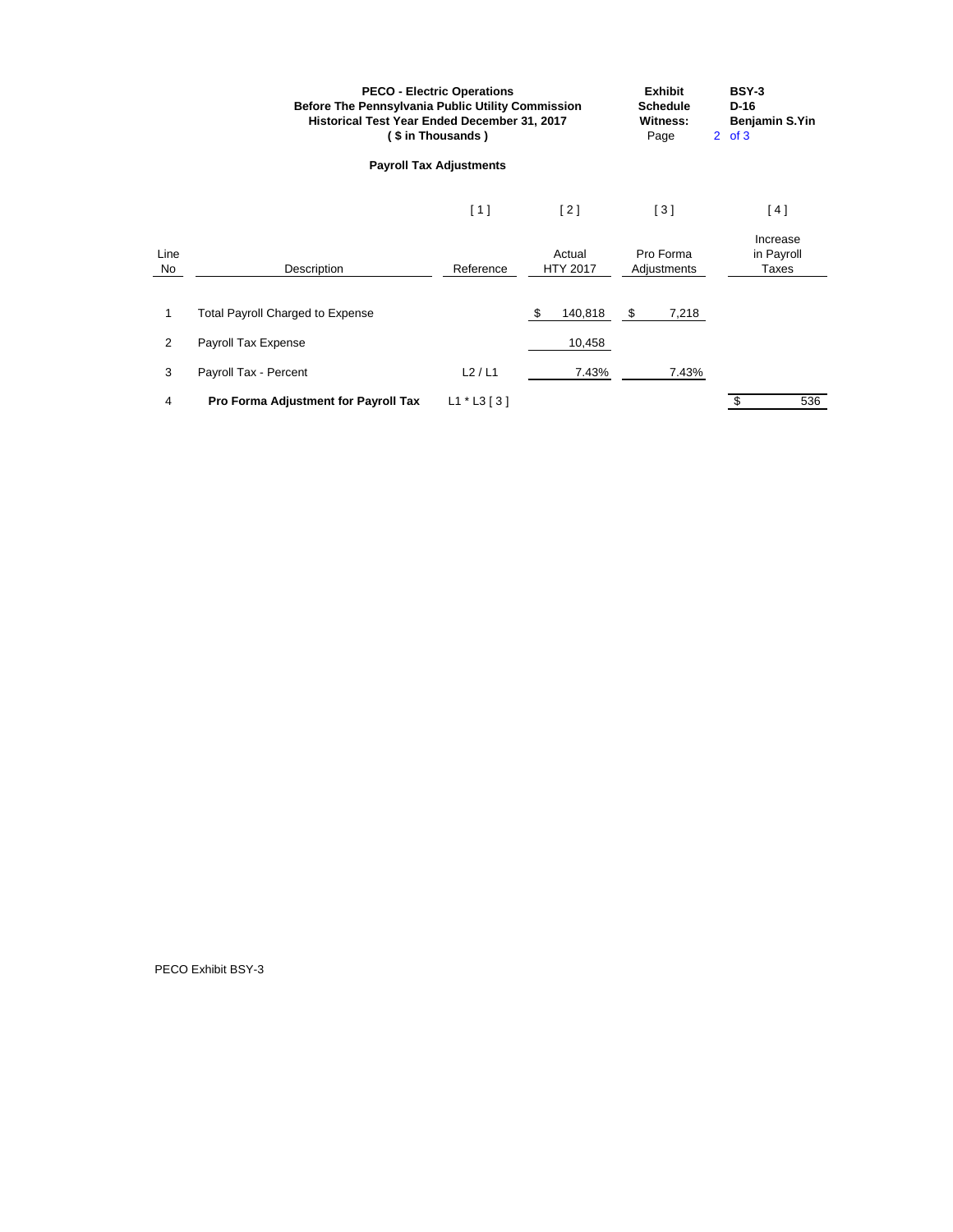**PECO - Electric Operations**
**Before The Pennsylvania Public Utility Commission**
**Historical Test Year Ended December 31, 2017**
**( $ in Thousands )**

| | |
|---|---|
| **Exhibit** | **BSY-3** |
| **Schedule** | **D-16** |
| **Witness:** | **Benjamin S.Yin** |
| Page | 2 of 3 |

## Payroll Tax Adjustments

| | | [ 1 ] | [ 2 ] | [ 3 ] | [ 4 ] |
|---|---|---|---|---|---|
| Line No | Description | Reference | Actual HTY 2017 | Pro Forma Adjustments | Increase in Payroll Taxes |
| 1 | Total Payroll Charged to Expense | | $ 140,818 | $ 7,218 | |
| 2 | Payroll Tax Expense | | 10,458 | | |
| 3 | Payroll Tax - Percent | L2 / L1 | 7.43% | 7.43% | |
| 4 | **Pro Forma Adjustment for Payroll Tax** | L1 * L3 [ 3 ] | | | $ 536 |

PECO Exhibit BSY-3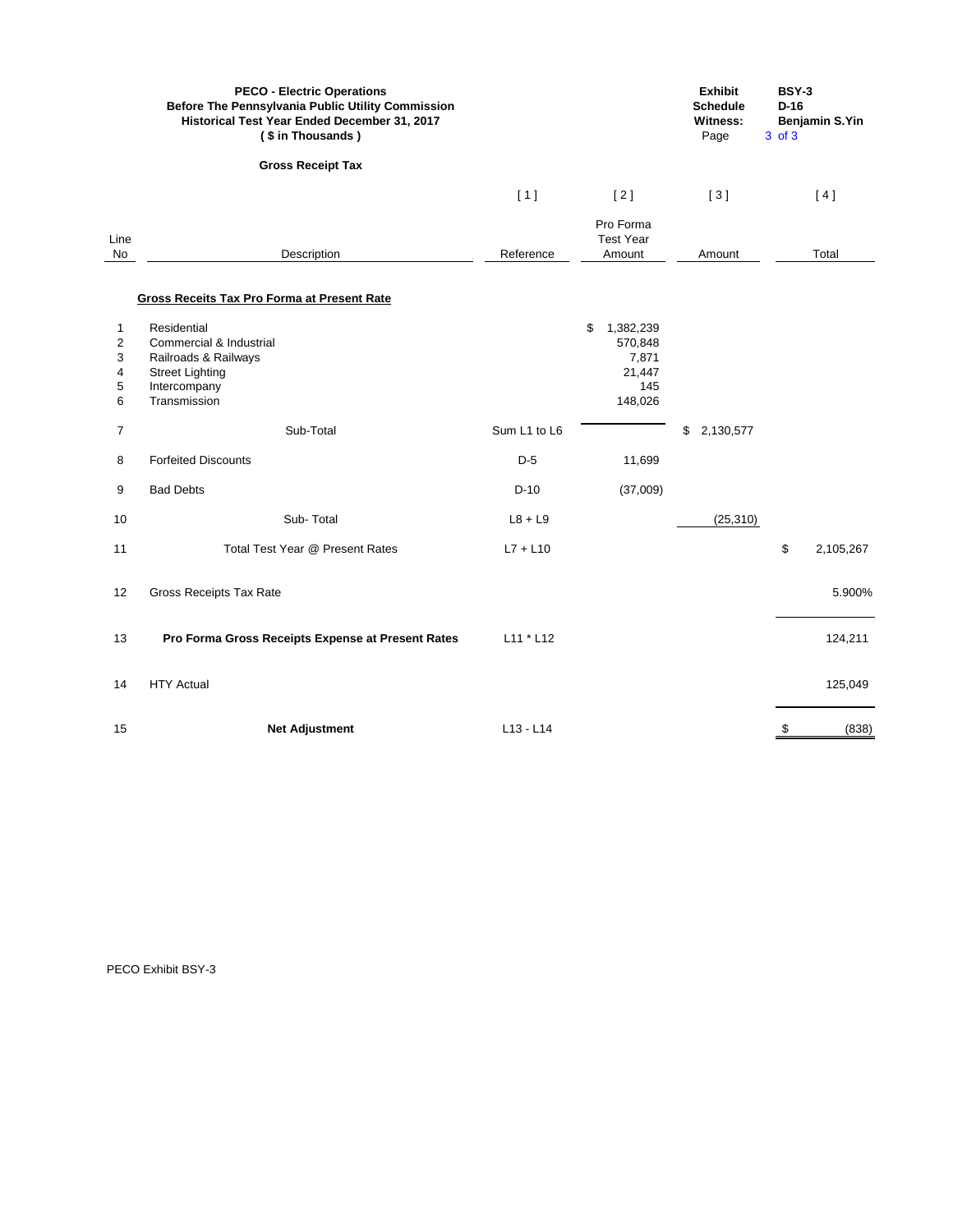**PECO - Electric Operations**
**Before The Pennsylvania Public Utility Commission**
**Historical Test Year Ended December 31, 2017**
**( $ in Thousands )**

| **Exhibit** | **BSY-3** |
|---|---|
| **Schedule** | **D-16** |
| **Witness:** | **Benjamin S.Yin** |
| Page | 3 of 3 |

**Gross Receipt Tax**

| | | [ 1 ] | [ 2 ] | [ 3 ] | [ 4 ] |
|---|---|---|---|---|---|
| Line No | Description | Reference | Pro Forma Test Year Amount | Amount | Total |
| | **Gross Receits Tax Pro Forma at Present Rate** | | | | |
| 1 | Residential | | $ 1,382,239 | | |
| 2 | Commercial & Industrial | | 570,848 | | |
| 3 | Railroads & Railways | | 7,871 | | |
| 4 | Street Lighting | | 21,447 | | |
| 5 | Intercompany | | 145 | | |
| 6 | Transmission | | 148,026 | | |
| 7 | Sub-Total | Sum L1 to L6 | | $ 2,130,577 | |
| 8 | Forfeited Discounts | D-5 | 11,699 | | |
| 9 | Bad Debts | D-10 | (37,009) | | |
| 10 | Sub- Total | L8 + L9 | | (25,310) | |
| 11 | Total Test Year @ Present Rates | L7 + L10 | | | $ 2,105,267 |
| 12 | Gross Receipts Tax Rate | | | | 5.900% |
| 13 | **Pro Forma Gross Receipts Expense at Present Rates** | L11 * L12 | | | 124,211 |
| 14 | HTY Actual | | | | 125,049 |
| 15 | **Net Adjustment** | L13 - L14 | | | $ (838) |

PECO Exhibit BSY-3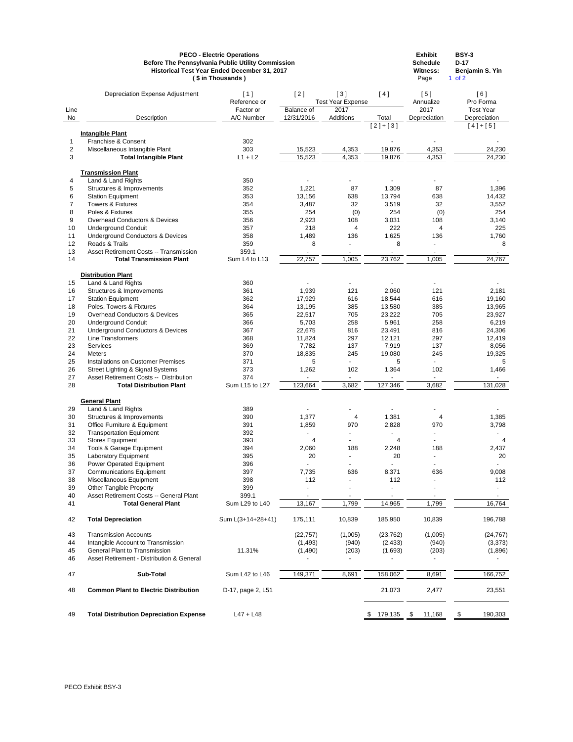**PECO - Electric Operations**
**Before The Pennsylvania Public Utility Commission**
**Historical Test Year Ended December 31, 2017**
**( $ in Thousands )**

**Exhibit** BSY-3
**Schedule** D-17
**Witness:** Benjamin S. Yin
Page 1 of 2

| Line No | Depreciation Expense Adjustment<br>Description | [ 1 ]<br>Reference or Factor or A/C Number | [ 2 ]<br>Balance of 12/31/2016 | [ 3 ]<br>Test Year Expense<br>2017 Additions | [ 4 ]<br>Total<br>[ 2 ] + [ 3 ] | [ 5 ]<br>Annualize 2017 Depreciation | [ 6 ]<br>Pro Forma Test Year Depreciation<br>[ 4 ] + [ 5 ] |
|---|---|---|---|---|---|---|---|
| | **Intangible Plant** | | | | | | |
| 1 | Franchise & Consent | 302 | | | - | - | - |
| 2 | Miscellaneous Intangible Plant | 303 | 15,523 | 4,353 | 19,876 | 4,353 | 24,230 |
| 3 | **Total Intangible Plant** | L1 + L2 | 15,523 | 4,353 | 19,876 | 4,353 | 24,230 |
| | **Transmission Plant** | | | | | | |
| 4 | Land & Land Rights | 350 | - | - | - | - | - |
| 5 | Structures & Improvements | 352 | 1,221 | 87 | 1,309 | 87 | 1,396 |
| 6 | Station Equipment | 353 | 13,156 | 638 | 13,794 | 638 | 14,432 |
| 7 | Towers & Fixtures | 354 | 3,487 | 32 | 3,519 | 32 | 3,552 |
| 8 | Poles & Fixtures | 355 | 254 | (0) | 254 | (0) | 254 |
| 9 | Overhead Conductors & Devices | 356 | 2,923 | 108 | 3,031 | 108 | 3,140 |
| 10 | Underground Conduit | 357 | 218 | 4 | 222 | 4 | 225 |
| 11 | Underground Conductors & Devices | 358 | 1,489 | 136 | 1,625 | 136 | 1,760 |
| 12 | Roads & Trails | 359 | 8 | - | 8 | - | 8 |
| 13 | Asset Retirement Costs -- Transmission | 359.1 | - | - | - | - | - |
| 14 | **Total Transmission Plant** | Sum L4 to L13 | 22,757 | 1,005 | 23,762 | 1,005 | 24,767 |
| | **Distribution Plant** | | | | | | |
| 15 | Land & Land Rights | 360 | - | - | - | - | - |
| 16 | Structures & Improvements | 361 | 1,939 | 121 | 2,060 | 121 | 2,181 |
| 17 | Station Equipment | 362 | 17,929 | 616 | 18,544 | 616 | 19,160 |
| 18 | Poles, Towers & Fixtures | 364 | 13,195 | 385 | 13,580 | 385 | 13,965 |
| 19 | Overhead Conductors & Devices | 365 | 22,517 | 705 | 23,222 | 705 | 23,927 |
| 20 | Underground Conduit | 366 | 5,703 | 258 | 5,961 | 258 | 6,219 |
| 21 | Underground Conductors & Devices | 367 | 22,675 | 816 | 23,491 | 816 | 24,306 |
| 22 | Line Transformers | 368 | 11,824 | 297 | 12,121 | 297 | 12,419 |
| 23 | Services | 369 | 7,782 | 137 | 7,919 | 137 | 8,056 |
| 24 | Meters | 370 | 18,835 | 245 | 19,080 | 245 | 19,325 |
| 25 | Installations on Customer Premises | 371 | 5 | - | 5 | - | 5 |
| 26 | Street Lighting & Signal Systems | 373 | 1,262 | 102 | 1,364 | 102 | 1,466 |
| 27 | Asset Retirement Costs -- Distribution | 374 | - | - | - | - | - |
| 28 | **Total Distribution Plant** | Sum L15 to L27 | 123,664 | 3,682 | 127,346 | 3,682 | 131,028 |
| | **General Plant** | | | | | | |
| 29 | Land & Land Rights | 389 | - | - | - | - | - |
| 30 | Structures & Improvements | 390 | 1,377 | 4 | 1,381 | 4 | 1,385 |
| 31 | Office Furniture & Equipment | 391 | 1,859 | 970 | 2,828 | 970 | 3,798 |
| 32 | Transportation Equipment | 392 | - | - | - | - | - |
| 33 | Stores Equipment | 393 | 4 | - | 4 | - | 4 |
| 34 | Tools & Garage Equipment | 394 | 2,060 | 188 | 2,248 | 188 | 2,437 |
| 35 | Laboratory Equipment | 395 | 20 | - | 20 | - | 20 |
| 36 | Power Operated Equipment | 396 | - | - | - | - | - |
| 37 | Communications Equipment | 397 | 7,735 | 636 | 8,371 | 636 | 9,008 |
| 38 | Miscellaneous Equipment | 398 | 112 | - | 112 | - | 112 |
| 39 | Other Tangible Property | 399 | - | - | - | - | - |
| 40 | Asset Retirement Costs -- General Plant | 399.1 | - | - | - | - | - |
| 41 | **Total General Plant** | Sum L29 to L40 | 13,167 | 1,799 | 14,965 | 1,799 | 16,764 |
| 42 | **Total Depreciation** | Sum L(3+14+28+41) | 175,111 | 10,839 | 185,950 | 10,839 | 196,788 |
| 43 | Transmission Accounts | | (22,757) | (1,005) | (23,762) | (1,005) | (24,767) |
| 44 | Intangible Account to Transmission | | (1,493) | (940) | (2,433) | (940) | (3,373) |
| 45 | General Plant to Transmission | 11.31% | (1,490) | (203) | (1,693) | (203) | (1,896) |
| 46 | Asset Retirement - Distribution & General | | - | - | - | - | - |
| 47 | **Sub-Total** | Sum L42 to L46 | 149,371 | 8,691 | 158,062 | 8,691 | 166,752 |
| 48 | **Common Plant to Electric Distribution** | D-17, page 2, L51 | | | 21,073 | 2,477 | 23,551 |
| 49 | **Total Distribution Depreciation Expense** | L47 + L48 | | | $ 179,135 | $ 11,168 | $ 190,303 |

PECO Exhibit BSY-3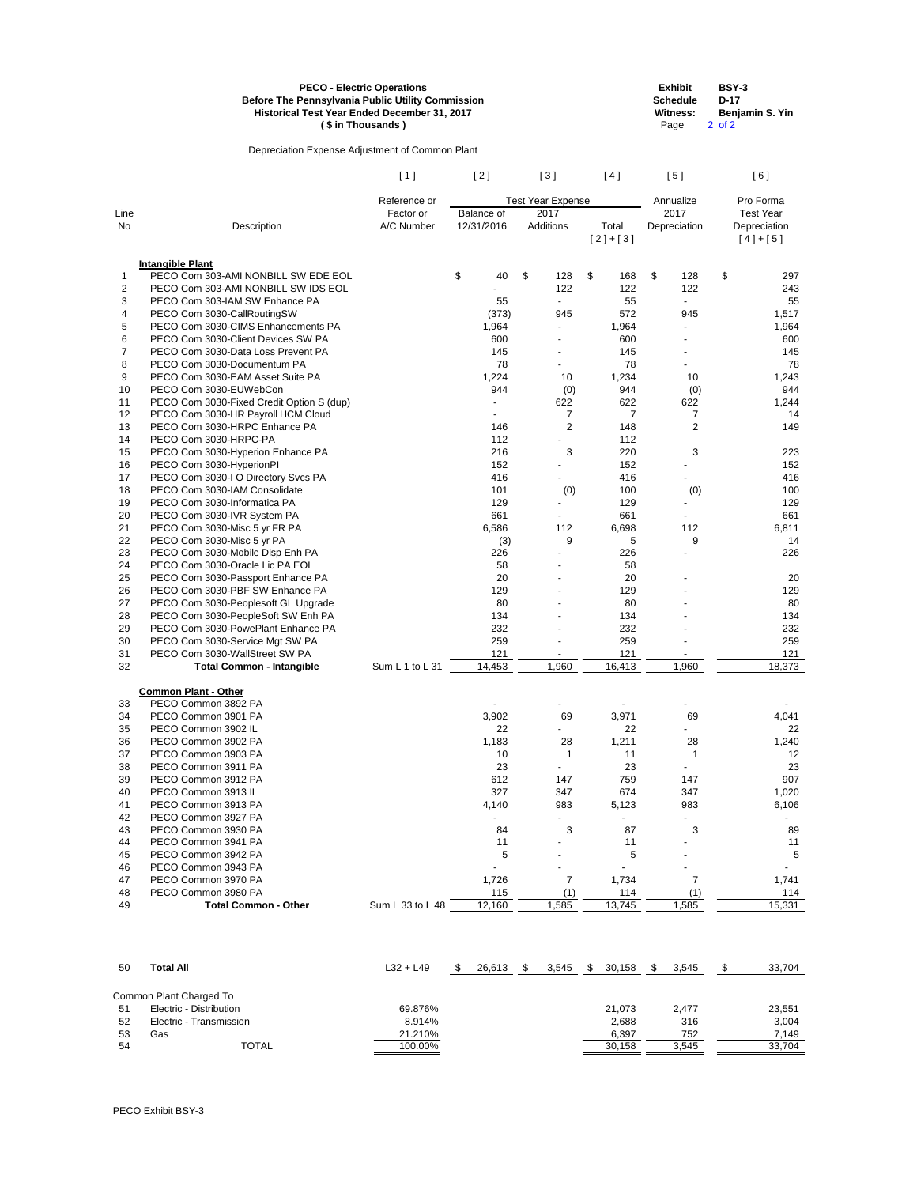**PECO - Electric Operations**
**Before The Pennsylvania Public Utility Commission**
**Historical Test Year Ended December 31, 2017**
**( $ in Thousands )**

| | |
|---|---|
| **Exhibit** | **BSY-3** |
| **Schedule** | **D-17** |
| **Witness:** | **Benjamin S. Yin** |
| Page | 2 of 2 |

Depreciation Expense Adjustment of Common Plant

| | | [ 1 ] | [ 2 ] | [ 3 ] | [ 4 ] | [ 5 ] | [ 6 ] |
|---|---|---|---|---|---|---|---|
| | | Reference or | Test Year Expense | | | Annualize | Pro Forma |
| Line No | Description | Factor or A/C Number | Balance of 12/31/2016 | 2017 Additions | Total | 2017 Depreciation | Test Year Depreciation |
| | | | | | [ 2 ] + [ 3 ] | | [ 4 ] + [ 5 ] |
| | **Intangible Plant** | | | | | | |
| 1 | PECO Com 303-AMI NONBILL SW EDE EOL | | $ 40 | $ 128 | $ 168 | $ 128 | $ 297 |
| 2 | PECO Com 303-AMI NONBILL SW IDS EOL | | - | 122 | 122 | 122 | 243 |
| 3 | PECO Com 303-IAM SW Enhance PA | | 55 | - | 55 | - | 55 |
| 4 | PECO Com 3030-CallRoutingSW | | (373) | 945 | 572 | 945 | 1,517 |
| 5 | PECO Com 3030-CIMS Enhancements PA | | 1,964 | - | 1,964 | - | 1,964 |
| 6 | PECO Com 3030-Client Devices SW PA | | 600 | - | 600 | - | 600 |
| 7 | PECO Com 3030-Data Loss Prevent PA | | 145 | - | 145 | - | 145 |
| 8 | PECO Com 3030-Documentum PA | | 78 | - | 78 | - | 78 |
| 9 | PECO Com 3030-EAM Asset Suite PA | | 1,224 | 10 | 1,234 | 10 | 1,243 |
| 10 | PECO Com 3030-EUWebCon | | 944 | (0) | 944 | (0) | 944 |
| 11 | PECO Com 3030-Fixed Credit Option S (dup) | | - | 622 | 622 | 622 | 1,244 |
| 12 | PECO Com 3030-HR Payroll HCM Cloud | | - | 7 | 7 | 7 | 14 |
| 13 | PECO Com 3030-HRPC Enhance PA | | 146 | 2 | 148 | 2 | 149 |
| 14 | PECO Com 3030-HRPC-PA | | 112 | - | 112 | | |
| 15 | PECO Com 3030-Hyperion Enhance PA | | 216 | 3 | 220 | 3 | 223 |
| 16 | PECO Com 3030-HyperionPI | | 152 | - | 152 | - | 152 |
| 17 | PECO Com 3030-I O Directory Svcs PA | | 416 | - | 416 | - | 416 |
| 18 | PECO Com 3030-IAM Consolidate | | 101 | (0) | 100 | (0) | 100 |
| 19 | PECO Com 3030-Informatica PA | | 129 | - | 129 | - | 129 |
| 20 | PECO Com 3030-IVR System PA | | 661 | - | 661 | - | 661 |
| 21 | PECO Com 3030-Misc 5 yr FR PA | | 6,586 | 112 | 6,698 | 112 | 6,811 |
| 22 | PECO Com 3030-Misc 5 yr PA | | (3) | 9 | 5 | 9 | 14 |
| 23 | PECO Com 3030-Mobile Disp Enh PA | | 226 | - | 226 | - | 226 |
| 24 | PECO Com 3030-Oracle Lic PA EOL | | 58 | - | 58 | | |
| 25 | PECO Com 3030-Passport Enhance PA | | 20 | - | 20 | - | 20 |
| 26 | PECO Com 3030-PBF SW Enhance PA | | 129 | - | 129 | - | 129 |
| 27 | PECO Com 3030-Peoplesoft GL Upgrade | | 80 | - | 80 | - | 80 |
| 28 | PECO Com 3030-PeopleSoft SW Enh PA | | 134 | - | 134 | - | 134 |
| 29 | PECO Com 3030-PowePlant Enhance PA | | 232 | - | 232 | - | 232 |
| 30 | PECO Com 3030-Service Mgt SW PA | | 259 | - | 259 | - | 259 |
| 31 | PECO Com 3030-WallStreet SW PA | | 121 | - | 121 | - | 121 |
| 32 | **Total Common - Intangible** | Sum L 1 to L 31 | 14,453 | 1,960 | 16,413 | 1,960 | 18,373 |
| | **Common Plant - Other** | | | | | | |
| 33 | PECO Common 3892 PA | | - | - | - | - | - |
| 34 | PECO Common 3901 PA | | 3,902 | 69 | 3,971 | 69 | 4,041 |
| 35 | PECO Common 3902 IL | | 22 | - | 22 | - | 22 |
| 36 | PECO Common 3902 PA | | 1,183 | 28 | 1,211 | 28 | 1,240 |
| 37 | PECO Common 3903 PA | | 10 | 1 | 11 | 1 | 12 |
| 38 | PECO Common 3911 PA | | 23 | - | 23 | - | 23 |
| 39 | PECO Common 3912 PA | | 612 | 147 | 759 | 147 | 907 |
| 40 | PECO Common 3913 IL | | 327 | 347 | 674 | 347 | 1,020 |
| 41 | PECO Common 3913 PA | | 4,140 | 983 | 5,123 | 983 | 6,106 |
| 42 | PECO Common 3927 PA | | - | - | - | - | - |
| 43 | PECO Common 3930 PA | | 84 | 3 | 87 | 3 | 89 |
| 44 | PECO Common 3941 PA | | 11 | - | 11 | - | 11 |
| 45 | PECO Common 3942 PA | | 5 | - | 5 | - | 5 |
| 46 | PECO Common 3943 PA | | - | - | - | - | - |
| 47 | PECO Common 3970 PA | | 1,726 | 7 | 1,734 | 7 | 1,741 |
| 48 | PECO Common 3980 PA | | 115 | (1) | 114 | (1) | 114 |
| 49 | **Total Common - Other** | Sum L 33 to L 48 | 12,160 | 1,585 | 13,745 | 1,585 | 15,331 |
| 50 | **Total All** | L32 + L49 | $ 26,613 | $ 3,545 | $ 30,158 | $ 3,545 | $ 33,704 |
| | Common Plant Charged To | | | | | | |
| 51 | Electric - Distribution | 69.876% | | | 21,073 | 2,477 | 23,551 |
| 52 | Electric - Transmission | 8.914% | | | 2,688 | 316 | 3,004 |
| 53 | Gas | 21.210% | | | 6,397 | 752 | 7,149 |
| 54 | TOTAL | 100.00% | | | 30,158 | 3,545 | 33,704 |

PECO Exhibit BSY-3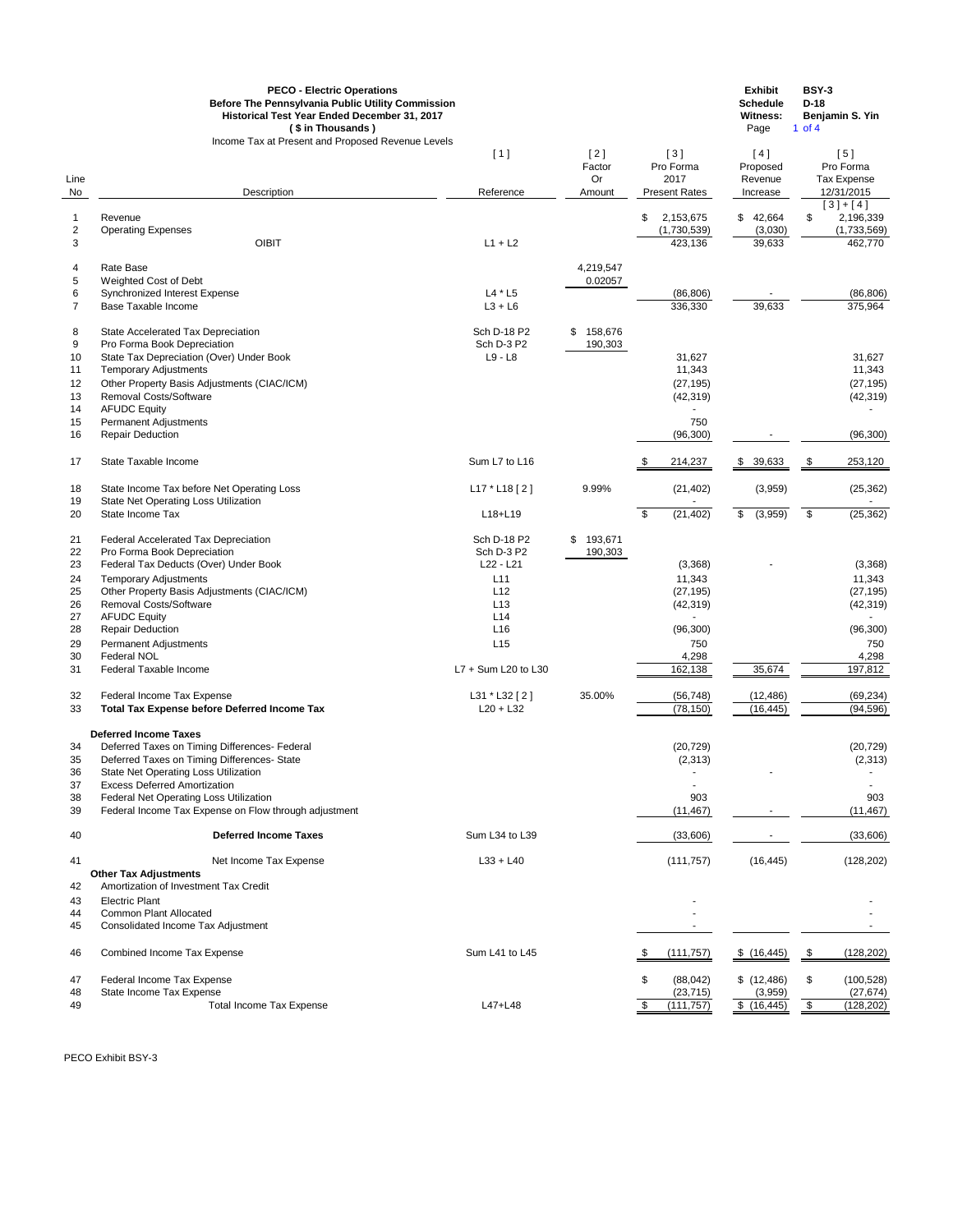**PECO - Electric Operations**
**Before The Pennsylvania Public Utility Commission**
**Historical Test Year Ended December 31, 2017**
**( $ in Thousands )**
Income Tax at Present and Proposed Revenue Levels

| | |
|---|---|
| **Exhibit** | **BSY-3** |
| **Schedule** | **D-18** |
| **Witness:** | **Benjamin S. Yin** |

| Line No | Description | [ 1 ] Reference | [ 2 ] Factor Or Amount | [ 3 ] Pro Forma 2017 Present Rates | [ 4 ] Proposed Revenue Increase | [ 5 ] Pro Forma Tax Expense 12/31/2015 [ 3 ] + [ 4 ] |
|---|---|---|---|---|---|---|
| 1 | Revenue | | | $ 2,153,675 | $ 42,664 | $ 2,196,339 |
| 2 | Operating Expenses | | | (1,730,539) | (3,030) | (1,733,569) |
| 3 | OIBIT | L1 + L2 | | 423,136 | 39,633 | 462,770 |
| 4 | Rate Base | | 4,219,547 | | | |
| 5 | Weighted Cost of Debt | | 0.02057 | | | |
| 6 | Synchronized Interest Expense | L4 * L5 | | (86,806) | - | (86,806) |
| 7 | Base Taxable Income | L3 + L6 | | 336,330 | 39,633 | 375,964 |
| 8 | State Accelerated Tax Depreciation | Sch D-18 P2 | $ 158,676 | | | |
| 9 | Pro Forma Book Depreciation | Sch D-3 P2 | 190,303 | | | |
| 10 | State Tax Depreciation (Over) Under Book | L9 - L8 | | 31,627 | | 31,627 |
| 11 | Temporary Adjustments | | | 11,343 | | 11,343 |
| 12 | Other Property Basis Adjustments (CIAC/ICM) | | | (27,195) | | (27,195) |
| 13 | Removal Costs/Software | | | (42,319) | | (42,319) |
| 14 | AFUDC Equity | | | - | | - |
| 15 | Permanent Adjustments | | | 750 | | |
| 16 | Repair Deduction | | | (96,300) | - | (96,300) |
| 17 | State Taxable Income | Sum L7 to L16 | | $ 214,237 | $ 39,633 | $ 253,120 |
| 18 | State Income Tax before Net Operating Loss | L17 * L18 [ 2 ] | 9.99% | (21,402) | (3,959) | (25,362) |
| 19 | State Net Operating Loss Utilization | | | - | | - |
| 20 | State Income Tax | L18+L19 | | $ (21,402) | $ (3,959) | $ (25,362) |
| 21 | Federal Accelerated Tax Depreciation | Sch D-18 P2 | $ 193,671 | | | |
| 22 | Pro Forma Book Depreciation | Sch D-3 P2 | 190,303 | | | |
| 23 | Federal Tax Deducts (Over) Under Book | L22 - L21 | | (3,368) | - | (3,368) |
| 24 | Temporary Adjustments | L11 | | 11,343 | | 11,343 |
| 25 | Other Property Basis Adjustments (CIAC/ICM) | L12 | | (27,195) | | (27,195) |
| 26 | Removal Costs/Software | L13 | | (42,319) | | (42,319) |
| 27 | AFUDC Equity | L14 | | - | | - |
| 28 | Repair Deduction | L16 | | (96,300) | | (96,300) |
| 29 | Permanent Adjustments | L15 | | 750 | | 750 |
| 30 | Federal NOL | | | 4,298 | | 4,298 |
| 31 | Federal Taxable Income | L7 + Sum L20 to L30 | | 162,138 | 35,674 | 197,812 |
| 32 | Federal Income Tax Expense | L31 * L32 [ 2 ] | 35.00% | (56,748) | (12,486) | (69,234) |
| 33 | **Total Tax Expense before Deferred Income Tax** | L20 + L32 | | (78,150) | (16,445) | (94,596) |
| | **Deferred Income Taxes** | | | | | |
| 34 | Deferred Taxes on Timing Differences- Federal | | | (20,729) | | (20,729) |
| 35 | Deferred Taxes on Timing Differences- State | | | (2,313) | | (2,313) |
| 36 | State Net Operating Loss Utilization | | | - | - | - |
| 37 | Excess Deferred Amortization | | | - | | - |
| 38 | Federal Net Operating Loss Utilization | | | 903 | | 903 |
| 39 | Federal Income Tax Expense on Flow through adjustment | | | (11,467) | - | (11,467) |
| 40 | **Deferred Income Taxes** | Sum L34 to L39 | | (33,606) | - | (33,606) |
| 41 | Net Income Tax Expense | L33 + L40 | | (111,757) | (16,445) | (128,202) |
| | **Other Tax Adjustments** | | | | | |
| 42 | Amortization of Investment Tax Credit | | | | | |
| 43 | Electric Plant | | | - | | - |
| 44 | Common Plant Allocated | | | - | | - |
| 45 | Consolidated Income Tax Adjustment | | | - | | - |
| 46 | Combined Income Tax Expense | Sum L41 to L45 | | $ (111,757) | $ (16,445) | $ (128,202) |
| 47 | Federal Income Tax Expense | | | $ (88,042) | $ (12,486) | $ (100,528) |
| 48 | State Income Tax Expense | | | (23,715) | (3,959) | (27,674) |
| 49 | Total Income Tax Expense | L47+L48 | | $ (111,757) | $ (16,445) | $ (128,202) |

PECO Exhibit BSY-3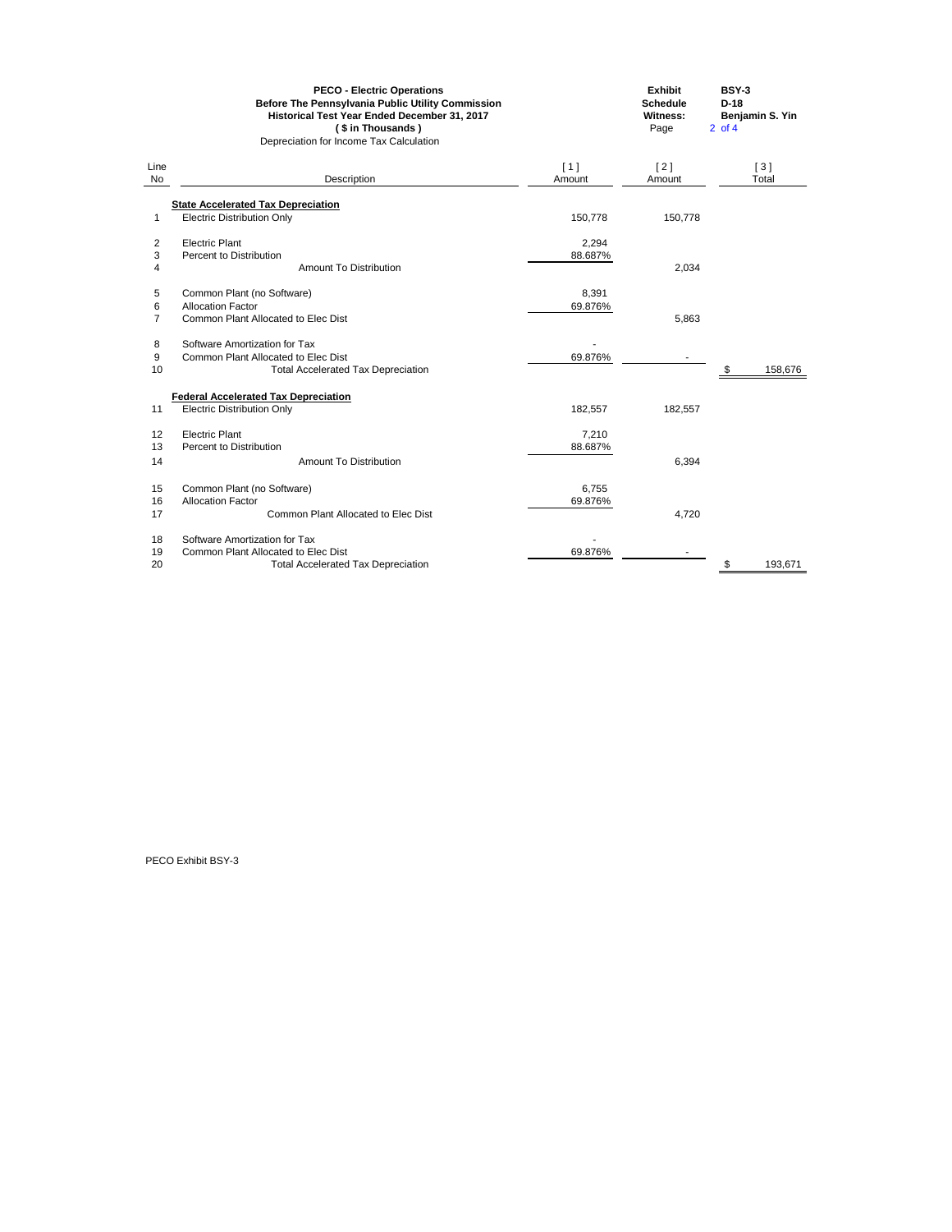**PECO - Electric Operations**
**Before The Pennsylvania Public Utility Commission**
**Historical Test Year Ended December 31, 2017**
**( $ in Thousands )**
Depreciation for Income Tax Calculation

**Exhibit** BSY-3
**Schedule** D-18
**Witness:** Benjamin S. Yin
Page 2 of 4

| Line No | Description | [ 1 ] Amount | [ 2 ] Amount | [ 3 ] Total |
|---|---|---|---|---|
| | **State Accelerated Tax Depreciation** | | | |
| 1 | Electric Distribution Only | 150,778 | 150,778 | |
| 2 | Electric Plant | 2,294 | | |
| 3 | Percent to Distribution | 88.687% | | |
| 4 | Amount To Distribution | | 2,034 | |
| 5 | Common Plant (no Software) | 8,391 | | |
| 6 | Allocation Factor | 69.876% | | |
| 7 | Common Plant Allocated to Elec Dist | | 5,863 | |
| 8 | Software Amortization for Tax | - | | |
| 9 | Common Plant Allocated to Elec Dist | 69.876% | - | |
| 10 | Total Accelerated Tax Depreciation | | | $ 158,676 |
| | **Federal Accelerated Tax Depreciation** | | | |
| 11 | Electric Distribution Only | 182,557 | 182,557 | |
| 12 | Electric Plant | 7,210 | | |
| 13 | Percent to Distribution | 88.687% | | |
| 14 | Amount To Distribution | | 6,394 | |
| 15 | Common Plant (no Software) | 6,755 | | |
| 16 | Allocation Factor | 69.876% | | |
| 17 | Common Plant Allocated to Elec Dist | | 4,720 | |
| 18 | Software Amortization for Tax | - | | |
| 19 | Common Plant Allocated to Elec Dist | 69.876% | - | |
| 20 | Total Accelerated Tax Depreciation | | | $ 193,671 |

PECO Exhibit BSY-3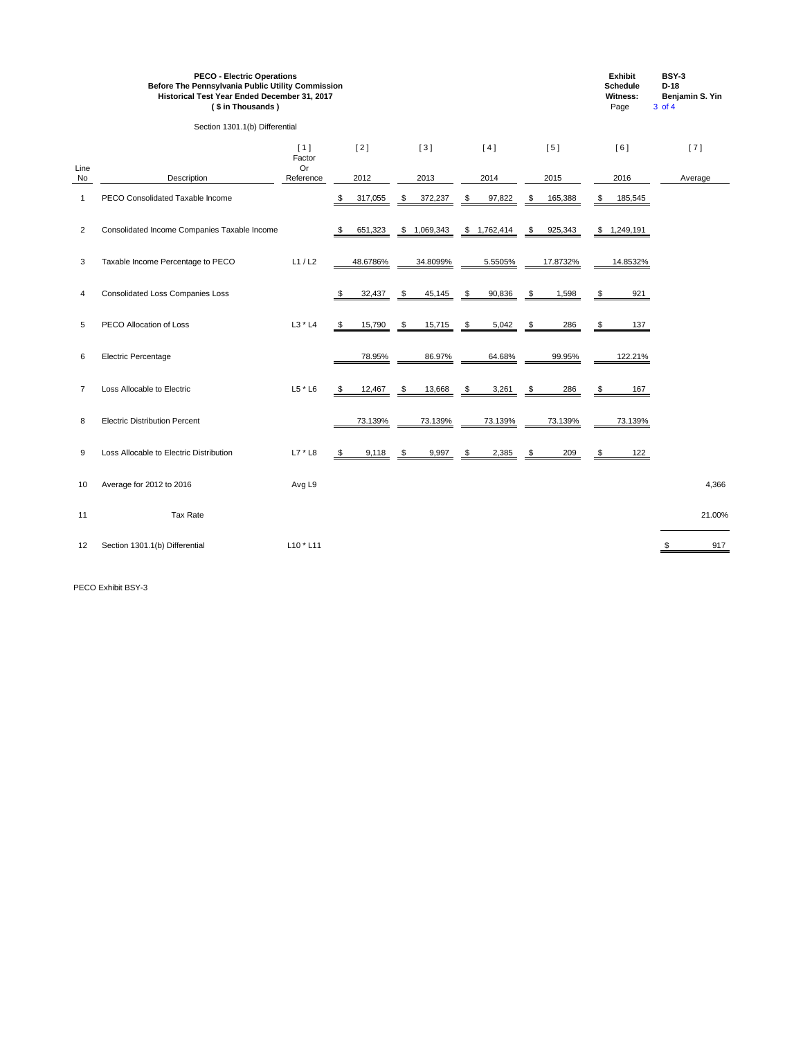**PECO - Electric Operations**
**Before The Pennsylvania Public Utility Commission**
**Historical Test Year Ended December 31, 2017**
**( $ in Thousands )**

**Exhibit** BSY-3
**Schedule** D-18
**Witness:** Benjamin S. Yin

Section 1301.1(b) Differential

| Line No | Description | [ 1 ] Factor Or Reference | [ 2 ] 2012 | [ 3 ] 2013 | [ 4 ] 2014 | [ 5 ] 2015 | [ 6 ] 2016 | [ 7 ] Average |
|---|---|---|---|---|---|---|---|---|
| 1 | PECO Consolidated Taxable Income | | $ 317,055 | $ 372,237 | $ 97,822 | $ 165,388 | $ 185,545 | |
| 2 | Consolidated Income Companies Taxable Income | | $ 651,323 | $ 1,069,343 | $ 1,762,414 | $ 925,343 | $ 1,249,191 | |
| 3 | Taxable Income Percentage to PECO | L1 / L2 | 48.6786% | 34.8099% | 5.5505% | 17.8732% | 14.8532% | |
| 4 | Consolidated Loss Companies Loss | | $ 32,437 | $ 45,145 | $ 90,836 | $ 1,598 | $ 921 | |
| 5 | PECO Allocation of Loss | L3 * L4 | $ 15,790 | $ 15,715 | $ 5,042 | $ 286 | $ 137 | |
| 6 | Electric Percentage | | 78.95% | 86.97% | 64.68% | 99.95% | 122.21% | |
| 7 | Loss Allocable to Electric | L5 * L6 | $ 12,467 | $ 13,668 | $ 3,261 | $ 286 | $ 167 | |
| 8 | Electric Distribution Percent | | 73.139% | 73.139% | 73.139% | 73.139% | 73.139% | |
| 9 | Loss Allocable to Electric Distribution | L7 * L8 | $ 9,118 | $ 9,997 | $ 2,385 | $ 209 | $ 122 | |
| 10 | Average for 2012 to 2016 | Avg L9 | | | | | | 4,366 |
| 11 | Tax Rate | | | | | | | 21.00% |
| 12 | Section 1301.1(b) Differential | L10 * L11 | | | | | | $ 917 |

PECO Exhibit BSY-3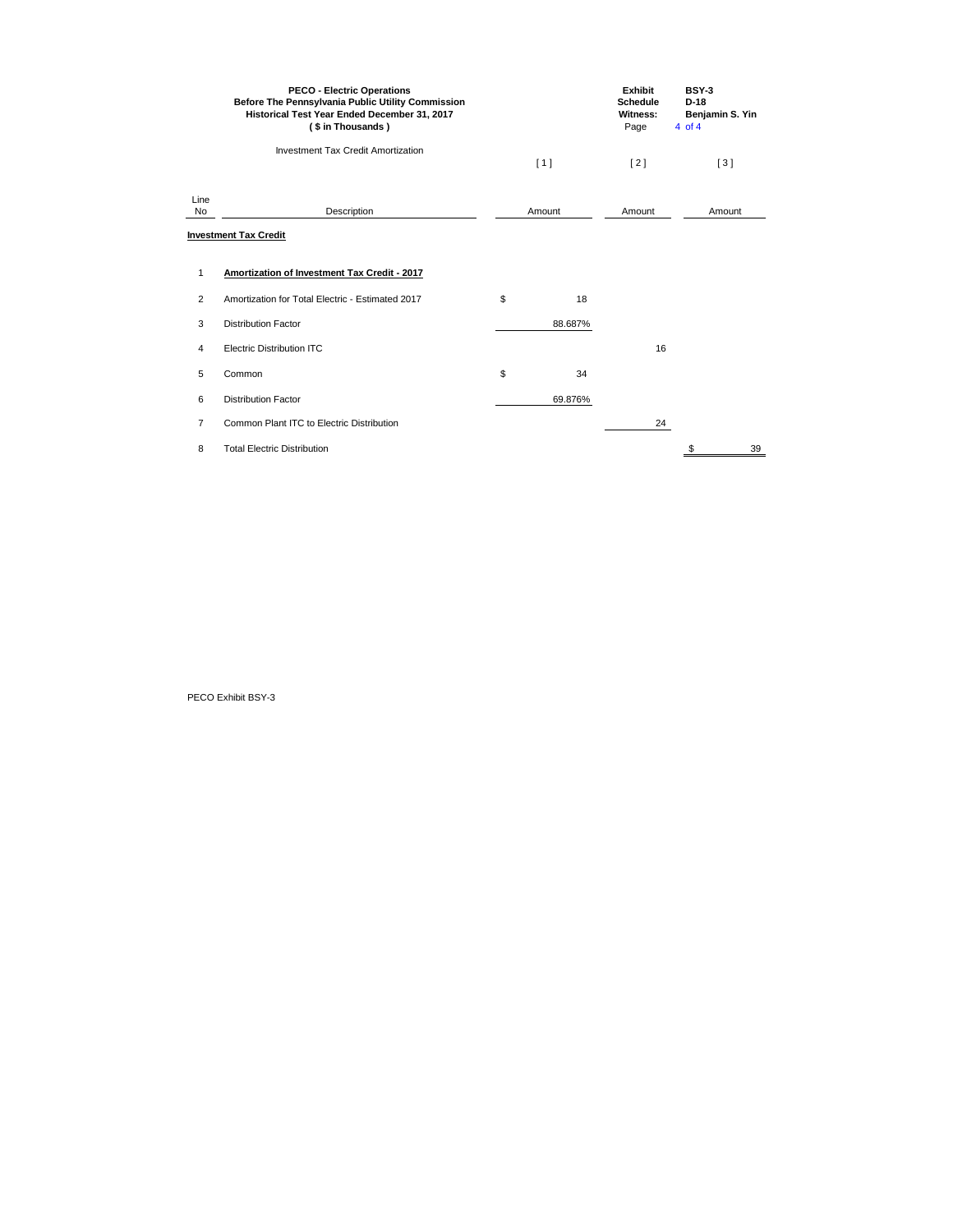**PECO - Electric Operations**
**Before The Pennsylvania Public Utility Commission**
**Historical Test Year Ended December 31, 2017**
**( $ in Thousands )**

| | |
|---|---|
| **Exhibit** | **BSY-3** |
| **Schedule** | **D-18** |
| **Witness:** | **Benjamin S. Yin** |
| Page | 4 of 4 |

Investment Tax Credit Amortization

| Line No | Description | [ 1 ] Amount | [ 2 ] Amount | [ 3 ] Amount |
|---|---|---|---|---|
| | **Investment Tax Credit** | | | |
| 1 | **Amortization of Investment Tax Credit - 2017** | | | |
| 2 | Amortization for Total Electric - Estimated 2017 | $ 18 | | |
| 3 | Distribution Factor | 88.687% | | |
| 4 | Electric Distribution ITC | | 16 | |
| 5 | Common | $ 34 | | |
| 6 | Distribution Factor | 69.876% | | |
| 7 | Common Plant ITC to Electric Distribution | | 24 | |
| 8 | Total Electric Distribution | | | $ 39 |

PECO Exhibit BSY-3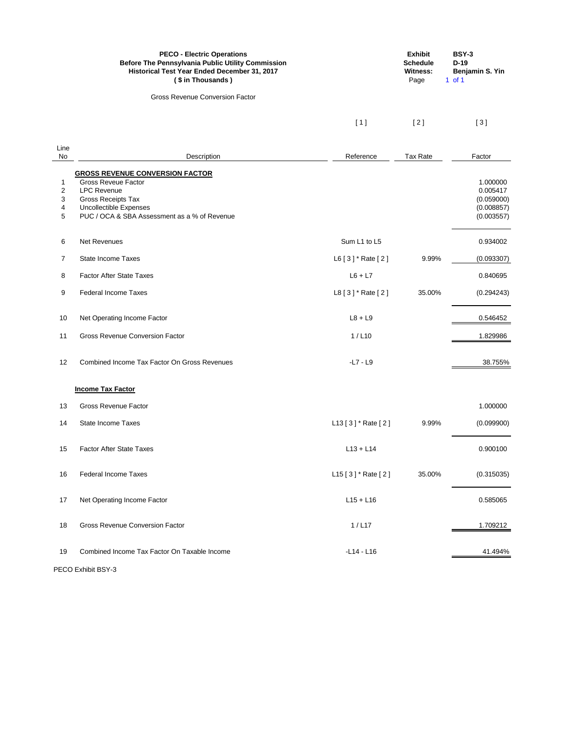**PECO - Electric Operations**
**Before The Pennsylvania Public Utility Commission**
**Historical Test Year Ended December 31, 2017**
**( $ in Thousands )**

| | |
|---|---|
| **Exhibit** | **BSY-3** |
| **Schedule** | **D-19** |
| **Witness:** | **Benjamin S. Yin** |

Gross Revenue Conversion Factor

| | | [ 1 ] | [ 2 ] | [ 3 ] |
|---|---|---|---|---|
| Line No | Description | Reference | Tax Rate | Factor |
| | **GROSS REVENUE CONVERSION FACTOR** | | | |
| 1 | Gross Reveue Factor | | | 1.000000 |
| 2 | LPC Revenue | | | 0.005417 |
| 3 | Gross Receipts Tax | | | (0.059000) |
| 4 | Uncollectible Expenses | | | (0.008857) |
| 5 | PUC / OCA & SBA Assessment as a % of Revenue | | | (0.003557) |
| 6 | Net Revenues | Sum L1 to L5 | | 0.934002 |
| 7 | State Income Taxes | L6 [ 3 ] * Rate [ 2 ] | 9.99% | (0.093307) |
| 8 | Factor After State Taxes | L6 + L7 | | 0.840695 |
| 9 | Federal Income Taxes | L8 [ 3 ] * Rate [ 2 ] | 35.00% | (0.294243) |
| 10 | Net Operating Income Factor | L8 + L9 | | 0.546452 |
| 11 | Gross Revenue Conversion Factor | 1 / L10 | | 1.829986 |
| 12 | Combined Income Tax Factor On Gross Revenues | -L7 - L9 | | 38.755% |
| | **Income Tax Factor** | | | |
| 13 | Gross Revenue Factor | | | 1.000000 |
| 14 | State Income Taxes | L13 [ 3 ] * Rate [ 2 ] | 9.99% | (0.099900) |
| 15 | Factor After State Taxes | L13 + L14 | | 0.900100 |
| 16 | Federal Income Taxes | L15 [ 3 ] * Rate [ 2 ] | 35.00% | (0.315035) |
| 17 | Net Operating Income Factor | L15 + L16 | | 0.585065 |
| 18 | Gross Revenue Conversion Factor | 1 / L17 | | 1.709212 |
| 19 | Combined Income Tax Factor On Taxable Income | -L14 - L16 | | 41.494% |

PECO Exhibit BSY-3